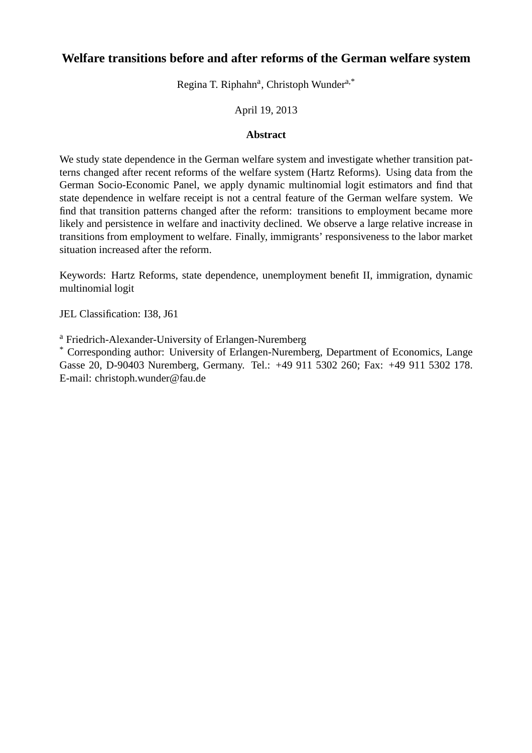# Welfare transitions before and after reforms of the German welfare system

Regina T. Riphahn[a], Christoph Wunder[a,*]

April 19, 2013

## Abstract

We study state dependence in the German welfare system and investigate whether transition patterns changed after recent reforms of the welfare system (Hartz Reforms). Using data from the German Socio-Economic Panel, we apply dynamic multinomial logit estimators and find that state dependence in welfare receipt is not a central feature of the German welfare system. We find that transition patterns changed after the reform: transitions to employment became more likely and persistence in welfare and inactivity declined. We observe a large relative increase in transitions from employment to welfare. Finally, immigrants' responsiveness to the labor market situation increased after the reform.

Keywords: Hartz Reforms, state dependence, unemployment benefit II, immigration, dynamic multinomial logit

JEL Classification: I38, J61

[a] Friedrich-Alexander-University of Erlangen-Nuremberg

[*] Corresponding author: University of Erlangen-Nuremberg, Department of Economics, Lange Gasse 20, D-90403 Nuremberg, Germany. Tel.: +49 911 5302 260; Fax: +49 911 5302 178. E-mail: christoph.wunder@fau.de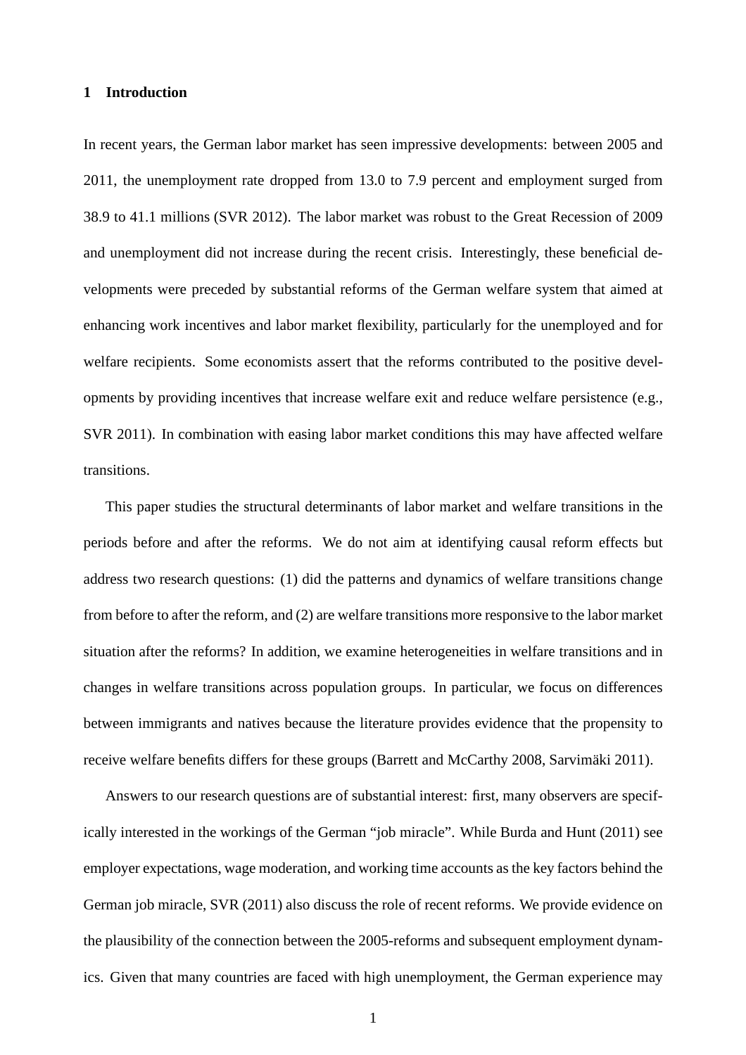## 1 Introduction

In recent years, the German labor market has seen impressive developments: between 2005 and 2011, the unemployment rate dropped from 13.0 to 7.9 percent and employment surged from 38.9 to 41.1 millions (SVR 2012). The labor market was robust to the Great Recession of 2009 and unemployment did not increase during the recent crisis. Interestingly, these beneficial developments were preceded by substantial reforms of the German welfare system that aimed at enhancing work incentives and labor market flexibility, particularly for the unemployed and for welfare recipients. Some economists assert that the reforms contributed to the positive developments by providing incentives that increase welfare exit and reduce welfare persistence (e.g., SVR 2011). In combination with easing labor market conditions this may have affected welfare transitions.

This paper studies the structural determinants of labor market and welfare transitions in the periods before and after the reforms. We do not aim at identifying causal reform effects but address two research questions: (1) did the patterns and dynamics of welfare transitions change from before to after the reform, and (2) are welfare transitions more responsive to the labor market situation after the reforms? In addition, we examine heterogeneities in welfare transitions and in changes in welfare transitions across population groups. In particular, we focus on differences between immigrants and natives because the literature provides evidence that the propensity to receive welfare benefits differs for these groups (Barrett and McCarthy 2008, Sarvimäki 2011).

Answers to our research questions are of substantial interest: first, many observers are specifically interested in the workings of the German "job miracle". While Burda and Hunt (2011) see employer expectations, wage moderation, and working time accounts as the key factors behind the German job miracle, SVR (2011) also discuss the role of recent reforms. We provide evidence on the plausibility of the connection between the 2005-reforms and subsequent employment dynamics. Given that many countries are faced with high unemployment, the German experience may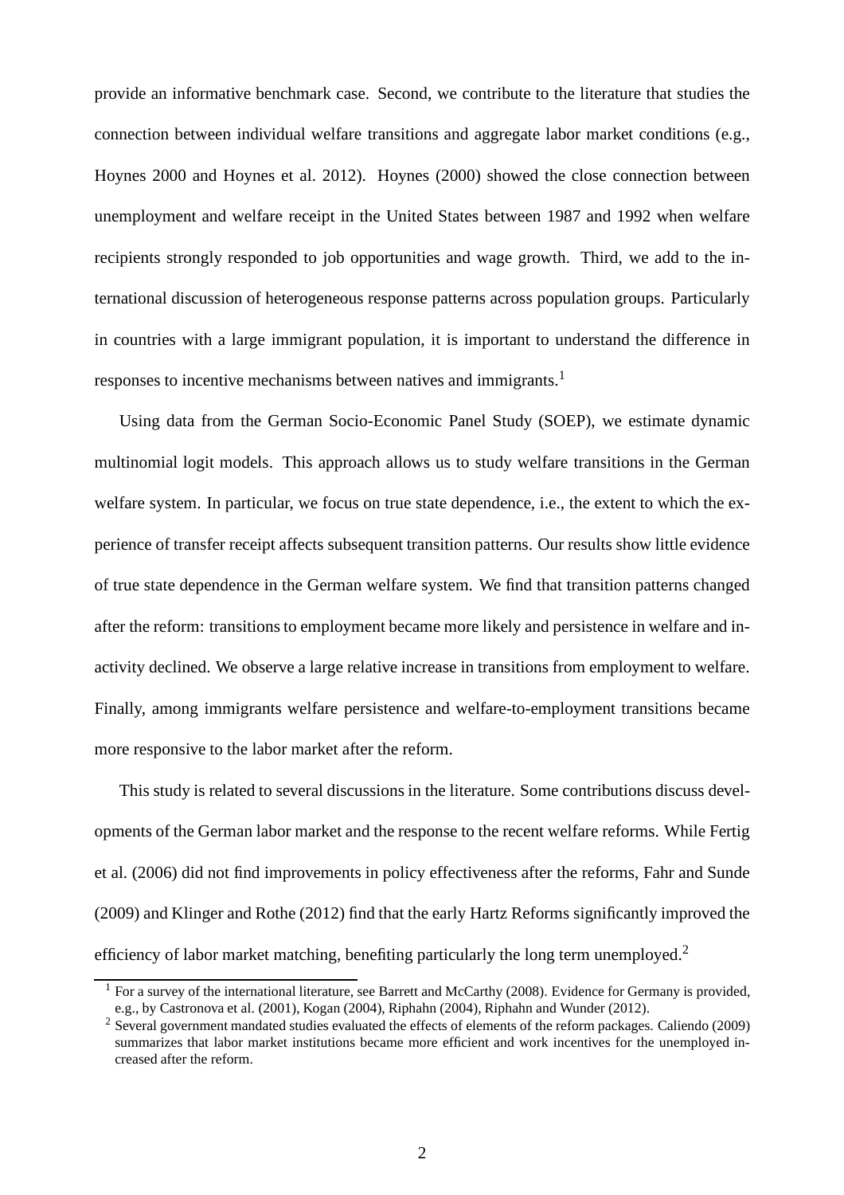provide an informative benchmark case. Second, we contribute to the literature that studies the connection between individual welfare transitions and aggregate labor market conditions (e.g., Hoynes 2000 and Hoynes et al. 2012). Hoynes (2000) showed the close connection between unemployment and welfare receipt in the United States between 1987 and 1992 when welfare recipients strongly responded to job opportunities and wage growth. Third, we add to the international discussion of heterogeneous response patterns across population groups. Particularly in countries with a large immigrant population, it is important to understand the difference in responses to incentive mechanisms between natives and immigrants.[1]

Using data from the German Socio-Economic Panel Study (SOEP), we estimate dynamic multinomial logit models. This approach allows us to study welfare transitions in the German welfare system. In particular, we focus on true state dependence, i.e., the extent to which the experience of transfer receipt affects subsequent transition patterns. Our results show little evidence of true state dependence in the German welfare system. We find that transition patterns changed after the reform: transitions to employment became more likely and persistence in welfare and inactivity declined. We observe a large relative increase in transitions from employment to welfare. Finally, among immigrants welfare persistence and welfare-to-employment transitions became more responsive to the labor market after the reform.

This study is related to several discussions in the literature. Some contributions discuss developments of the German labor market and the response to the recent welfare reforms. While Fertig et al. (2006) did not find improvements in policy effectiveness after the reforms, Fahr and Sunde (2009) and Klinger and Rothe (2012) find that the early Hartz Reforms significantly improved the efficiency of labor market matching, benefiting particularly the long term unemployed.[2]

[1] For a survey of the international literature, see Barrett and McCarthy (2008). Evidence for Germany is provided, e.g., by Castronova et al. (2001), Kogan (2004), Riphahn (2004), Riphahn and Wunder (2012).

[2] Several government mandated studies evaluated the effects of elements of the reform packages. Caliendo (2009) summarizes that labor market institutions became more efficient and work incentives for the unemployed increased after the reform.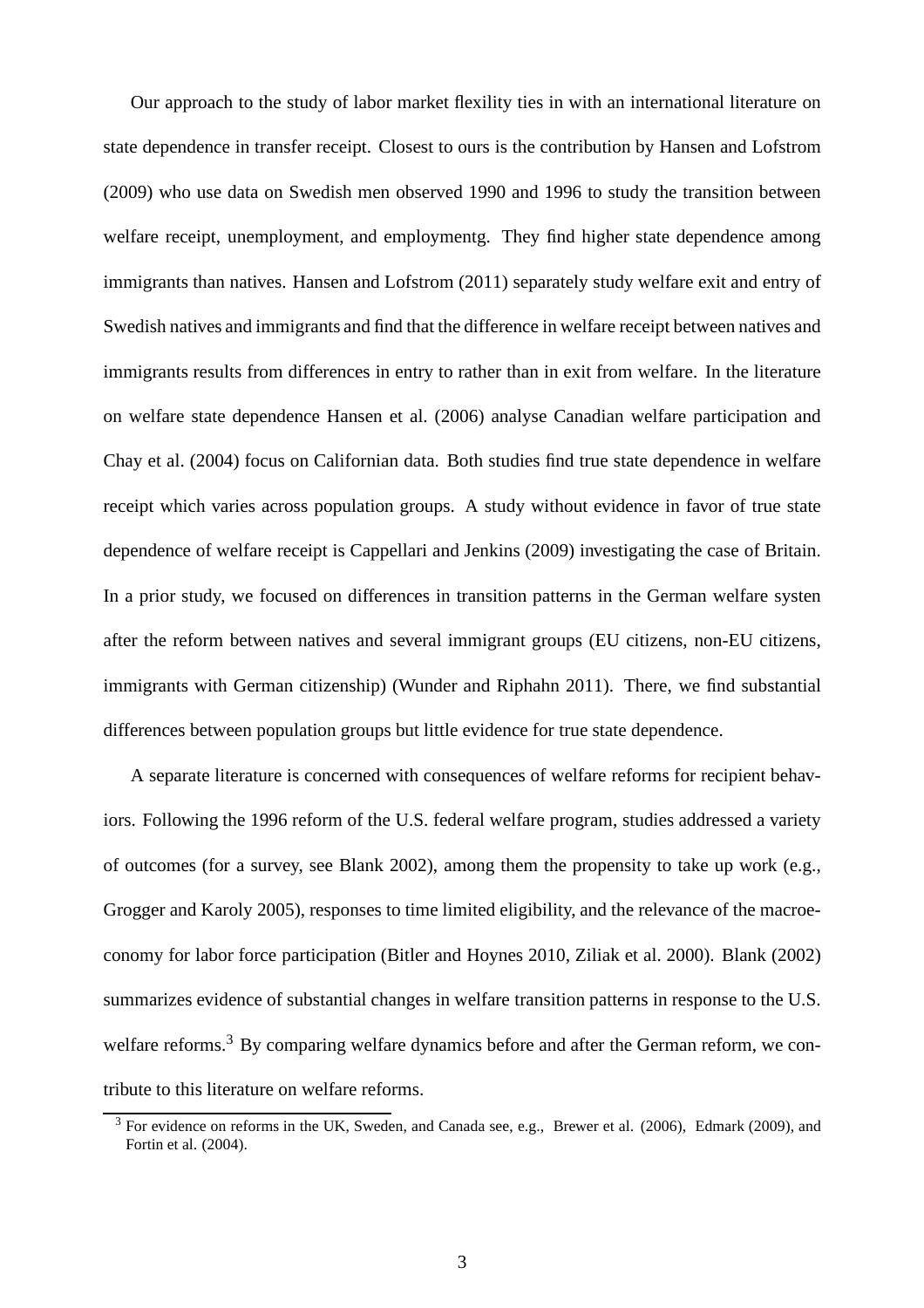Our approach to the study of labor market flexility ties in with an international literature on state dependence in transfer receipt. Closest to ours is the contribution by Hansen and Lofstrom (2009) who use data on Swedish men observed 1990 and 1996 to study the transition between welfare receipt, unemployment, and employmentg. They find higher state dependence among immigrants than natives. Hansen and Lofstrom (2011) separately study welfare exit and entry of Swedish natives and immigrants and find that the difference in welfare receipt between natives and immigrants results from differences in entry to rather than in exit from welfare. In the literature on welfare state dependence Hansen et al. (2006) analyse Canadian welfare participation and Chay et al. (2004) focus on Californian data. Both studies find true state dependence in welfare receipt which varies across population groups. A study without evidence in favor of true state dependence of welfare receipt is Cappellari and Jenkins (2009) investigating the case of Britain. In a prior study, we focused on differences in transition patterns in the German welfare systen after the reform between natives and several immigrant groups (EU citizens, non-EU citizens, immigrants with German citizenship) (Wunder and Riphahn 2011). There, we find substantial differences between population groups but little evidence for true state dependence.

A separate literature is concerned with consequences of welfare reforms for recipient behaviors. Following the 1996 reform of the U.S. federal welfare program, studies addressed a variety of outcomes (for a survey, see Blank 2002), among them the propensity to take up work (e.g., Grogger and Karoly 2005), responses to time limited eligibility, and the relevance of the macroeconomy for labor force participation (Bitler and Hoynes 2010, Ziliak et al. 2000). Blank (2002) summarizes evidence of substantial changes in welfare transition patterns in response to the U.S. welfare reforms.[3] By comparing welfare dynamics before and after the German reform, we contribute to this literature on welfare reforms.

[3] For evidence on reforms in the UK, Sweden, and Canada see, e.g., Brewer et al. (2006), Edmark (2009), and Fortin et al. (2004).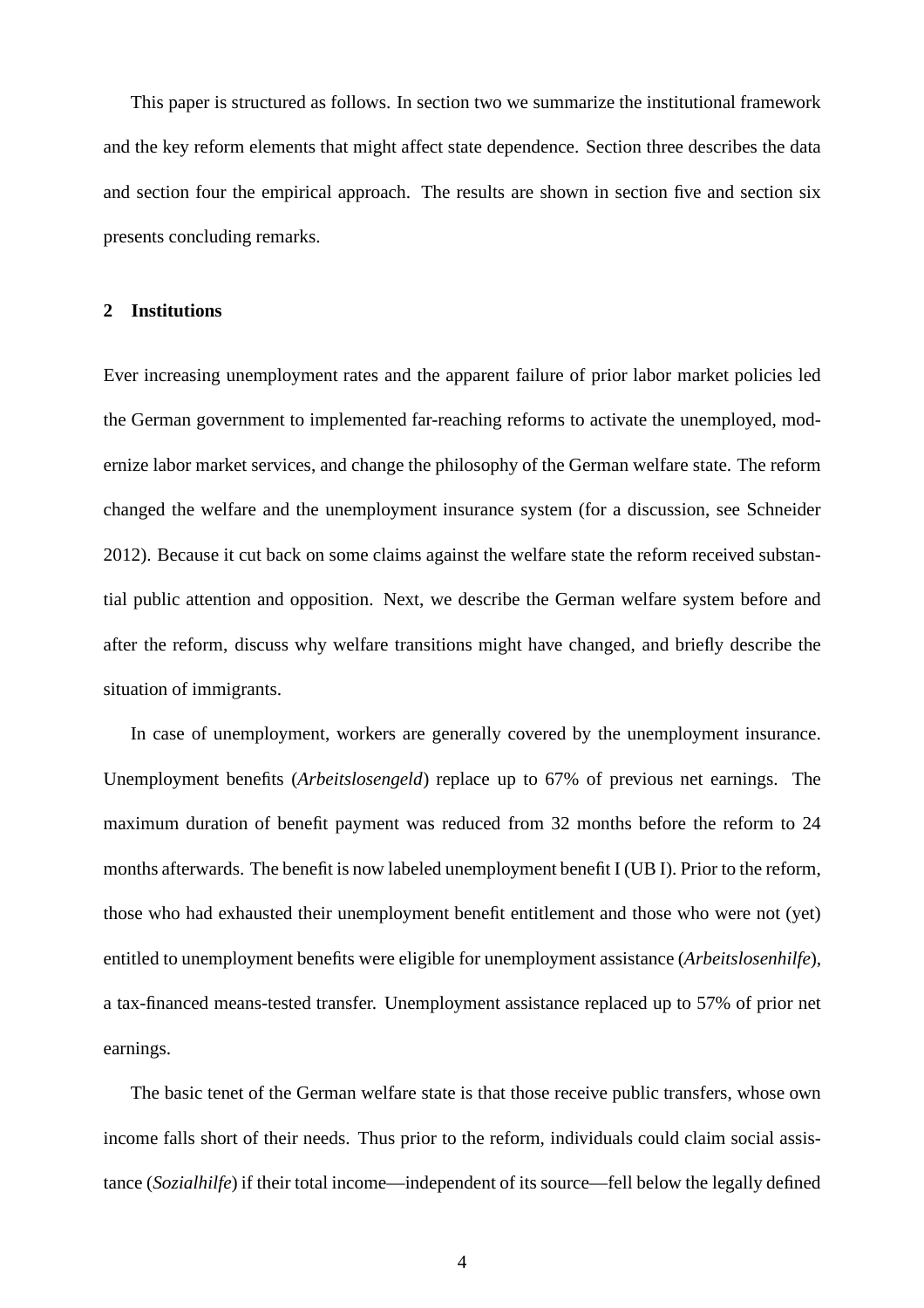This paper is structured as follows. In section two we summarize the institutional framework and the key reform elements that might affect state dependence. Section three describes the data and section four the empirical approach. The results are shown in section five and section six presents concluding remarks.

## 2 Institutions

Ever increasing unemployment rates and the apparent failure of prior labor market policies led the German government to implemented far-reaching reforms to activate the unemployed, modernize labor market services, and change the philosophy of the German welfare state. The reform changed the welfare and the unemployment insurance system (for a discussion, see Schneider 2012). Because it cut back on some claims against the welfare state the reform received substantial public attention and opposition. Next, we describe the German welfare system before and after the reform, discuss why welfare transitions might have changed, and briefly describe the situation of immigrants.

In case of unemployment, workers are generally covered by the unemployment insurance. Unemployment benefits (*Arbeitslosengeld*) replace up to 67% of previous net earnings. The maximum duration of benefit payment was reduced from 32 months before the reform to 24 months afterwards. The benefit is now labeled unemployment benefit I (UB I). Prior to the reform, those who had exhausted their unemployment benefit entitlement and those who were not (yet) entitled to unemployment benefits were eligible for unemployment assistance (*Arbeitslosenhilfe*), a tax-financed means-tested transfer. Unemployment assistance replaced up to 57% of prior net earnings.

The basic tenet of the German welfare state is that those receive public transfers, whose own income falls short of their needs. Thus prior to the reform, individuals could claim social assistance (*Sozialhilfe*) if their total income—independent of its source—fell below the legally defined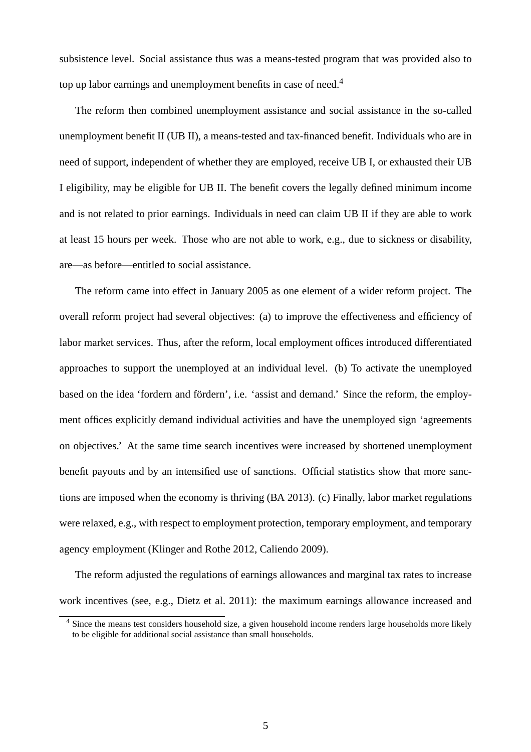subsistence level. Social assistance thus was a means-tested program that was provided also to top up labor earnings and unemployment benefits in case of need.[4]

The reform then combined unemployment assistance and social assistance in the so-called unemployment benefit II (UB II), a means-tested and tax-financed benefit. Individuals who are in need of support, independent of whether they are employed, receive UB I, or exhausted their UB I eligibility, may be eligible for UB II. The benefit covers the legally defined minimum income and is not related to prior earnings. Individuals in need can claim UB II if they are able to work at least 15 hours per week. Those who are not able to work, e.g., due to sickness or disability, are—as before—entitled to social assistance.

The reform came into effect in January 2005 as one element of a wider reform project. The overall reform project had several objectives: (a) to improve the effectiveness and efficiency of labor market services. Thus, after the reform, local employment offices introduced differentiated approaches to support the unemployed at an individual level. (b) To activate the unemployed based on the idea 'fordern and fördern', i.e. 'assist and demand.' Since the reform, the employment offices explicitly demand individual activities and have the unemployed sign 'agreements on objectives.' At the same time search incentives were increased by shortened unemployment benefit payouts and by an intensified use of sanctions. Official statistics show that more sanctions are imposed when the economy is thriving (BA 2013). (c) Finally, labor market regulations were relaxed, e.g., with respect to employment protection, temporary employment, and temporary agency employment (Klinger and Rothe 2012, Caliendo 2009).

The reform adjusted the regulations of earnings allowances and marginal tax rates to increase work incentives (see, e.g., Dietz et al. 2011): the maximum earnings allowance increased and

[4] Since the means test considers household size, a given household income renders large households more likely to be eligible for additional social assistance than small households.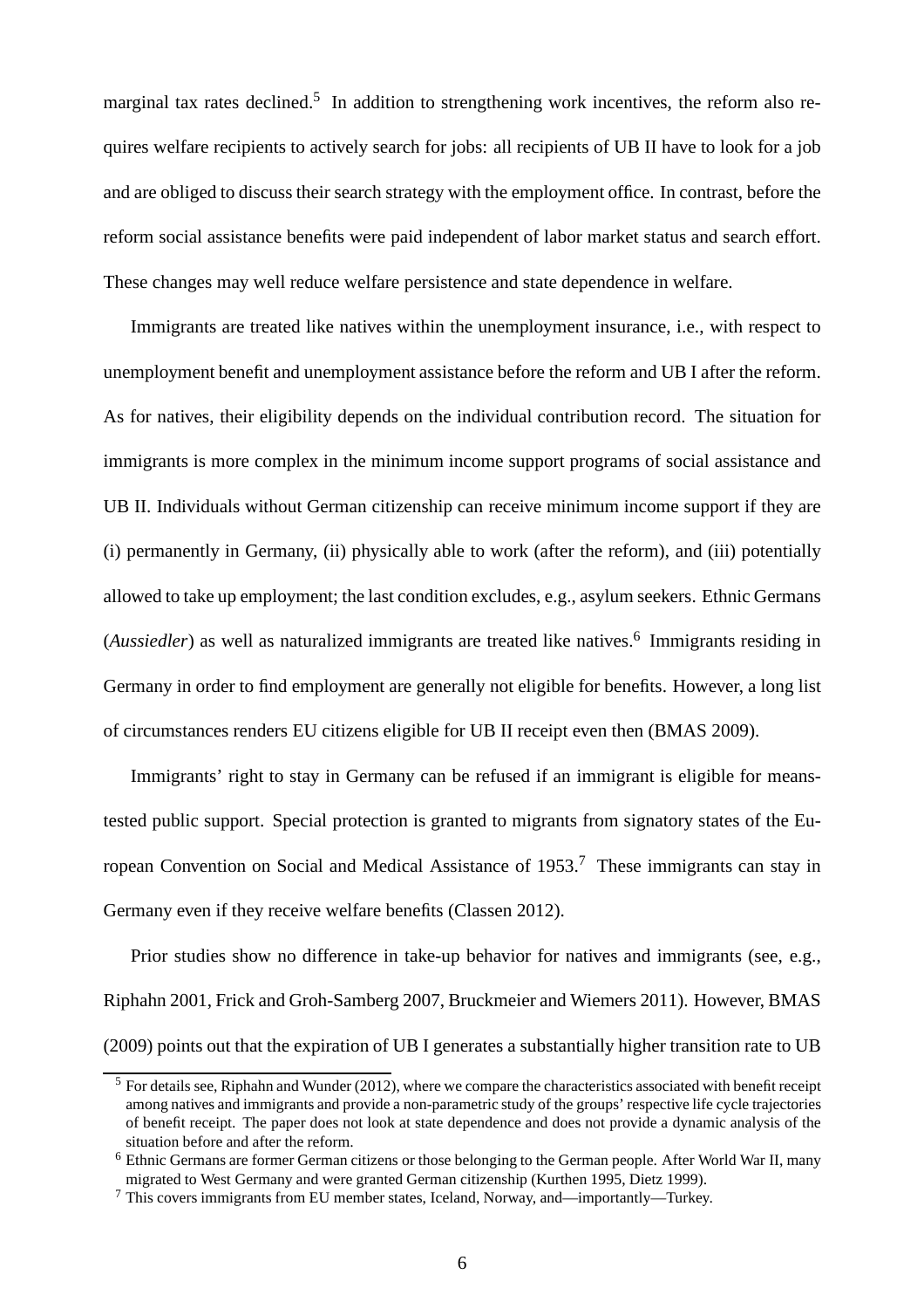marginal tax rates declined.[5] In addition to strengthening work incentives, the reform also requires welfare recipients to actively search for jobs: all recipients of UB II have to look for a job and are obliged to discuss their search strategy with the employment office. In contrast, before the reform social assistance benefits were paid independent of labor market status and search effort. These changes may well reduce welfare persistence and state dependence in welfare.

Immigrants are treated like natives within the unemployment insurance, i.e., with respect to unemployment benefit and unemployment assistance before the reform and UB I after the reform. As for natives, their eligibility depends on the individual contribution record. The situation for immigrants is more complex in the minimum income support programs of social assistance and UB II. Individuals without German citizenship can receive minimum income support if they are (i) permanently in Germany, (ii) physically able to work (after the reform), and (iii) potentially allowed to take up employment; the last condition excludes, e.g., asylum seekers. Ethnic Germans (*Aussiedler*) as well as naturalized immigrants are treated like natives.[6] Immigrants residing in Germany in order to find employment are generally not eligible for benefits. However, a long list of circumstances renders EU citizens eligible for UB II receipt even then (BMAS 2009).

Immigrants' right to stay in Germany can be refused if an immigrant is eligible for means-tested public support. Special protection is granted to migrants from signatory states of the European Convention on Social and Medical Assistance of 1953.[7] These immigrants can stay in Germany even if they receive welfare benefits (Classen 2012).

Prior studies show no difference in take-up behavior for natives and immigrants (see, e.g., Riphahn 2001, Frick and Groh-Samberg 2007, Bruckmeier and Wiemers 2011). However, BMAS (2009) points out that the expiration of UB I generates a substantially higher transition rate to UB

[5] For details see, Riphahn and Wunder (2012), where we compare the characteristics associated with benefit receipt among natives and immigrants and provide a non-parametric study of the groups' respective life cycle trajectories of benefit receipt. The paper does not look at state dependence and does not provide a dynamic analysis of the situation before and after the reform.

[6] Ethnic Germans are former German citizens or those belonging to the German people. After World War II, many migrated to West Germany and were granted German citizenship (Kurthen 1995, Dietz 1999).

[7] This covers immigrants from EU member states, Iceland, Norway, and—importantly—Turkey.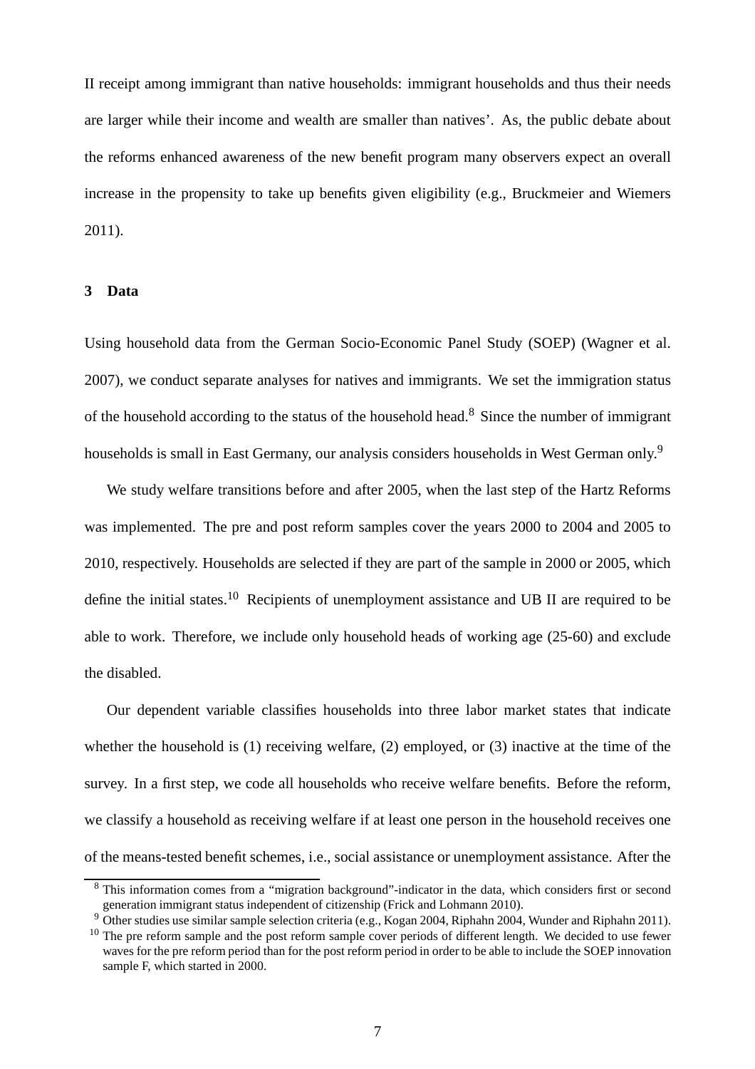II receipt among immigrant than native households: immigrant households and thus their needs are larger while their income and wealth are smaller than natives'. As, the public debate about the reforms enhanced awareness of the new benefit program many observers expect an overall increase in the propensity to take up benefits given eligibility (e.g., Bruckmeier and Wiemers 2011).

## 3 Data

Using household data from the German Socio-Economic Panel Study (SOEP) (Wagner et al. 2007), we conduct separate analyses for natives and immigrants. We set the immigration status of the household according to the status of the household head.[8] Since the number of immigrant households is small in East Germany, our analysis considers households in West German only.[9]

We study welfare transitions before and after 2005, when the last step of the Hartz Reforms was implemented. The pre and post reform samples cover the years 2000 to 2004 and 2005 to 2010, respectively. Households are selected if they are part of the sample in 2000 or 2005, which define the initial states.[10] Recipients of unemployment assistance and UB II are required to be able to work. Therefore, we include only household heads of working age (25-60) and exclude the disabled.

Our dependent variable classifies households into three labor market states that indicate whether the household is (1) receiving welfare, (2) employed, or (3) inactive at the time of the survey. In a first step, we code all households who receive welfare benefits. Before the reform, we classify a household as receiving welfare if at least one person in the household receives one of the means-tested benefit schemes, i.e., social assistance or unemployment assistance. After the

[8] This information comes from a "migration background"-indicator in the data, which considers first or second generation immigrant status independent of citizenship (Frick and Lohmann 2010).

[9] Other studies use similar sample selection criteria (e.g., Kogan 2004, Riphahn 2004, Wunder and Riphahn 2011).

[10] The pre reform sample and the post reform sample cover periods of different length. We decided to use fewer waves for the pre reform period than for the post reform period in order to be able to include the SOEP innovation sample F, which started in 2000.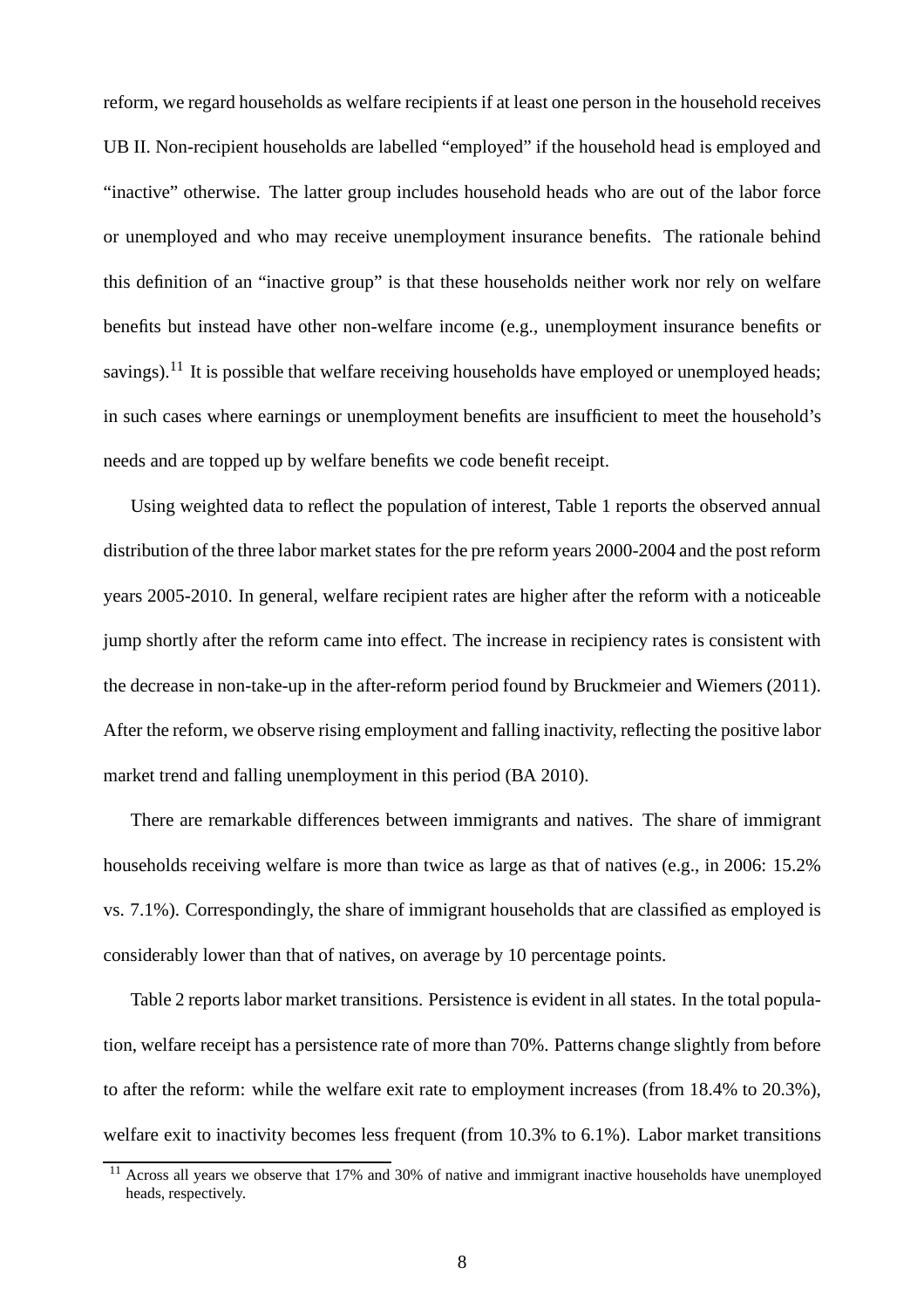reform, we regard households as welfare recipients if at least one person in the household receives UB II. Non-recipient households are labelled "employed" if the household head is employed and "inactive" otherwise. The latter group includes household heads who are out of the labor force or unemployed and who may receive unemployment insurance benefits. The rationale behind this definition of an "inactive group" is that these households neither work nor rely on welfare benefits but instead have other non-welfare income (e.g., unemployment insurance benefits or savings).[11] It is possible that welfare receiving households have employed or unemployed heads; in such cases where earnings or unemployment benefits are insufficient to meet the household's needs and are topped up by welfare benefits we code benefit receipt.

Using weighted data to reflect the population of interest, Table 1 reports the observed annual distribution of the three labor market states for the pre reform years 2000-2004 and the post reform years 2005-2010. In general, welfare recipient rates are higher after the reform with a noticeable jump shortly after the reform came into effect. The increase in recipiency rates is consistent with the decrease in non-take-up in the after-reform period found by Bruckmeier and Wiemers (2011). After the reform, we observe rising employment and falling inactivity, reflecting the positive labor market trend and falling unemployment in this period (BA 2010).

There are remarkable differences between immigrants and natives. The share of immigrant households receiving welfare is more than twice as large as that of natives (e.g., in 2006: 15.2% vs. 7.1%). Correspondingly, the share of immigrant households that are classified as employed is considerably lower than that of natives, on average by 10 percentage points.

Table 2 reports labor market transitions. Persistence is evident in all states. In the total population, welfare receipt has a persistence rate of more than 70%. Patterns change slightly from before to after the reform: while the welfare exit rate to employment increases (from 18.4% to 20.3%), welfare exit to inactivity becomes less frequent (from 10.3% to 6.1%). Labor market transitions

[11] Across all years we observe that 17% and 30% of native and immigrant inactive households have unemployed heads, respectively.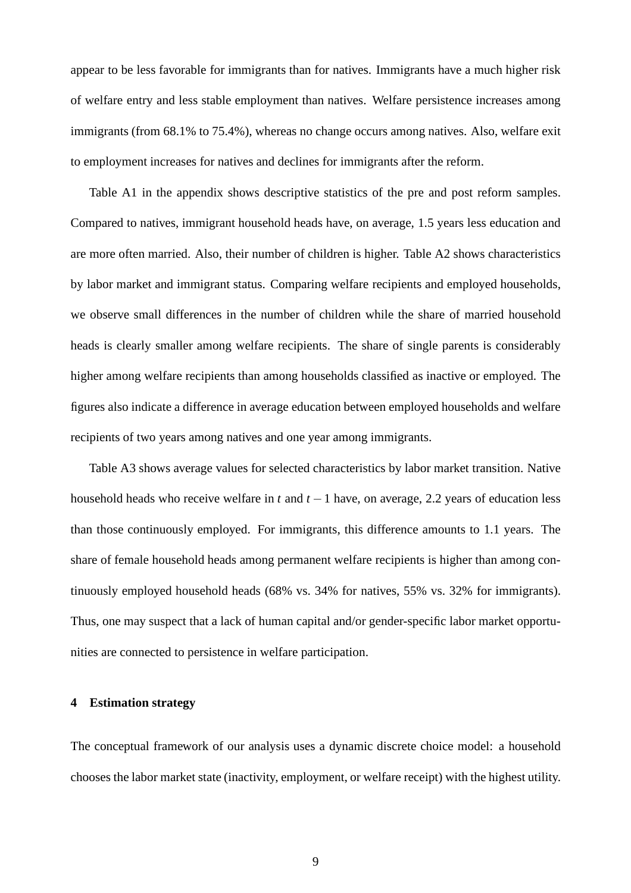appear to be less favorable for immigrants than for natives. Immigrants have a much higher risk of welfare entry and less stable employment than natives. Welfare persistence increases among immigrants (from 68.1% to 75.4%), whereas no change occurs among natives. Also, welfare exit to employment increases for natives and declines for immigrants after the reform.

Table A1 in the appendix shows descriptive statistics of the pre and post reform samples. Compared to natives, immigrant household heads have, on average, 1.5 years less education and are more often married. Also, their number of children is higher. Table A2 shows characteristics by labor market and immigrant status. Comparing welfare recipients and employed households, we observe small differences in the number of children while the share of married household heads is clearly smaller among welfare recipients. The share of single parents is considerably higher among welfare recipients than among households classified as inactive or employed. The figures also indicate a difference in average education between employed households and welfare recipients of two years among natives and one year among immigrants.

Table A3 shows average values for selected characteristics by labor market transition. Native household heads who receive welfare in $t$ and $t-1$ have, on average, 2.2 years of education less than those continuously employed. For immigrants, this difference amounts to 1.1 years. The share of female household heads among permanent welfare recipients is higher than among continuously employed household heads (68% vs. 34% for natives, 55% vs. 32% for immigrants). Thus, one may suspect that a lack of human capital and/or gender-specific labor market opportunities are connected to persistence in welfare participation.

## 4 Estimation strategy

The conceptual framework of our analysis uses a dynamic discrete choice model: a household chooses the labor market state (inactivity, employment, or welfare receipt) with the highest utility.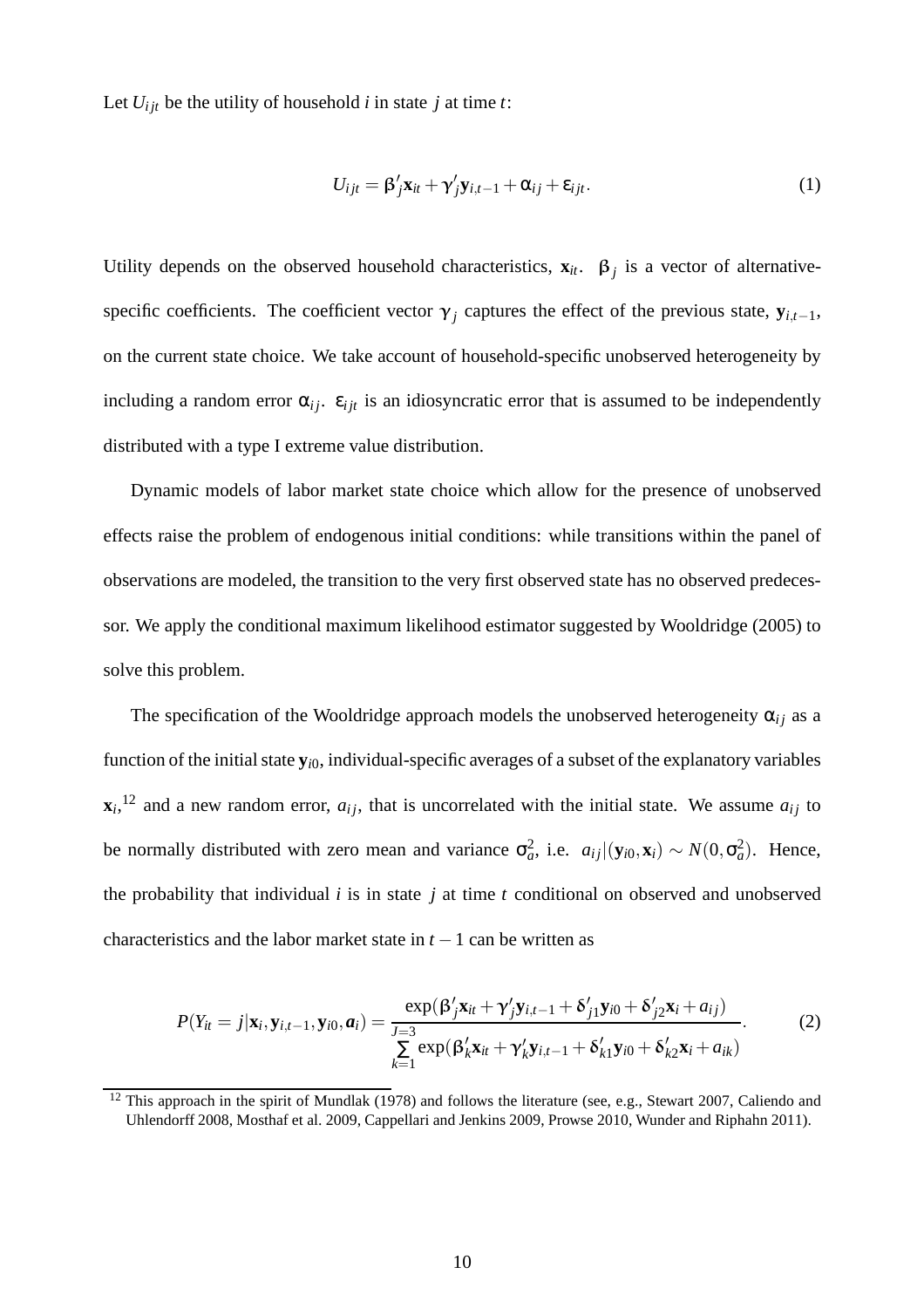Let $U_{ijt}$ be the utility of household $i$ in state $j$ at time $t$:

$$U_{ijt} = \beta_j' \mathbf{x}_{it} + \gamma_j' \mathbf{y}_{i,t-1} + \alpha_{ij} + \varepsilon_{ijt}. \tag{1}$$

Utility depends on the observed household characteristics, $\mathbf{x}_{it}$. $\beta_j$ is a vector of alternative-specific coefficients. The coefficient vector $\gamma_j$ captures the effect of the previous state, $\mathbf{y}_{i,t-1}$, on the current state choice. We take account of household-specific unobserved heterogeneity by including a random error $\alpha_{ij}$. $\varepsilon_{ijt}$ is an idiosyncratic error that is assumed to be independently distributed with a type I extreme value distribution.

Dynamic models of labor market state choice which allow for the presence of unobserved effects raise the problem of endogenous initial conditions: while transitions within the panel of observations are modeled, the transition to the very first observed state has no observed predecessor. We apply the conditional maximum likelihood estimator suggested by Wooldridge (2005) to solve this problem.

The specification of the Wooldridge approach models the unobserved heterogeneity $\alpha_{ij}$ as a function of the initial state $\mathbf{y}_{i0}$, individual-specific averages of a subset of the explanatory variables $\mathbf{x}_i$,[12] and a new random error, $a_{ij}$, that is uncorrelated with the initial state. We assume $a_{ij}$ to be normally distributed with zero mean and variance $\sigma_a^2$, i.e. $a_{ij}|(\mathbf{y}_{i0}, \mathbf{x}_i) \sim N(0, \sigma_a^2)$. Hence, the probability that individual $i$ is in state $j$ at time $t$ conditional on observed and unobserved characteristics and the labor market state in $t-1$ can be written as

$$P(Y_{it} = j | \mathbf{x}_i, \mathbf{y}_{i,t-1}, \mathbf{y}_{i0}, \boldsymbol{a}_i) = \frac{\exp(\beta_j' \mathbf{x}_{it} + \gamma_j' \mathbf{y}_{i,t-1} + \delta_{j1}' \mathbf{y}_{i0} + \delta_{j2}' \mathbf{x}_i + a_{ij})}{\sum_{k=1}^{J=3} \exp(\beta_k' \mathbf{x}_{it} + \gamma_k' \mathbf{y}_{i,t-1} + \delta_{k1}' \mathbf{y}_{i0} + \delta_{k2}' \mathbf{x}_i + a_{ik})}. \tag{2}$$

[12] This approach in the spirit of Mundlak (1978) and follows the literature (see, e.g., Stewart 2007, Caliendo and Uhlendorff 2008, Mosthaf et al. 2009, Cappellari and Jenkins 2009, Prowse 2010, Wunder and Riphahn 2011).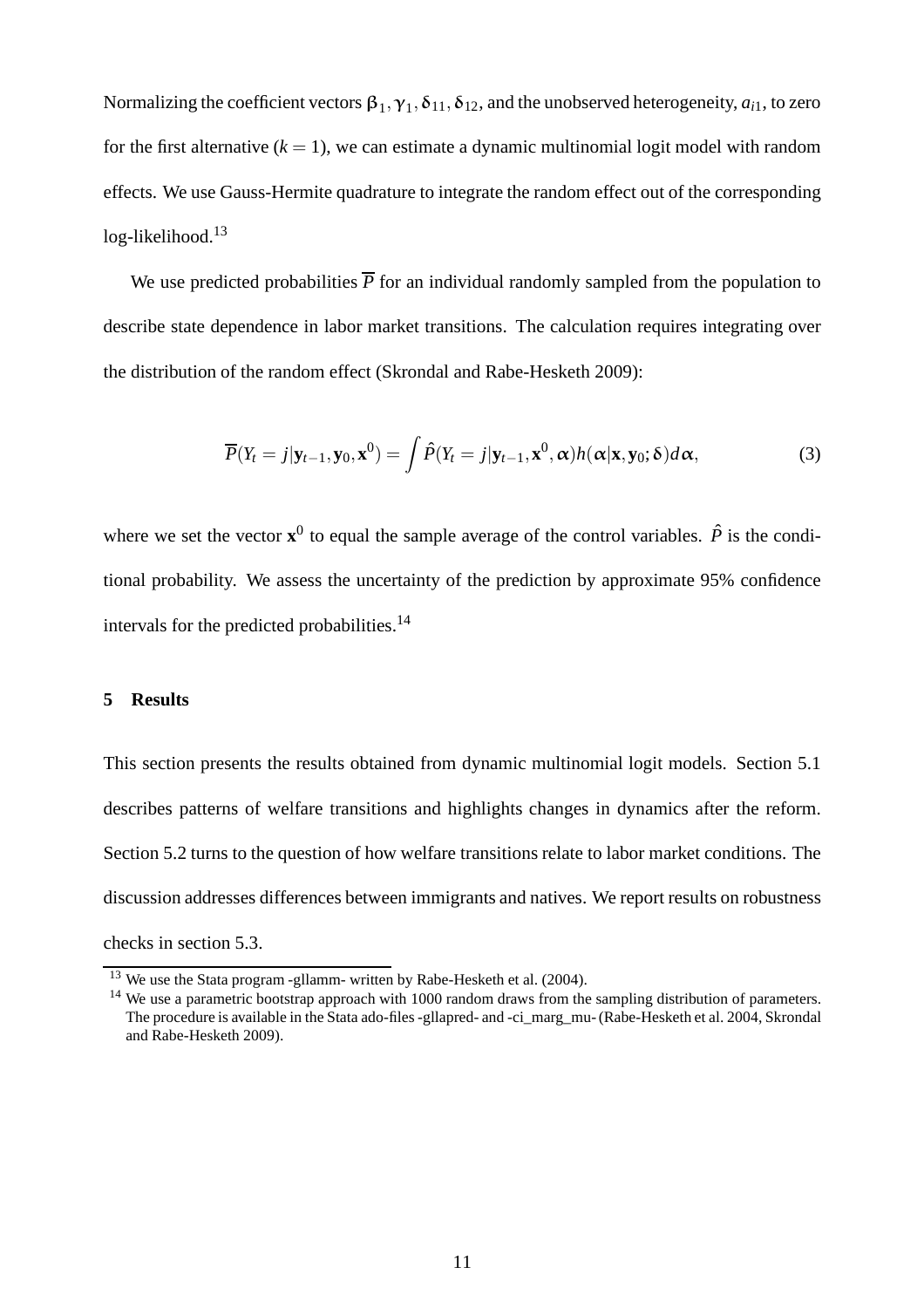Normalizing the coefficient vectors $\beta_1, \gamma_1, \delta_{11}, \delta_{12}$, and the unobserved heterogeneity, $a_{i1}$, to zero for the first alternative ($k = 1$), we can estimate a dynamic multinomial logit model with random effects. We use Gauss-Hermite quadrature to integrate the random effect out of the corresponding log-likelihood.[13]

We use predicted probabilities $\overline{P}$ for an individual randomly sampled from the population to describe state dependence in labor market transitions. The calculation requires integrating over the distribution of the random effect (Skrondal and Rabe-Hesketh 2009):

$$\overline{P}(Y_t = j|\mathbf{y}_{t-1}, \mathbf{y}_0, \mathbf{x}^0) = \int \hat{P}(Y_t = j|\mathbf{y}_{t-1}, \mathbf{x}^0, \boldsymbol{\alpha}) h(\boldsymbol{\alpha}|\mathbf{x}, \mathbf{y}_0; \boldsymbol{\delta}) d\boldsymbol{\alpha}, \tag{3}$$

where we set the vector $\mathbf{x}^0$ to equal the sample average of the control variables. $\hat{P}$ is the conditional probability. We assess the uncertainty of the prediction by approximate 95% confidence intervals for the predicted probabilities.[14]

## 5 Results

This section presents the results obtained from dynamic multinomial logit models. Section 5.1 describes patterns of welfare transitions and highlights changes in dynamics after the reform. Section 5.2 turns to the question of how welfare transitions relate to labor market conditions. The discussion addresses differences between immigrants and natives. We report results on robustness checks in section 5.3.

[13] We use the Stata program -gllamm- written by Rabe-Hesketh et al. (2004).

[14] We use a parametric bootstrap approach with 1000 random draws from the sampling distribution of parameters. The procedure is available in the Stata ado-files -gllapred- and -ci_marg_mu- (Rabe-Hesketh et al. 2004, Skrondal and Rabe-Hesketh 2009).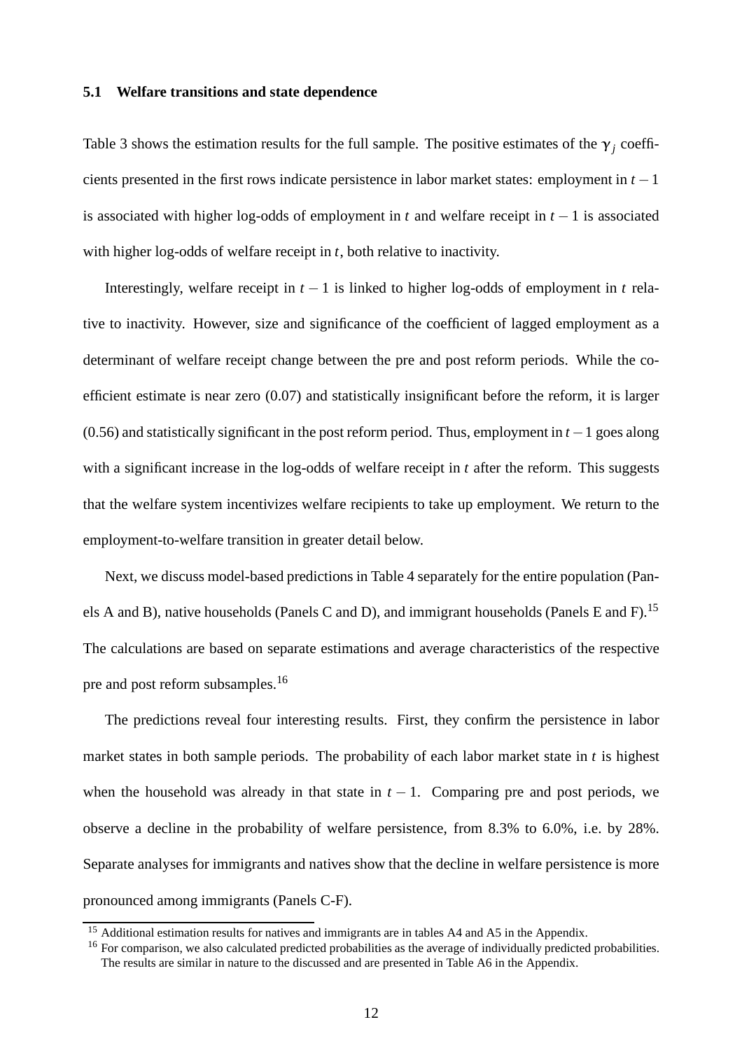### 5.1 Welfare transitions and state dependence

Table 3 shows the estimation results for the full sample. The positive estimates of the $\gamma_j$ coefficients presented in the first rows indicate persistence in labor market states: employment in $t-1$ is associated with higher log-odds of employment in $t$ and welfare receipt in $t-1$ is associated with higher log-odds of welfare receipt in $t$, both relative to inactivity.

Interestingly, welfare receipt in $t-1$ is linked to higher log-odds of employment in $t$ relative to inactivity. However, size and significance of the coefficient of lagged employment as a determinant of welfare receipt change between the pre and post reform periods. While the coefficient estimate is near zero (0.07) and statistically insignificant before the reform, it is larger (0.56) and statistically significant in the post reform period. Thus, employment in $t-1$ goes along with a significant increase in the log-odds of welfare receipt in $t$ after the reform. This suggests that the welfare system incentivizes welfare recipients to take up employment. We return to the employment-to-welfare transition in greater detail below.

Next, we discuss model-based predictions in Table 4 separately for the entire population (Panels A and B), native households (Panels C and D), and immigrant households (Panels E and F).[15] The calculations are based on separate estimations and average characteristics of the respective pre and post reform subsamples.[16]

The predictions reveal four interesting results. First, they confirm the persistence in labor market states in both sample periods. The probability of each labor market state in $t$ is highest when the household was already in that state in $t-1$. Comparing pre and post periods, we observe a decline in the probability of welfare persistence, from 8.3% to 6.0%, i.e. by 28%. Separate analyses for immigrants and natives show that the decline in welfare persistence is more pronounced among immigrants (Panels C-F).

[15] Additional estimation results for natives and immigrants are in tables A4 and A5 in the Appendix.

[16] For comparison, we also calculated predicted probabilities as the average of individually predicted probabilities. The results are similar in nature to the discussed and are presented in Table A6 in the Appendix.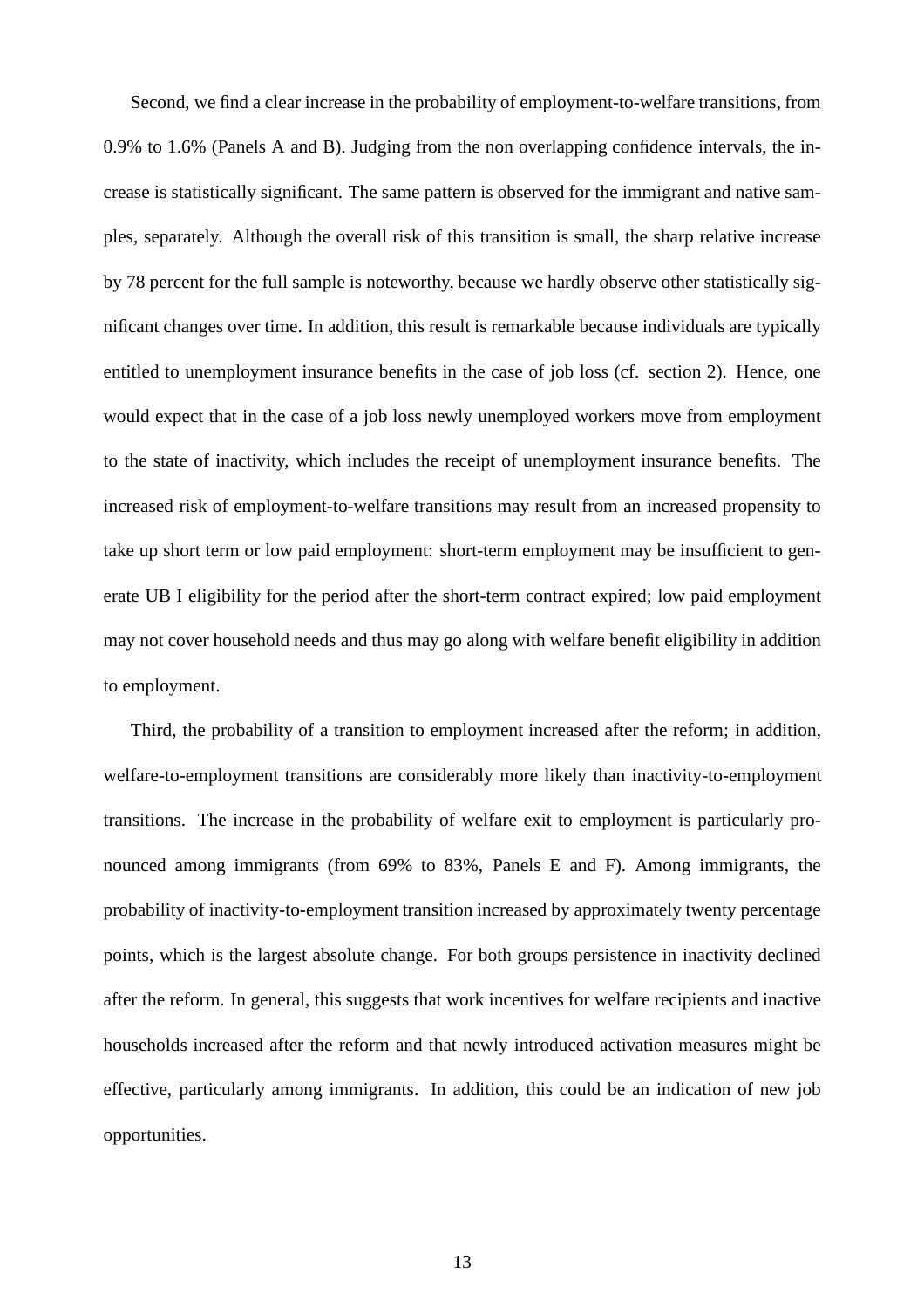Second, we find a clear increase in the probability of employment-to-welfare transitions, from 0.9% to 1.6% (Panels A and B). Judging from the non overlapping confidence intervals, the increase is statistically significant. The same pattern is observed for the immigrant and native samples, separately. Although the overall risk of this transition is small, the sharp relative increase by 78 percent for the full sample is noteworthy, because we hardly observe other statistically significant changes over time. In addition, this result is remarkable because individuals are typically entitled to unemployment insurance benefits in the case of job loss (cf. section 2). Hence, one would expect that in the case of a job loss newly unemployed workers move from employment to the state of inactivity, which includes the receipt of unemployment insurance benefits. The increased risk of employment-to-welfare transitions may result from an increased propensity to take up short term or low paid employment: short-term employment may be insufficient to generate UB I eligibility for the period after the short-term contract expired; low paid employment may not cover household needs and thus may go along with welfare benefit eligibility in addition to employment.

Third, the probability of a transition to employment increased after the reform; in addition, welfare-to-employment transitions are considerably more likely than inactivity-to-employment transitions. The increase in the probability of welfare exit to employment is particularly pronounced among immigrants (from 69% to 83%, Panels E and F). Among immigrants, the probability of inactivity-to-employment transition increased by approximately twenty percentage points, which is the largest absolute change. For both groups persistence in inactivity declined after the reform. In general, this suggests that work incentives for welfare recipients and inactive households increased after the reform and that newly introduced activation measures might be effective, particularly among immigrants. In addition, this could be an indication of new job opportunities.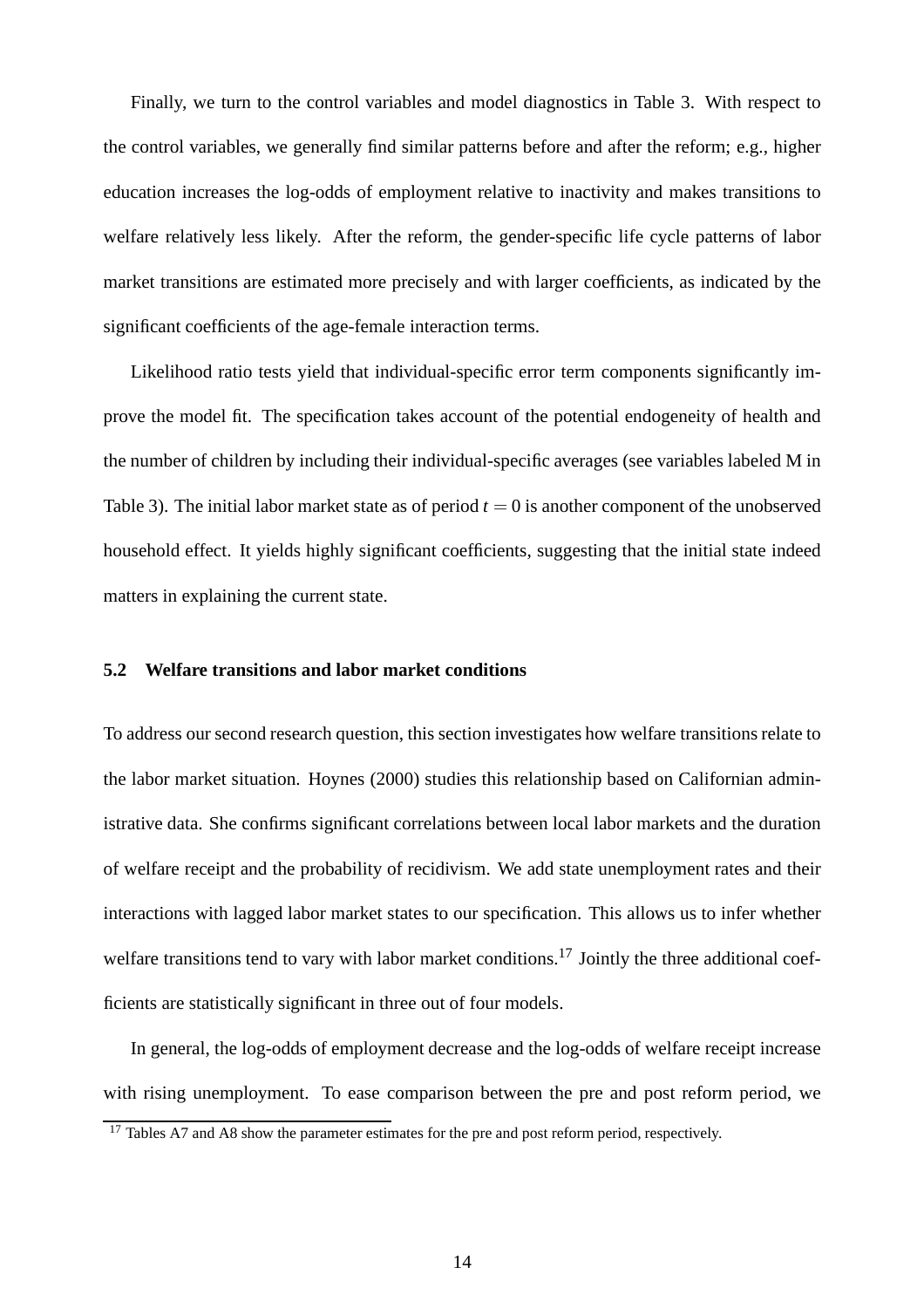Finally, we turn to the control variables and model diagnostics in Table 3. With respect to the control variables, we generally find similar patterns before and after the reform; e.g., higher education increases the log-odds of employment relative to inactivity and makes transitions to welfare relatively less likely. After the reform, the gender-specific life cycle patterns of labor market transitions are estimated more precisely and with larger coefficients, as indicated by the significant coefficients of the age-female interaction terms.

Likelihood ratio tests yield that individual-specific error term components significantly improve the model fit. The specification takes account of the potential endogeneity of health and the number of children by including their individual-specific averages (see variables labeled M in Table 3). The initial labor market state as of period $t = 0$ is another component of the unobserved household effect. It yields highly significant coefficients, suggesting that the initial state indeed matters in explaining the current state.

### 5.2 Welfare transitions and labor market conditions

To address our second research question, this section investigates how welfare transitions relate to the labor market situation. Hoynes (2000) studies this relationship based on Californian administrative data. She confirms significant correlations between local labor markets and the duration of welfare receipt and the probability of recidivism. We add state unemployment rates and their interactions with lagged labor market states to our specification. This allows us to infer whether welfare transitions tend to vary with labor market conditions.[17] Jointly the three additional coefficients are statistically significant in three out of four models.

In general, the log-odds of employment decrease and the log-odds of welfare receipt increase with rising unemployment. To ease comparison between the pre and post reform period, we

[17] Tables A7 and A8 show the parameter estimates for the pre and post reform period, respectively.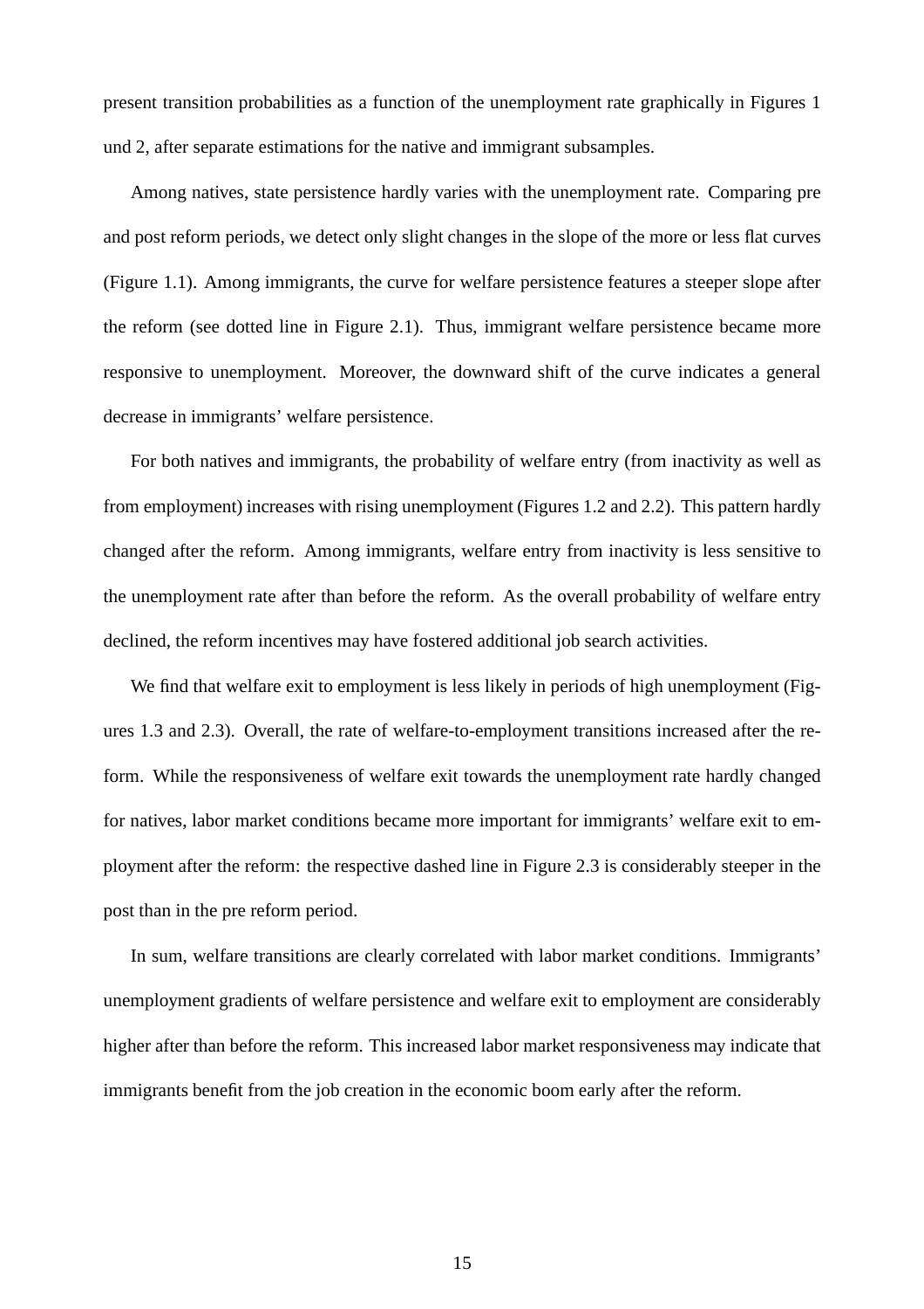present transition probabilities as a function of the unemployment rate graphically in Figures 1 und 2, after separate estimations for the native and immigrant subsamples.

Among natives, state persistence hardly varies with the unemployment rate. Comparing pre and post reform periods, we detect only slight changes in the slope of the more or less flat curves (Figure 1.1). Among immigrants, the curve for welfare persistence features a steeper slope after the reform (see dotted line in Figure 2.1). Thus, immigrant welfare persistence became more responsive to unemployment. Moreover, the downward shift of the curve indicates a general decrease in immigrants' welfare persistence.

For both natives and immigrants, the probability of welfare entry (from inactivity as well as from employment) increases with rising unemployment (Figures 1.2 and 2.2). This pattern hardly changed after the reform. Among immigrants, welfare entry from inactivity is less sensitive to the unemployment rate after than before the reform. As the overall probability of welfare entry declined, the reform incentives may have fostered additional job search activities.

We find that welfare exit to employment is less likely in periods of high unemployment (Figures 1.3 and 2.3). Overall, the rate of welfare-to-employment transitions increased after the reform. While the responsiveness of welfare exit towards the unemployment rate hardly changed for natives, labor market conditions became more important for immigrants' welfare exit to employment after the reform: the respective dashed line in Figure 2.3 is considerably steeper in the post than in the pre reform period.

In sum, welfare transitions are clearly correlated with labor market conditions. Immigrants' unemployment gradients of welfare persistence and welfare exit to employment are considerably higher after than before the reform. This increased labor market responsiveness may indicate that immigrants benefit from the job creation in the economic boom early after the reform.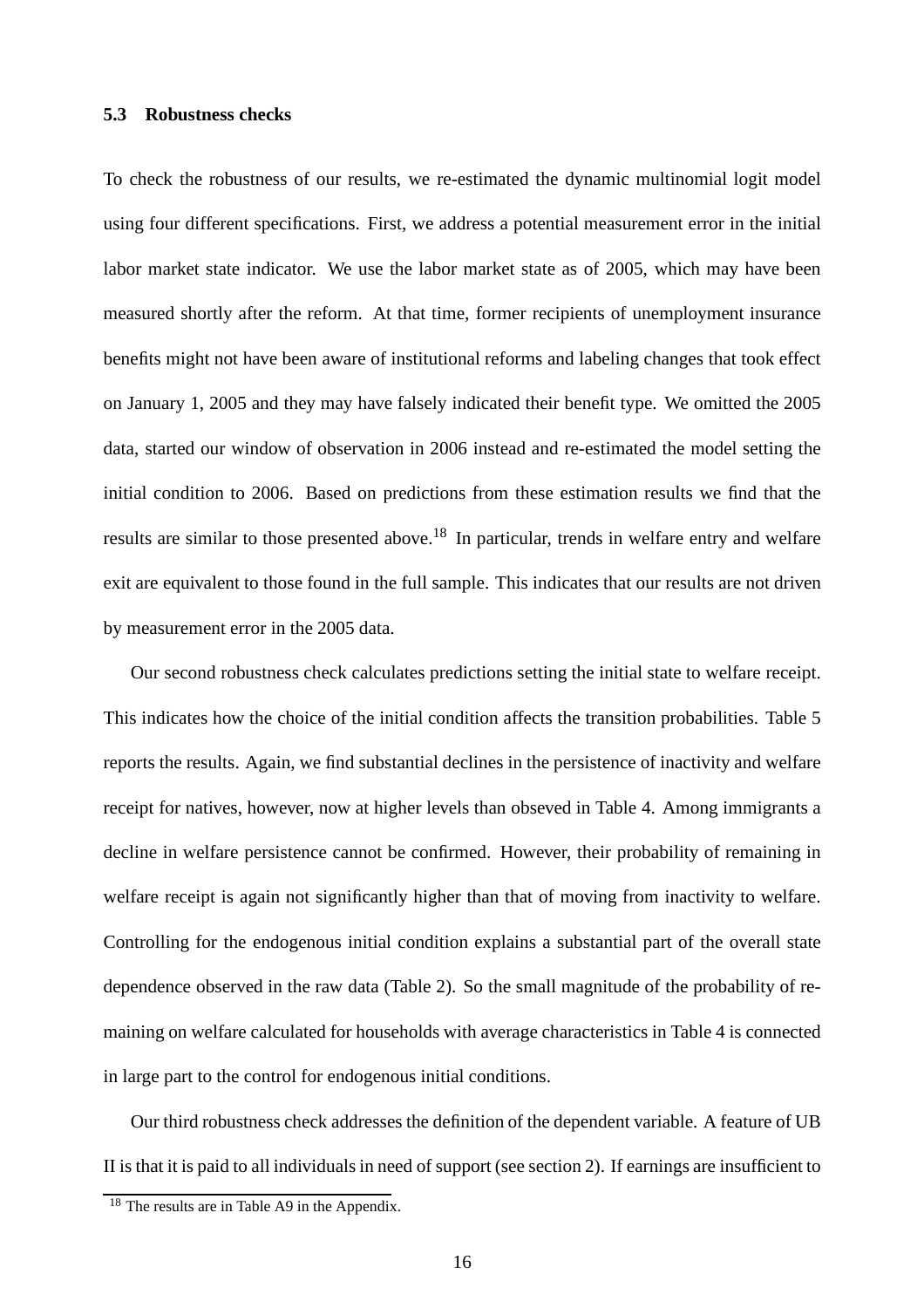### 5.3 Robustness checks

To check the robustness of our results, we re-estimated the dynamic multinomial logit model using four different specifications. First, we address a potential measurement error in the initial labor market state indicator. We use the labor market state as of 2005, which may have been measured shortly after the reform. At that time, former recipients of unemployment insurance benefits might not have been aware of institutional reforms and labeling changes that took effect on January 1, 2005 and they may have falsely indicated their benefit type. We omitted the 2005 data, started our window of observation in 2006 instead and re-estimated the model setting the initial condition to 2006. Based on predictions from these estimation results we find that the results are similar to those presented above.[18] In particular, trends in welfare entry and welfare exit are equivalent to those found in the full sample. This indicates that our results are not driven by measurement error in the 2005 data.

Our second robustness check calculates predictions setting the initial state to welfare receipt. This indicates how the choice of the initial condition affects the transition probabilities. Table 5 reports the results. Again, we find substantial declines in the persistence of inactivity and welfare receipt for natives, however, now at higher levels than obseved in Table 4. Among immigrants a decline in welfare persistence cannot be confirmed. However, their probability of remaining in welfare receipt is again not significantly higher than that of moving from inactivity to welfare. Controlling for the endogenous initial condition explains a substantial part of the overall state dependence observed in the raw data (Table 2). So the small magnitude of the probability of remaining on welfare calculated for households with average characteristics in Table 4 is connected in large part to the control for endogenous initial conditions.

Our third robustness check addresses the definition of the dependent variable. A feature of UB II is that it is paid to all individuals in need of support (see section 2). If earnings are insufficient to

[18] The results are in Table A9 in the Appendix.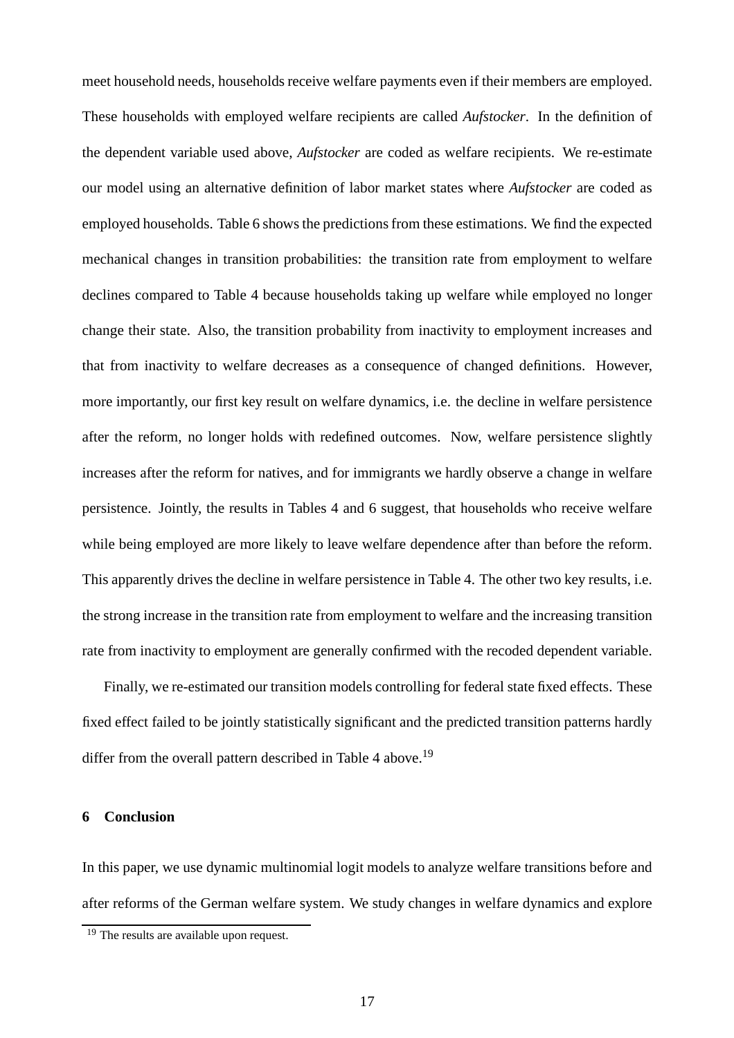meet household needs, households receive welfare payments even if their members are employed. These households with employed welfare recipients are called *Aufstocker*. In the definition of the dependent variable used above, *Aufstocker* are coded as welfare recipients. We re-estimate our model using an alternative definition of labor market states where *Aufstocker* are coded as employed households. Table 6 shows the predictions from these estimations. We find the expected mechanical changes in transition probabilities: the transition rate from employment to welfare declines compared to Table 4 because households taking up welfare while employed no longer change their state. Also, the transition probability from inactivity to employment increases and that from inactivity to welfare decreases as a consequence of changed definitions. However, more importantly, our first key result on welfare dynamics, i.e. the decline in welfare persistence after the reform, no longer holds with redefined outcomes. Now, welfare persistence slightly increases after the reform for natives, and for immigrants we hardly observe a change in welfare persistence. Jointly, the results in Tables 4 and 6 suggest, that households who receive welfare while being employed are more likely to leave welfare dependence after than before the reform. This apparently drives the decline in welfare persistence in Table 4. The other two key results, i.e. the strong increase in the transition rate from employment to welfare and the increasing transition rate from inactivity to employment are generally confirmed with the recoded dependent variable.

Finally, we re-estimated our transition models controlling for federal state fixed effects. These fixed effect failed to be jointly statistically significant and the predicted transition patterns hardly differ from the overall pattern described in Table 4 above.[19]

## 6 Conclusion

In this paper, we use dynamic multinomial logit models to analyze welfare transitions before and after reforms of the German welfare system. We study changes in welfare dynamics and explore

[19] The results are available upon request.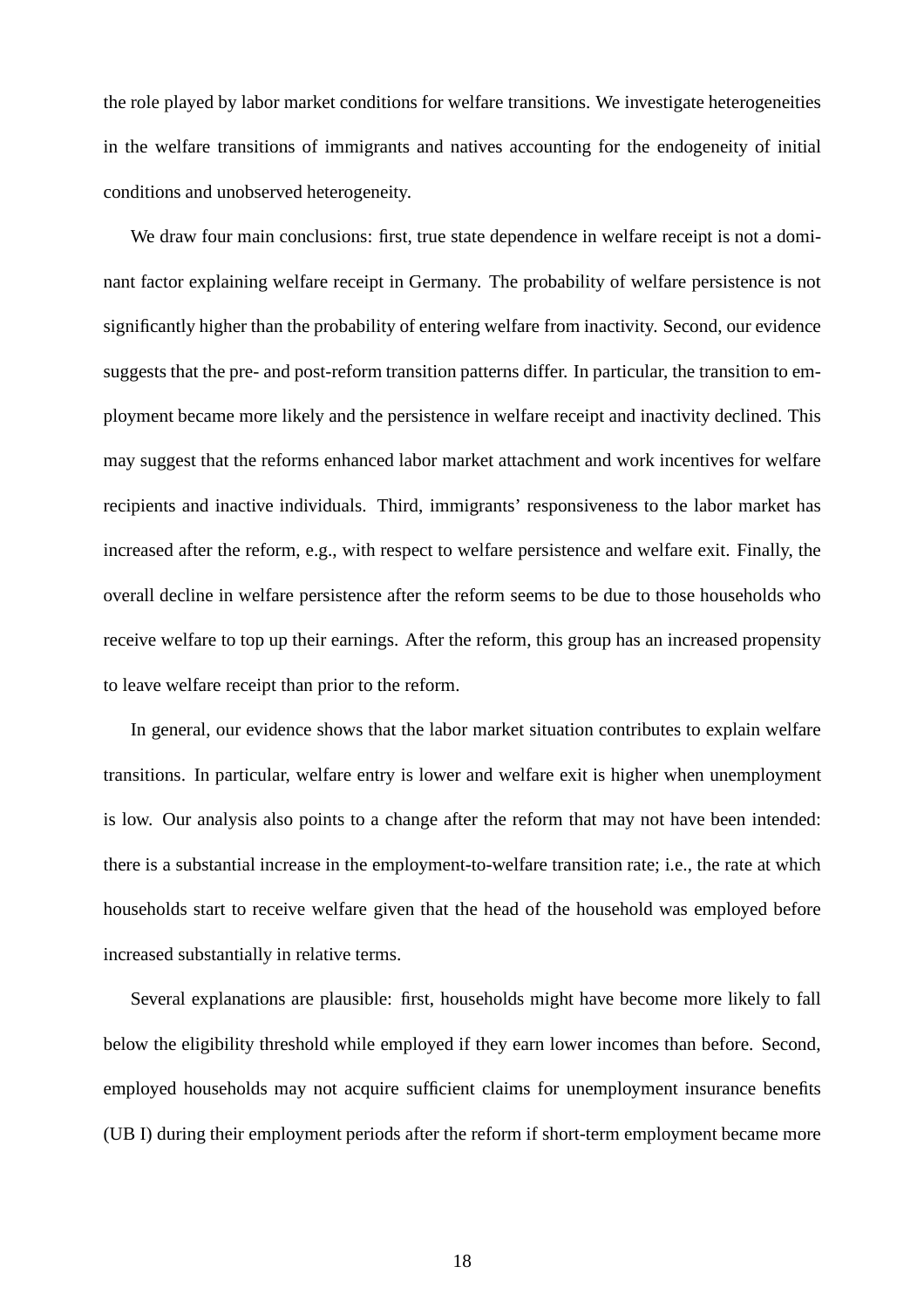the role played by labor market conditions for welfare transitions. We investigate heterogeneities in the welfare transitions of immigrants and natives accounting for the endogeneity of initial conditions and unobserved heterogeneity.

We draw four main conclusions: first, true state dependence in welfare receipt is not a dominant factor explaining welfare receipt in Germany. The probability of welfare persistence is not significantly higher than the probability of entering welfare from inactivity. Second, our evidence suggests that the pre- and post-reform transition patterns differ. In particular, the transition to employment became more likely and the persistence in welfare receipt and inactivity declined. This may suggest that the reforms enhanced labor market attachment and work incentives for welfare recipients and inactive individuals. Third, immigrants' responsiveness to the labor market has increased after the reform, e.g., with respect to welfare persistence and welfare exit. Finally, the overall decline in welfare persistence after the reform seems to be due to those households who receive welfare to top up their earnings. After the reform, this group has an increased propensity to leave welfare receipt than prior to the reform.

In general, our evidence shows that the labor market situation contributes to explain welfare transitions. In particular, welfare entry is lower and welfare exit is higher when unemployment is low. Our analysis also points to a change after the reform that may not have been intended: there is a substantial increase in the employment-to-welfare transition rate; i.e., the rate at which households start to receive welfare given that the head of the household was employed before increased substantially in relative terms.

Several explanations are plausible: first, households might have become more likely to fall below the eligibility threshold while employed if they earn lower incomes than before. Second, employed households may not acquire sufficient claims for unemployment insurance benefits (UB I) during their employment periods after the reform if short-term employment became more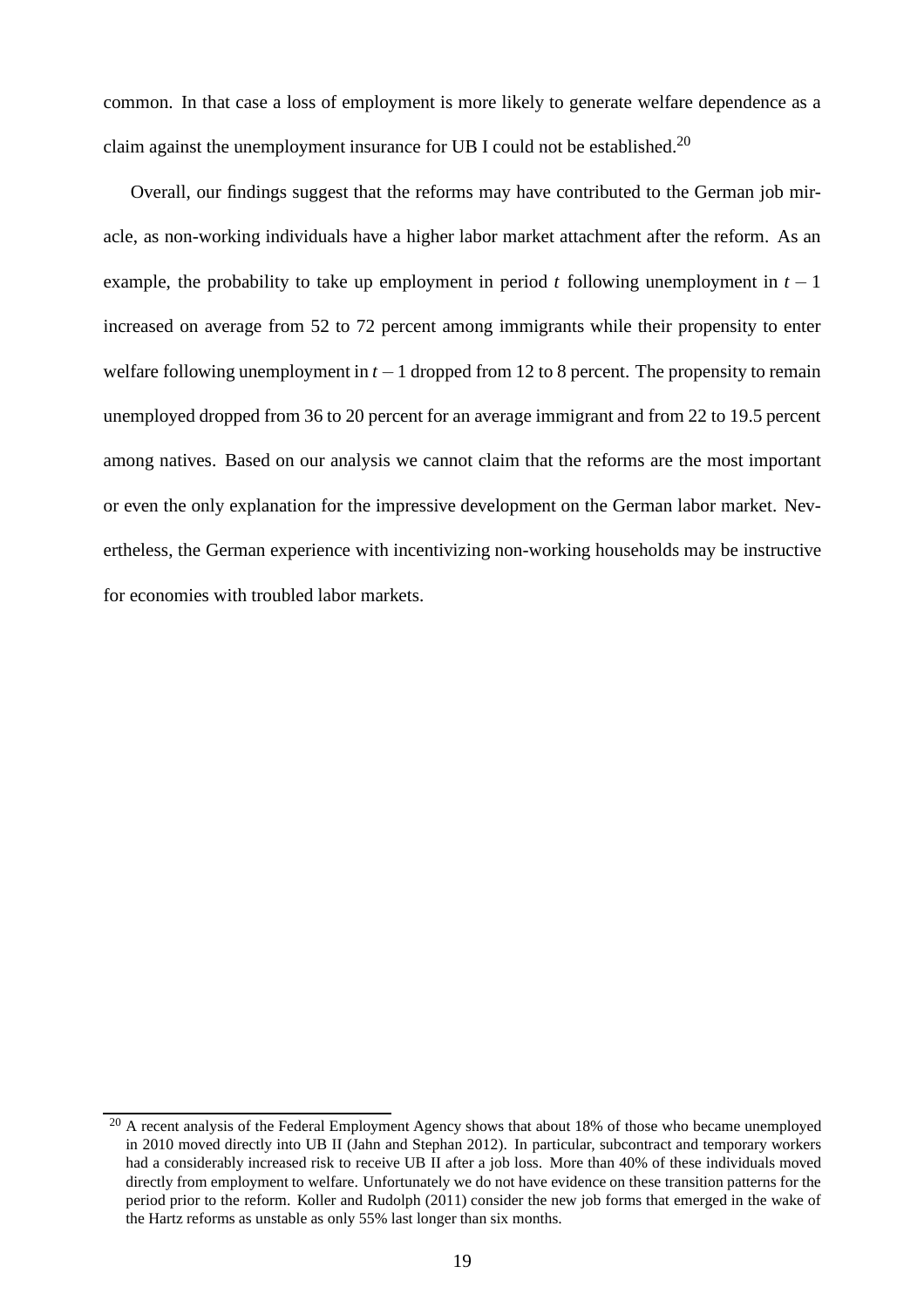common. In that case a loss of employment is more likely to generate welfare dependence as a claim against the unemployment insurance for UB I could not be established.[20]

Overall, our findings suggest that the reforms may have contributed to the German job miracle, as non-working individuals have a higher labor market attachment after the reform. As an example, the probability to take up employment in period $t$ following unemployment in $t-1$ increased on average from 52 to 72 percent among immigrants while their propensity to enter welfare following unemployment in $t-1$ dropped from 12 to 8 percent. The propensity to remain unemployed dropped from 36 to 20 percent for an average immigrant and from 22 to 19.5 percent among natives. Based on our analysis we cannot claim that the reforms are the most important or even the only explanation for the impressive development on the German labor market. Nevertheless, the German experience with incentivizing non-working households may be instructive for economies with troubled labor markets.

[20] A recent analysis of the Federal Employment Agency shows that about 18% of those who became unemployed in 2010 moved directly into UB II (Jahn and Stephan 2012). In particular, subcontract and temporary workers had a considerably increased risk to receive UB II after a job loss. More than 40% of these individuals moved directly from employment to welfare. Unfortunately we do not have evidence on these transition patterns for the period prior to the reform. Koller and Rudolph (2011) consider the new job forms that emerged in the wake of the Hartz reforms as unstable as only 55% last longer than six months.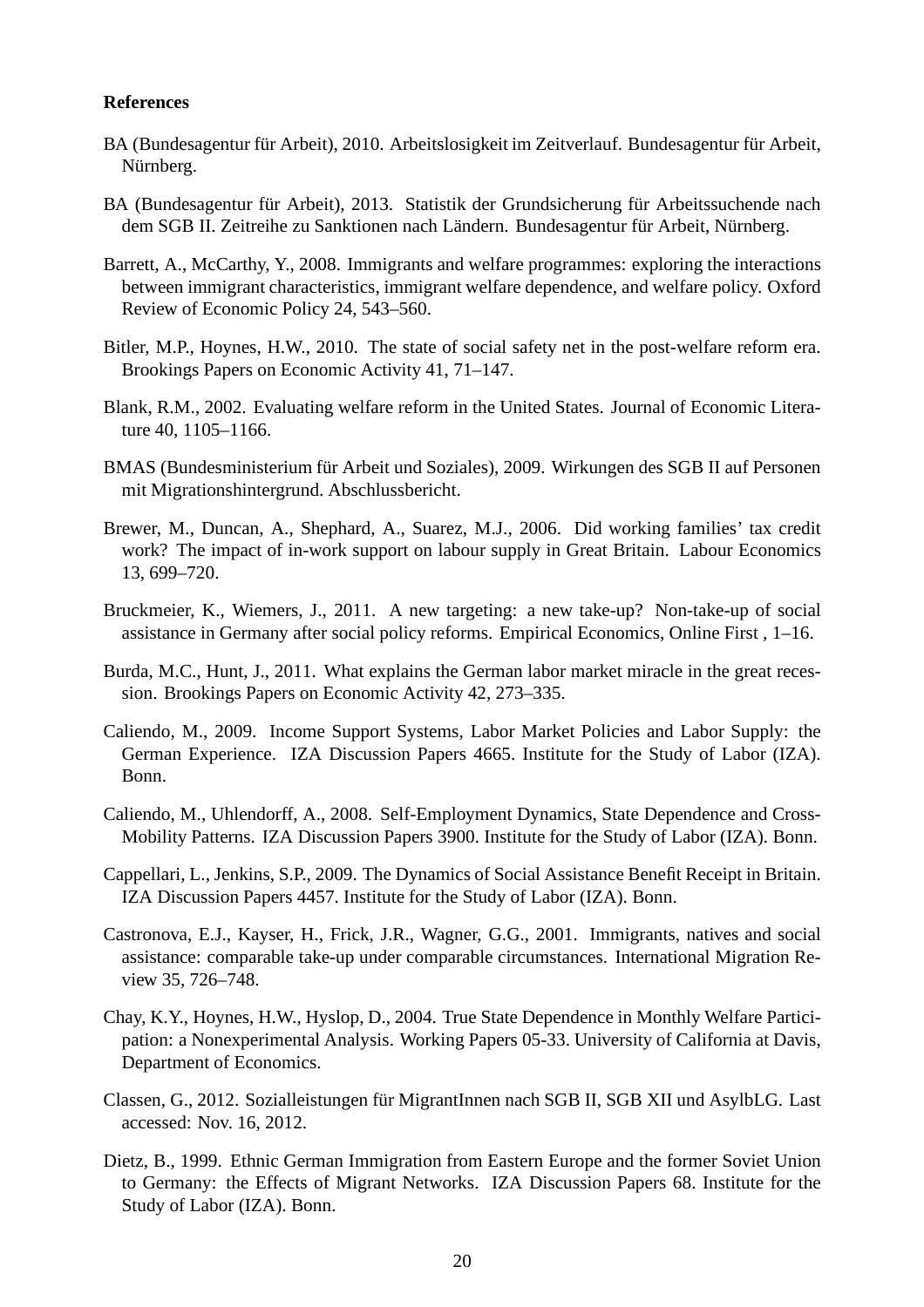**References**

BA (Bundesagentur für Arbeit), 2010. Arbeitslosigkeit im Zeitverlauf. Bundesagentur für Arbeit, Nürnberg.

BA (Bundesagentur für Arbeit), 2013. Statistik der Grundsicherung für Arbeitssuchende nach dem SGB II. Zeitreihe zu Sanktionen nach Ländern. Bundesagentur für Arbeit, Nürnberg.

Barrett, A., McCarthy, Y., 2008. Immigrants and welfare programmes: exploring the interactions between immigrant characteristics, immigrant welfare dependence, and welfare policy. Oxford Review of Economic Policy 24, 543–560.

Bitler, M.P., Hoynes, H.W., 2010. The state of social safety net in the post-welfare reform era. Brookings Papers on Economic Activity 41, 71–147.

Blank, R.M., 2002. Evaluating welfare reform in the United States. Journal of Economic Literature 40, 1105–1166.

BMAS (Bundesministerium für Arbeit und Soziales), 2009. Wirkungen des SGB II auf Personen mit Migrationshintergrund. Abschlussbericht.

Brewer, M., Duncan, A., Shephard, A., Suarez, M.J., 2006. Did working families' tax credit work? The impact of in-work support on labour supply in Great Britain. Labour Economics 13, 699–720.

Bruckmeier, K., Wiemers, J., 2011. A new targeting: a new take-up? Non-take-up of social assistance in Germany after social policy reforms. Empirical Economics, Online First , 1–16.

Burda, M.C., Hunt, J., 2011. What explains the German labor market miracle in the great recession. Brookings Papers on Economic Activity 42, 273–335.

Caliendo, M., 2009. Income Support Systems, Labor Market Policies and Labor Supply: the German Experience. IZA Discussion Papers 4665. Institute for the Study of Labor (IZA). Bonn.

Caliendo, M., Uhlendorff, A., 2008. Self-Employment Dynamics, State Dependence and Cross-Mobility Patterns. IZA Discussion Papers 3900. Institute for the Study of Labor (IZA). Bonn.

Cappellari, L., Jenkins, S.P., 2009. The Dynamics of Social Assistance Benefit Receipt in Britain. IZA Discussion Papers 4457. Institute for the Study of Labor (IZA). Bonn.

Castronova, E.J., Kayser, H., Frick, J.R., Wagner, G.G., 2001. Immigrants, natives and social assistance: comparable take-up under comparable circumstances. International Migration Review 35, 726–748.

Chay, K.Y., Hoynes, H.W., Hyslop, D., 2004. True State Dependence in Monthly Welfare Participation: a Nonexperimental Analysis. Working Papers 05-33. University of California at Davis, Department of Economics.

Classen, G., 2012. Sozialleistungen für MigrantInnen nach SGB II, SGB XII und AsylbLG. Last accessed: Nov. 16, 2012.

Dietz, B., 1999. Ethnic German Immigration from Eastern Europe and the former Soviet Union to Germany: the Effects of Migrant Networks. IZA Discussion Papers 68. Institute for the Study of Labor (IZA). Bonn.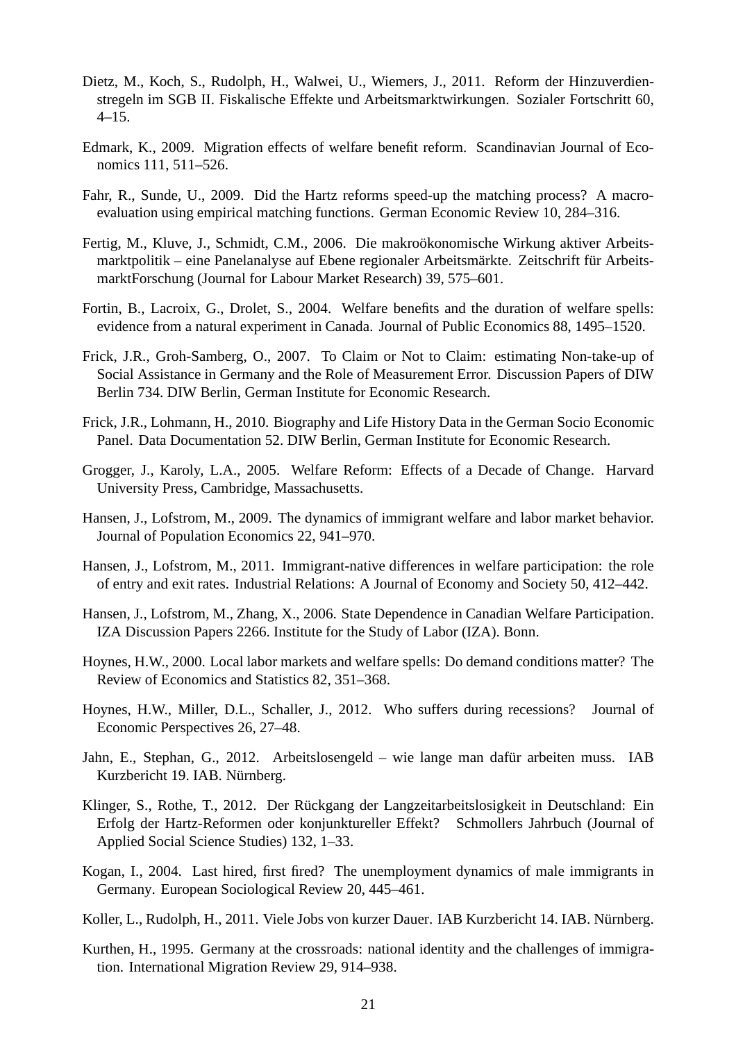Dietz, M., Koch, S., Rudolph, H., Walwei, U., Wiemers, J., 2011. Reform der Hinzuverdienstregeln im SGB II. Fiskalische Effekte und Arbeitsmarktwirkungen. Sozialer Fortschritt 60, 4–15.

Edmark, K., 2009. Migration effects of welfare benefit reform. Scandinavian Journal of Economics 111, 511–526.

Fahr, R., Sunde, U., 2009. Did the Hartz reforms speed-up the matching process? A macro-evaluation using empirical matching functions. German Economic Review 10, 284–316.

Fertig, M., Kluve, J., Schmidt, C.M., 2006. Die makroökonomische Wirkung aktiver Arbeitsmarktpolitik – eine Panelanalyse auf Ebene regionaler Arbeitsmärkte. Zeitschrift für ArbeitsmarktForschung (Journal for Labour Market Research) 39, 575–601.

Fortin, B., Lacroix, G., Drolet, S., 2004. Welfare benefits and the duration of welfare spells: evidence from a natural experiment in Canada. Journal of Public Economics 88, 1495–1520.

Frick, J.R., Groh-Samberg, O., 2007. To Claim or Not to Claim: estimating Non-take-up of Social Assistance in Germany and the Role of Measurement Error. Discussion Papers of DIW Berlin 734. DIW Berlin, German Institute for Economic Research.

Frick, J.R., Lohmann, H., 2010. Biography and Life History Data in the German Socio Economic Panel. Data Documentation 52. DIW Berlin, German Institute for Economic Research.

Grogger, J., Karoly, L.A., 2005. Welfare Reform: Effects of a Decade of Change. Harvard University Press, Cambridge, Massachusetts.

Hansen, J., Lofstrom, M., 2009. The dynamics of immigrant welfare and labor market behavior. Journal of Population Economics 22, 941–970.

Hansen, J., Lofstrom, M., 2011. Immigrant-native differences in welfare participation: the role of entry and exit rates. Industrial Relations: A Journal of Economy and Society 50, 412–442.

Hansen, J., Lofstrom, M., Zhang, X., 2006. State Dependence in Canadian Welfare Participation. IZA Discussion Papers 2266. Institute for the Study of Labor (IZA). Bonn.

Hoynes, H.W., 2000. Local labor markets and welfare spells: Do demand conditions matter? The Review of Economics and Statistics 82, 351–368.

Hoynes, H.W., Miller, D.L., Schaller, J., 2012. Who suffers during recessions? Journal of Economic Perspectives 26, 27–48.

Jahn, E., Stephan, G., 2012. Arbeitslosengeld – wie lange man dafür arbeiten muss. IAB Kurzbericht 19. IAB. Nürnberg.

Klinger, S., Rothe, T., 2012. Der Rückgang der Langzeitarbeitslosigkeit in Deutschland: Ein Erfolg der Hartz-Reformen oder konjunktureller Effekt? Schmollers Jahrbuch (Journal of Applied Social Science Studies) 132, 1–33.

Kogan, I., 2004. Last hired, first fired? The unemployment dynamics of male immigrants in Germany. European Sociological Review 20, 445–461.

Koller, L., Rudolph, H., 2011. Viele Jobs von kurzer Dauer. IAB Kurzbericht 14. IAB. Nürnberg.

Kurthen, H., 1995. Germany at the crossroads: national identity and the challenges of immigration. International Migration Review 29, 914–938.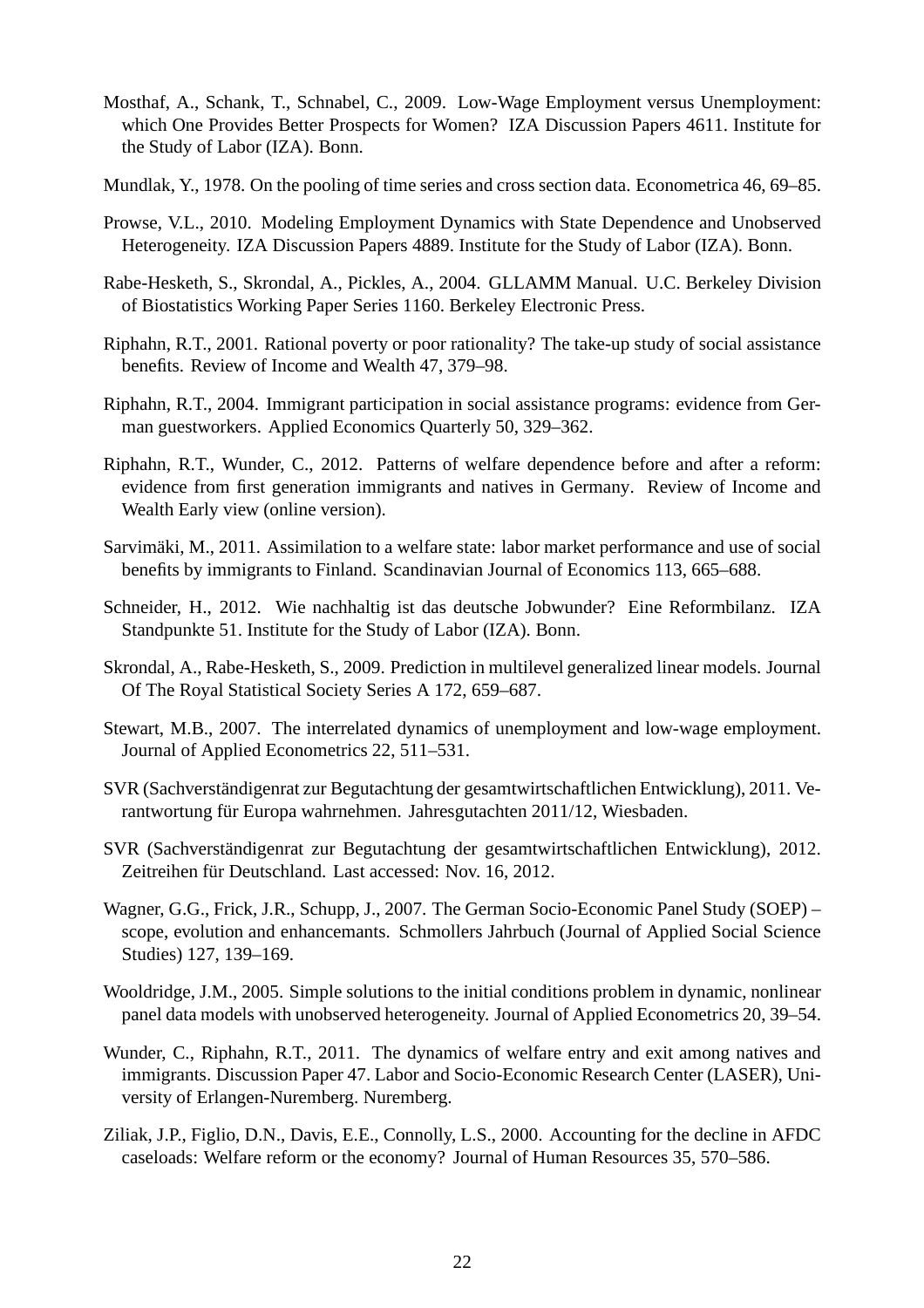Mosthaf, A., Schank, T., Schnabel, C., 2009. Low-Wage Employment versus Unemployment: which One Provides Better Prospects for Women? IZA Discussion Papers 4611. Institute for the Study of Labor (IZA). Bonn.

Mundlak, Y., 1978. On the pooling of time series and cross section data. Econometrica 46, 69–85.

Prowse, V.L., 2010. Modeling Employment Dynamics with State Dependence and Unobserved Heterogeneity. IZA Discussion Papers 4889. Institute for the Study of Labor (IZA). Bonn.

Rabe-Hesketh, S., Skrondal, A., Pickles, A., 2004. GLLAMM Manual. U.C. Berkeley Division of Biostatistics Working Paper Series 1160. Berkeley Electronic Press.

Riphahn, R.T., 2001. Rational poverty or poor rationality? The take-up study of social assistance benefits. Review of Income and Wealth 47, 379–98.

Riphahn, R.T., 2004. Immigrant participation in social assistance programs: evidence from German guestworkers. Applied Economics Quarterly 50, 329–362.

Riphahn, R.T., Wunder, C., 2012. Patterns of welfare dependence before and after a reform: evidence from first generation immigrants and natives in Germany. Review of Income and Wealth Early view (online version).

Sarvimäki, M., 2011. Assimilation to a welfare state: labor market performance and use of social benefits by immigrants to Finland. Scandinavian Journal of Economics 113, 665–688.

Schneider, H., 2012. Wie nachhaltig ist das deutsche Jobwunder? Eine Reformbilanz. IZA Standpunkte 51. Institute for the Study of Labor (IZA). Bonn.

Skrondal, A., Rabe-Hesketh, S., 2009. Prediction in multilevel generalized linear models. Journal Of The Royal Statistical Society Series A 172, 659–687.

Stewart, M.B., 2007. The interrelated dynamics of unemployment and low-wage employment. Journal of Applied Econometrics 22, 511–531.

SVR (Sachverständigenrat zur Begutachtung der gesamtwirtschaftlichen Entwicklung), 2011. Verantwortung für Europa wahrnehmen. Jahresgutachten 2011/12, Wiesbaden.

SVR (Sachverständigenrat zur Begutachtung der gesamtwirtschaftlichen Entwicklung), 2012. Zeitreihen für Deutschland. Last accessed: Nov. 16, 2012.

Wagner, G.G., Frick, J.R., Schupp, J., 2007. The German Socio-Economic Panel Study (SOEP) – scope, evolution and enhancemants. Schmollers Jahrbuch (Journal of Applied Social Science Studies) 127, 139–169.

Wooldridge, J.M., 2005. Simple solutions to the initial conditions problem in dynamic, nonlinear panel data models with unobserved heterogeneity. Journal of Applied Econometrics 20, 39–54.

Wunder, C., Riphahn, R.T., 2011. The dynamics of welfare entry and exit among natives and immigrants. Discussion Paper 47. Labor and Socio-Economic Research Center (LASER), University of Erlangen-Nuremberg. Nuremberg.

Ziliak, J.P., Figlio, D.N., Davis, E.E., Connolly, L.S., 2000. Accounting for the decline in AFDC caseloads: Welfare reform or the economy? Journal of Human Resources 35, 570–586.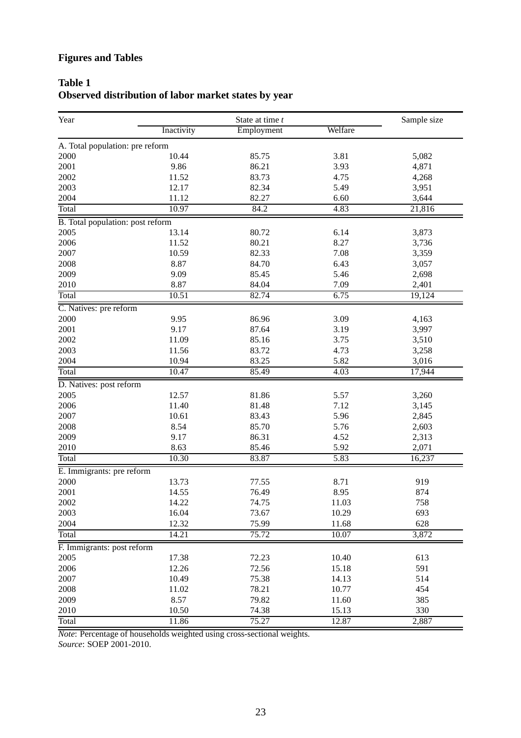# Figures and Tables

## Table 1
## Observed distribution of labor market states by year

| Year | State at time $t$ | | | Sample size |
|---|---|---|---|---|
| | Inactivity | Employment | Welfare | |
| A. Total population: pre reform | | | | |
| 2000 | 10.44 | 85.75 | 3.81 | 5,082 |
| 2001 | 9.86 | 86.21 | 3.93 | 4,871 |
| 2002 | 11.52 | 83.73 | 4.75 | 4,268 |
| 2003 | 12.17 | 82.34 | 5.49 | 3,951 |
| 2004 | 11.12 | 82.27 | 6.60 | 3,644 |
| Total | 10.97 | 84.2 | 4.83 | 21,816 |
| B. Total population: post reform | | | | |
| 2005 | 13.14 | 80.72 | 6.14 | 3,873 |
| 2006 | 11.52 | 80.21 | 8.27 | 3,736 |
| 2007 | 10.59 | 82.33 | 7.08 | 3,359 |
| 2008 | 8.87 | 84.70 | 6.43 | 3,057 |
| 2009 | 9.09 | 85.45 | 5.46 | 2,698 |
| 2010 | 8.87 | 84.04 | 7.09 | 2,401 |
| Total | 10.51 | 82.74 | 6.75 | 19,124 |
| C. Natives: pre reform | | | | |
| 2000 | 9.95 | 86.96 | 3.09 | 4,163 |
| 2001 | 9.17 | 87.64 | 3.19 | 3,997 |
| 2002 | 11.09 | 85.16 | 3.75 | 3,510 |
| 2003 | 11.56 | 83.72 | 4.73 | 3,258 |
| 2004 | 10.94 | 83.25 | 5.82 | 3,016 |
| Total | 10.47 | 85.49 | 4.03 | 17,944 |
| D. Natives: post reform | | | | |
| 2005 | 12.57 | 81.86 | 5.57 | 3,260 |
| 2006 | 11.40 | 81.48 | 7.12 | 3,145 |
| 2007 | 10.61 | 83.43 | 5.96 | 2,845 |
| 2008 | 8.54 | 85.70 | 5.76 | 2,603 |
| 2009 | 9.17 | 86.31 | 4.52 | 2,313 |
| 2010 | 8.63 | 85.46 | 5.92 | 2,071 |
| Total | 10.30 | 83.87 | 5.83 | 16,237 |
| E. Immigrants: pre reform | | | | |
| 2000 | 13.73 | 77.55 | 8.71 | 919 |
| 2001 | 14.55 | 76.49 | 8.95 | 874 |
| 2002 | 14.22 | 74.75 | 11.03 | 758 |
| 2003 | 16.04 | 73.67 | 10.29 | 693 |
| 2004 | 12.32 | 75.99 | 11.68 | 628 |
| Total | 14.21 | 75.72 | 10.07 | 3,872 |
| F. Immigrants: post reform | | | | |
| 2005 | 17.38 | 72.23 | 10.40 | 613 |
| 2006 | 12.26 | 72.56 | 15.18 | 591 |
| 2007 | 10.49 | 75.38 | 14.13 | 514 |
| 2008 | 11.02 | 78.21 | 10.77 | 454 |
| 2009 | 8.57 | 79.82 | 11.60 | 385 |
| 2010 | 10.50 | 74.38 | 15.13 | 330 |
| Total | 11.86 | 75.27 | 12.87 | 2,887 |

*Note*: Percentage of households weighted using cross-sectional weights.
*Source*: SOEP 2001-2010.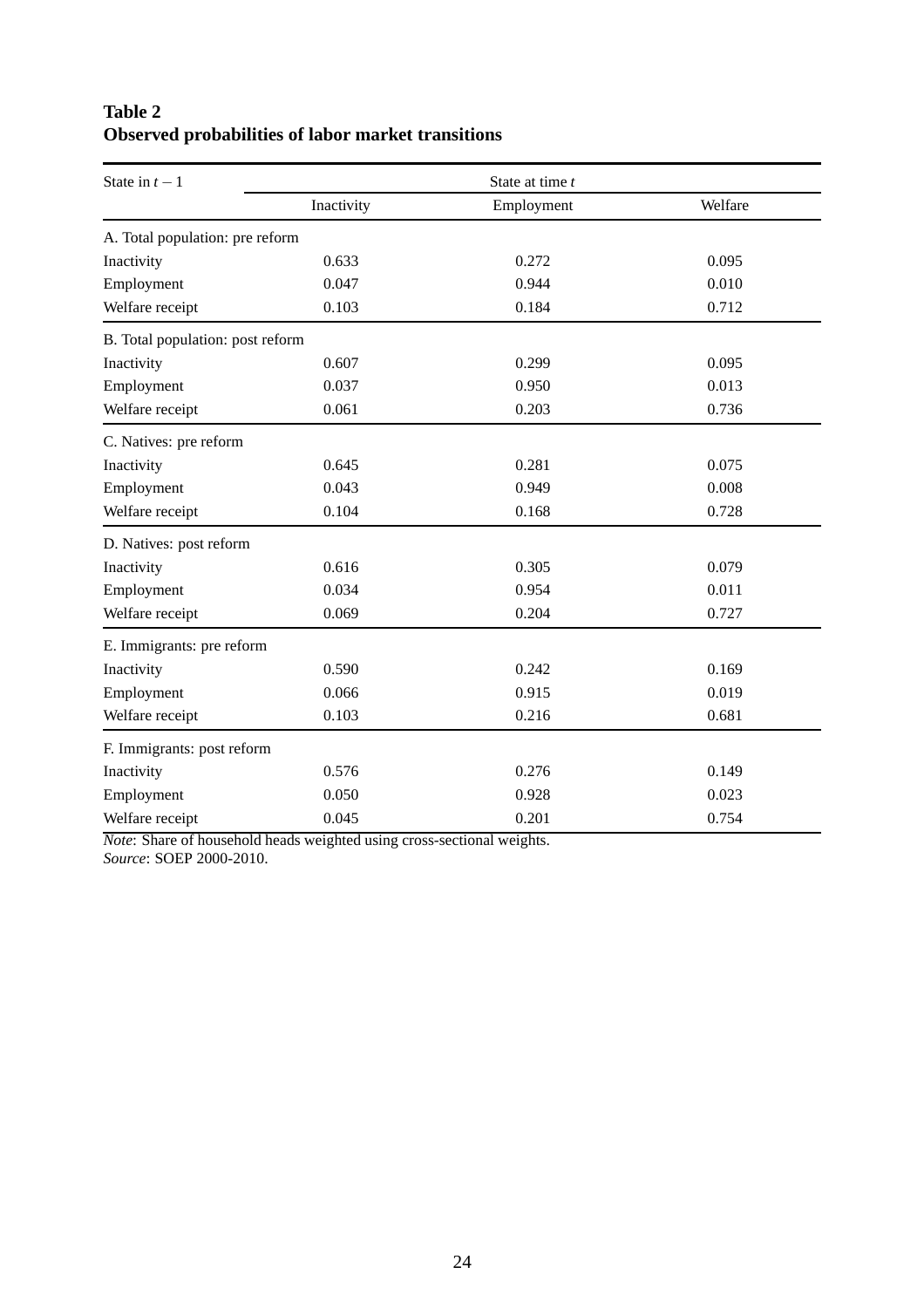**Table 2**
**Observed probabilities of labor market transitions**

| State in $t-1$ | State at time $t$ | | |
|---|---|---|---|
| | Inactivity | Employment | Welfare |
| A. Total population: pre reform | | | |
| Inactivity | 0.633 | 0.272 | 0.095 |
| Employment | 0.047 | 0.944 | 0.010 |
| Welfare receipt | 0.103 | 0.184 | 0.712 |
| B. Total population: post reform | | | |
| Inactivity | 0.607 | 0.299 | 0.095 |
| Employment | 0.037 | 0.950 | 0.013 |
| Welfare receipt | 0.061 | 0.203 | 0.736 |
| C. Natives: pre reform | | | |
| Inactivity | 0.645 | 0.281 | 0.075 |
| Employment | 0.043 | 0.949 | 0.008 |
| Welfare receipt | 0.104 | 0.168 | 0.728 |
| D. Natives: post reform | | | |
| Inactivity | 0.616 | 0.305 | 0.079 |
| Employment | 0.034 | 0.954 | 0.011 |
| Welfare receipt | 0.069 | 0.204 | 0.727 |
| E. Immigrants: pre reform | | | |
| Inactivity | 0.590 | 0.242 | 0.169 |
| Employment | 0.066 | 0.915 | 0.019 |
| Welfare receipt | 0.103 | 0.216 | 0.681 |
| F. Immigrants: post reform | | | |
| Inactivity | 0.576 | 0.276 | 0.149 |
| Employment | 0.050 | 0.928 | 0.023 |
| Welfare receipt | 0.045 | 0.201 | 0.754 |

*Note*: Share of household heads weighted using cross-sectional weights.
*Source*: SOEP 2000-2010.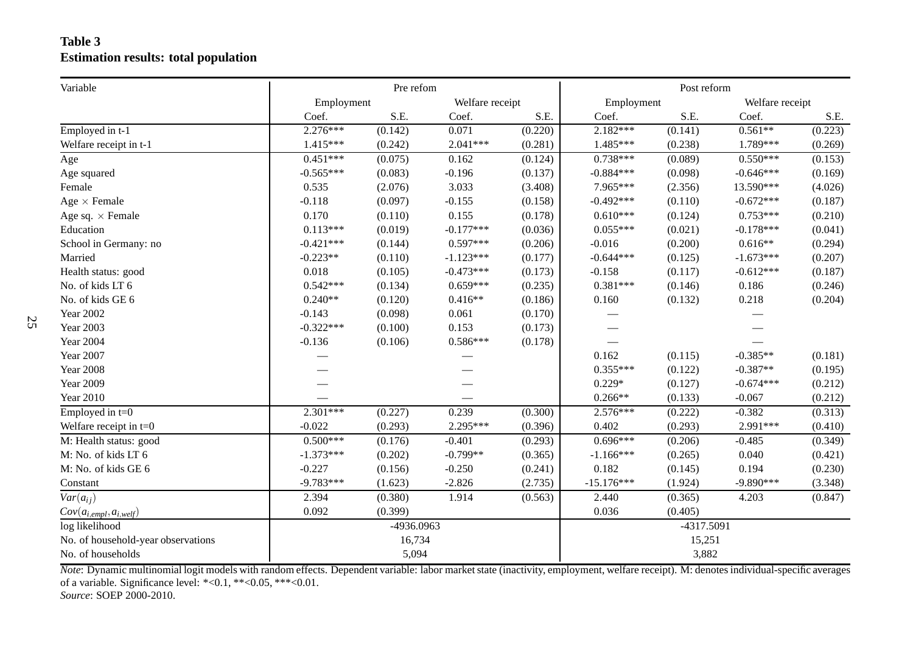**Table 3**
**Estimation results: total population**

| Variable | Pre refom | | | | Post reform | | | |
|---|---|---|---|---|---|---|---|---|
| | Employment | | Welfare receipt | | Employment | | Welfare receipt | |
| | Coef. | S.E. | Coef. | S.E. | Coef. | S.E. | Coef. | S.E. |
| Employed in t-1 | 2.276*** | (0.142) | 0.071 | (0.220) | 2.182*** | (0.141) | 0.561** | (0.223) |
| Welfare receipt in t-1 | 1.415*** | (0.242) | 2.041*** | (0.281) | 1.485*** | (0.238) | 1.789*** | (0.269) |
| Age | 0.451*** | (0.075) | 0.162 | (0.124) | 0.738*** | (0.089) | 0.550*** | (0.153) |
| Age squared | -0.565*** | (0.083) | -0.196 | (0.137) | -0.884*** | (0.098) | -0.646*** | (0.169) |
| Female | 0.535 | (2.076) | 3.033 | (3.408) | 7.965*** | (2.356) | 13.590*** | (4.026) |
| Age × Female | -0.118 | (0.097) | -0.155 | (0.158) | -0.492*** | (0.110) | -0.672*** | (0.187) |
| Age sq. × Female | 0.170 | (0.110) | 0.155 | (0.178) | 0.610*** | (0.124) | 0.753*** | (0.210) |
| Education | 0.113*** | (0.019) | -0.177*** | (0.036) | 0.055*** | (0.021) | -0.178*** | (0.041) |
| School in Germany: no | -0.421*** | (0.144) | 0.597*** | (0.206) | -0.016 | (0.200) | 0.616** | (0.294) |
| Married | -0.223** | (0.110) | -1.123*** | (0.177) | -0.644*** | (0.125) | -1.673*** | (0.207) |
| Health status: good | 0.018 | (0.105) | -0.473*** | (0.173) | -0.158 | (0.117) | -0.612*** | (0.187) |
| No. of kids LT 6 | 0.542*** | (0.134) | 0.659*** | (0.235) | 0.381*** | (0.146) | 0.186 | (0.246) |
| No. of kids GE 6 | 0.240** | (0.120) | 0.416** | (0.186) | 0.160 | (0.132) | 0.218 | (0.204) |
| Year 2002 | -0.143 | (0.098) | 0.061 | (0.170) | — | | — | |
| Year 2003 | -0.322*** | (0.100) | 0.153 | (0.173) | — | | — | |
| Year 2004 | -0.136 | (0.106) | 0.586*** | (0.178) | — | | — | |
| Year 2007 | — | | — | | 0.162 | (0.115) | -0.385** | (0.181) |
| Year 2008 | — | | — | | 0.355*** | (0.122) | -0.387** | (0.195) |
| Year 2009 | — | | — | | 0.229* | (0.127) | -0.674*** | (0.212) |
| Year 2010 | — | | — | | 0.266** | (0.133) | -0.067 | (0.212) |
| Employed in t=0 | 2.301*** | (0.227) | 0.239 | (0.300) | 2.576*** | (0.222) | -0.382 | (0.313) |
| Welfare receipt in t=0 | -0.022 | (0.293) | 2.295*** | (0.396) | 0.402 | (0.293) | 2.991*** | (0.410) |
| M: Health status: good | 0.500*** | (0.176) | -0.401 | (0.293) | 0.696*** | (0.206) | -0.485 | (0.349) |
| M: No. of kids LT 6 | -1.373*** | (0.202) | -0.799** | (0.365) | -1.166*** | (0.265) | 0.040 | (0.421) |
| M: No. of kids GE 6 | -0.227 | (0.156) | -0.250 | (0.241) | 0.182 | (0.145) | 0.194 | (0.230) |
| Constant | -9.783*** | (1.623) | -2.826 | (2.735) | -15.176*** | (1.924) | -9.890*** | (3.348) |
| $Var(a_{ij})$ | 2.394 | (0.380) | 1.914 | (0.563) | 2.440 | (0.365) | 4.203 | (0.847) |
| $Cov(a_{i,empl}, a_{i,welf})$ | 0.092 | (0.399) | | | 0.036 | (0.405) | | |
| log likelihood | -4936.0963 | | | | -4317.5091 | | | |
| No. of household-year observations | 16,734 | | | | 15,251 | | | |
| No. of households | 5,094 | | | | 3,882 | | | |

*Note*: Dynamic multinomial logit models with random effects. Dependent variable: labor market state (inactivity, employment, welfare receipt). M: denotes individual-specific averages of a variable. Significance level: *<0.1, **<0.05, ***<0.01.
*Source*: SOEP 2000-2010.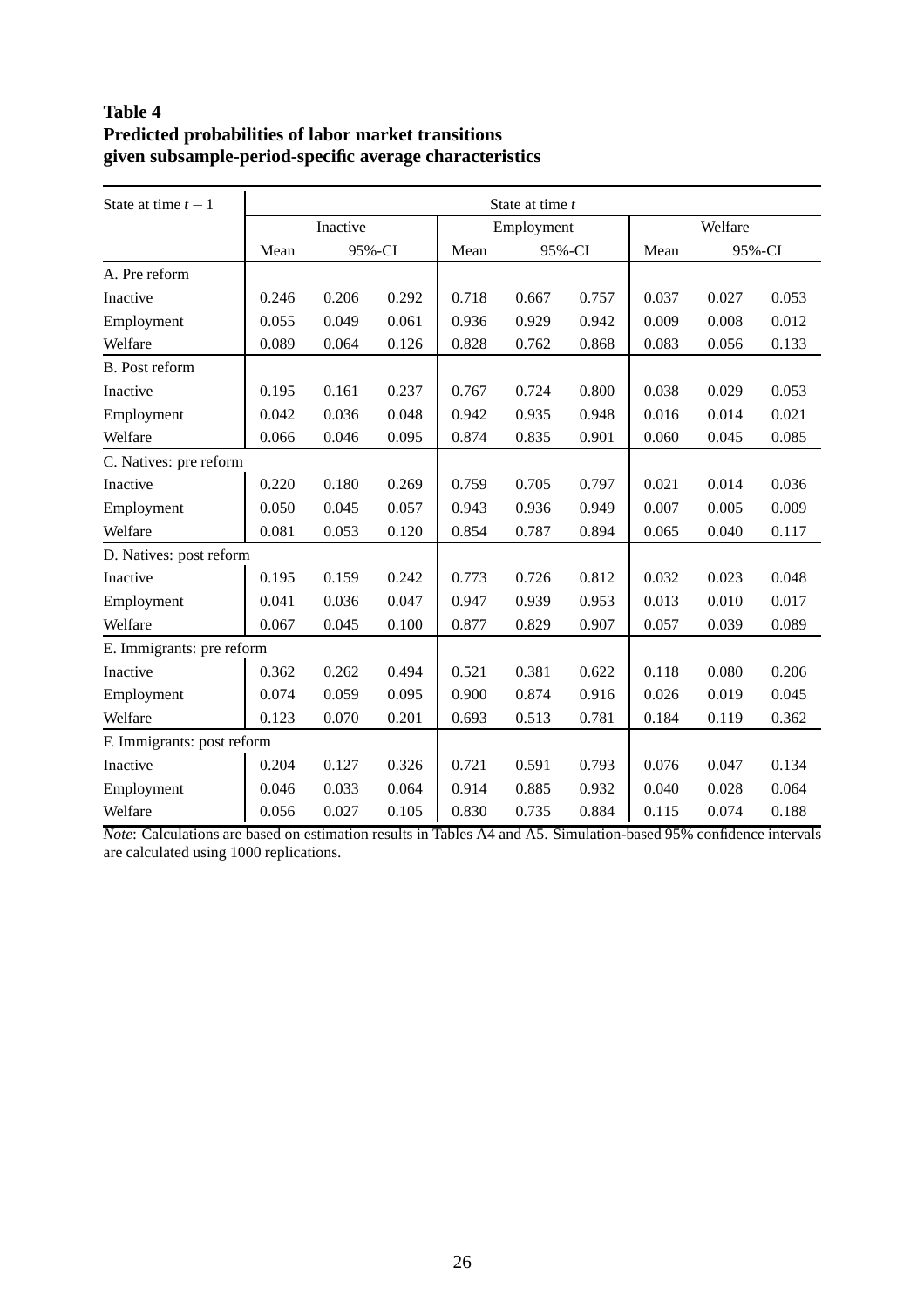**Table 4**
**Predicted probabilities of labor market transitions given subsample-period-specific average characteristics**

| State at time $t-1$ | State at time $t$ | | | | | | | | |
|---|---|---|---|---|---|---|---|---|---|
| | Inactive | | | Employment | | | Welfare | | |
| | Mean | 95%-CI | | Mean | 95%-CI | | Mean | 95%-CI | |
| A. Pre reform | | | | | | | | | |
| Inactive | 0.246 | 0.206 | 0.292 | 0.718 | 0.667 | 0.757 | 0.037 | 0.027 | 0.053 |
| Employment | 0.055 | 0.049 | 0.061 | 0.936 | 0.929 | 0.942 | 0.009 | 0.008 | 0.012 |
| Welfare | 0.089 | 0.064 | 0.126 | 0.828 | 0.762 | 0.868 | 0.083 | 0.056 | 0.133 |
| B. Post reform | | | | | | | | | |
| Inactive | 0.195 | 0.161 | 0.237 | 0.767 | 0.724 | 0.800 | 0.038 | 0.029 | 0.053 |
| Employment | 0.042 | 0.036 | 0.048 | 0.942 | 0.935 | 0.948 | 0.016 | 0.014 | 0.021 |
| Welfare | 0.066 | 0.046 | 0.095 | 0.874 | 0.835 | 0.901 | 0.060 | 0.045 | 0.085 |
| C. Natives: pre reform | | | | | | | | | |
| Inactive | 0.220 | 0.180 | 0.269 | 0.759 | 0.705 | 0.797 | 0.021 | 0.014 | 0.036 |
| Employment | 0.050 | 0.045 | 0.057 | 0.943 | 0.936 | 0.949 | 0.007 | 0.005 | 0.009 |
| Welfare | 0.081 | 0.053 | 0.120 | 0.854 | 0.787 | 0.894 | 0.065 | 0.040 | 0.117 |
| D. Natives: post reform | | | | | | | | | |
| Inactive | 0.195 | 0.159 | 0.242 | 0.773 | 0.726 | 0.812 | 0.032 | 0.023 | 0.048 |
| Employment | 0.041 | 0.036 | 0.047 | 0.947 | 0.939 | 0.953 | 0.013 | 0.010 | 0.017 |
| Welfare | 0.067 | 0.045 | 0.100 | 0.877 | 0.829 | 0.907 | 0.057 | 0.039 | 0.089 |
| E. Immigrants: pre reform | | | | | | | | | |
| Inactive | 0.362 | 0.262 | 0.494 | 0.521 | 0.381 | 0.622 | 0.118 | 0.080 | 0.206 |
| Employment | 0.074 | 0.059 | 0.095 | 0.900 | 0.874 | 0.916 | 0.026 | 0.019 | 0.045 |
| Welfare | 0.123 | 0.070 | 0.201 | 0.693 | 0.513 | 0.781 | 0.184 | 0.119 | 0.362 |
| F. Immigrants: post reform | | | | | | | | | |
| Inactive | 0.204 | 0.127 | 0.326 | 0.721 | 0.591 | 0.793 | 0.076 | 0.047 | 0.134 |
| Employment | 0.046 | 0.033 | 0.064 | 0.914 | 0.885 | 0.932 | 0.040 | 0.028 | 0.064 |
| Welfare | 0.056 | 0.027 | 0.105 | 0.830 | 0.735 | 0.884 | 0.115 | 0.074 | 0.188 |

*Note*: Calculations are based on estimation results in Tables A4 and A5. Simulation-based 95% confidence intervals are calculated using 1000 replications.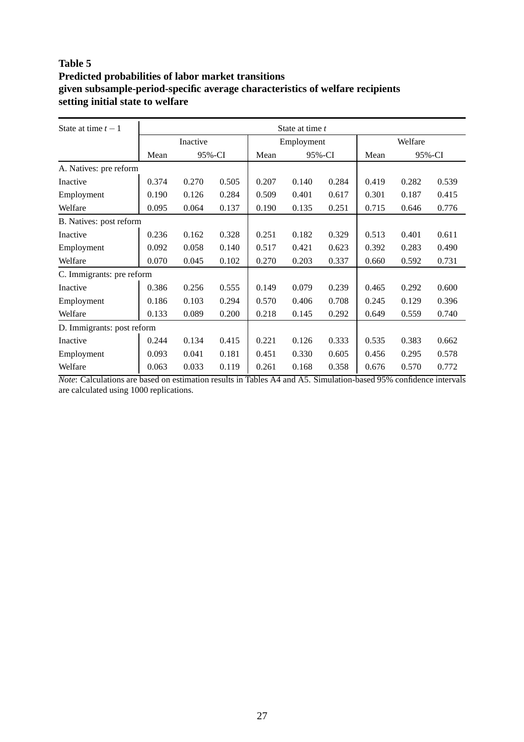**Table 5**
**Predicted probabilities of labor market transitions**
**given subsample-period-specific average characteristics of welfare recipients**
**setting initial state to welfare**

| State at time $t-1$ | State at time $t$ | | | | | | | | |
|---|---|---|---|---|---|---|---|---|---|
| | Inactive | | | Employment | | | Welfare | | |
| | Mean | 95%-CI | | Mean | 95%-CI | | Mean | 95%-CI | |
| A. Natives: pre reform | | | | | | | | | |
| Inactive | 0.374 | 0.270 | 0.505 | 0.207 | 0.140 | 0.284 | 0.419 | 0.282 | 0.539 |
| Employment | 0.190 | 0.126 | 0.284 | 0.509 | 0.401 | 0.617 | 0.301 | 0.187 | 0.415 |
| Welfare | 0.095 | 0.064 | 0.137 | 0.190 | 0.135 | 0.251 | 0.715 | 0.646 | 0.776 |
| B. Natives: post reform | | | | | | | | | |
| Inactive | 0.236 | 0.162 | 0.328 | 0.251 | 0.182 | 0.329 | 0.513 | 0.401 | 0.611 |
| Employment | 0.092 | 0.058 | 0.140 | 0.517 | 0.421 | 0.623 | 0.392 | 0.283 | 0.490 |
| Welfare | 0.070 | 0.045 | 0.102 | 0.270 | 0.203 | 0.337 | 0.660 | 0.592 | 0.731 |
| C. Immigrants: pre reform | | | | | | | | | |
| Inactive | 0.386 | 0.256 | 0.555 | 0.149 | 0.079 | 0.239 | 0.465 | 0.292 | 0.600 |
| Employment | 0.186 | 0.103 | 0.294 | 0.570 | 0.406 | 0.708 | 0.245 | 0.129 | 0.396 |
| Welfare | 0.133 | 0.089 | 0.200 | 0.218 | 0.145 | 0.292 | 0.649 | 0.559 | 0.740 |
| D. Immigrants: post reform | | | | | | | | | |
| Inactive | 0.244 | 0.134 | 0.415 | 0.221 | 0.126 | 0.333 | 0.535 | 0.383 | 0.662 |
| Employment | 0.093 | 0.041 | 0.181 | 0.451 | 0.330 | 0.605 | 0.456 | 0.295 | 0.578 |
| Welfare | 0.063 | 0.033 | 0.119 | 0.261 | 0.168 | 0.358 | 0.676 | 0.570 | 0.772 |

*Note*: Calculations are based on estimation results in Tables A4 and A5. Simulation-based 95% confidence intervals are calculated using 1000 replications.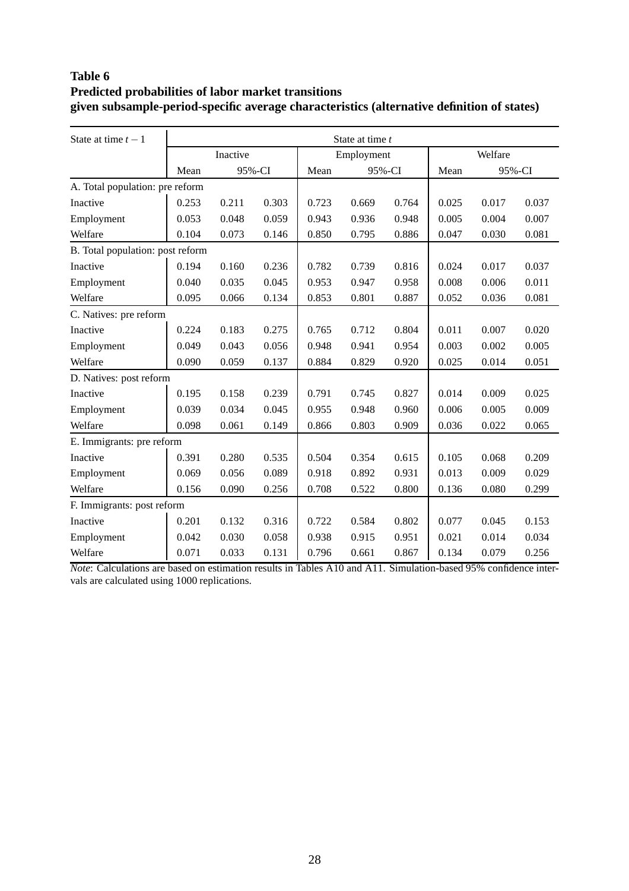**Table 6**
**Predicted probabilities of labor market transitions**
**given subsample-period-specific average characteristics (alternative definition of states)**

| State at time $t-1$ | State at time $t$ | | | | | | | | |
|---|---|---|---|---|---|---|---|---|---|
| | Inactive | | | Employment | | | Welfare | | |
| | Mean | 95%-CI | | Mean | 95%-CI | | Mean | 95%-CI | |
| A. Total population: pre reform | | | | | | | | | |
| Inactive | 0.253 | 0.211 | 0.303 | 0.723 | 0.669 | 0.764 | 0.025 | 0.017 | 0.037 |
| Employment | 0.053 | 0.048 | 0.059 | 0.943 | 0.936 | 0.948 | 0.005 | 0.004 | 0.007 |
| Welfare | 0.104 | 0.073 | 0.146 | 0.850 | 0.795 | 0.886 | 0.047 | 0.030 | 0.081 |
| B. Total population: post reform | | | | | | | | | |
| Inactive | 0.194 | 0.160 | 0.236 | 0.782 | 0.739 | 0.816 | 0.024 | 0.017 | 0.037 |
| Employment | 0.040 | 0.035 | 0.045 | 0.953 | 0.947 | 0.958 | 0.008 | 0.006 | 0.011 |
| Welfare | 0.095 | 0.066 | 0.134 | 0.853 | 0.801 | 0.887 | 0.052 | 0.036 | 0.081 |
| C. Natives: pre reform | | | | | | | | | |
| Inactive | 0.224 | 0.183 | 0.275 | 0.765 | 0.712 | 0.804 | 0.011 | 0.007 | 0.020 |
| Employment | 0.049 | 0.043 | 0.056 | 0.948 | 0.941 | 0.954 | 0.003 | 0.002 | 0.005 |
| Welfare | 0.090 | 0.059 | 0.137 | 0.884 | 0.829 | 0.920 | 0.025 | 0.014 | 0.051 |
| D. Natives: post reform | | | | | | | | | |
| Inactive | 0.195 | 0.158 | 0.239 | 0.791 | 0.745 | 0.827 | 0.014 | 0.009 | 0.025 |
| Employment | 0.039 | 0.034 | 0.045 | 0.955 | 0.948 | 0.960 | 0.006 | 0.005 | 0.009 |
| Welfare | 0.098 | 0.061 | 0.149 | 0.866 | 0.803 | 0.909 | 0.036 | 0.022 | 0.065 |
| E. Immigrants: pre reform | | | | | | | | | |
| Inactive | 0.391 | 0.280 | 0.535 | 0.504 | 0.354 | 0.615 | 0.105 | 0.068 | 0.209 |
| Employment | 0.069 | 0.056 | 0.089 | 0.918 | 0.892 | 0.931 | 0.013 | 0.009 | 0.029 |
| Welfare | 0.156 | 0.090 | 0.256 | 0.708 | 0.522 | 0.800 | 0.136 | 0.080 | 0.299 |
| F. Immigrants: post reform | | | | | | | | | |
| Inactive | 0.201 | 0.132 | 0.316 | 0.722 | 0.584 | 0.802 | 0.077 | 0.045 | 0.153 |
| Employment | 0.042 | 0.030 | 0.058 | 0.938 | 0.915 | 0.951 | 0.021 | 0.014 | 0.034 |
| Welfare | 0.071 | 0.033 | 0.131 | 0.796 | 0.661 | 0.867 | 0.134 | 0.079 | 0.256 |

*Note*: Calculations are based on estimation results in Tables A10 and A11. Simulation-based 95% confidence intervals are calculated using 1000 replications.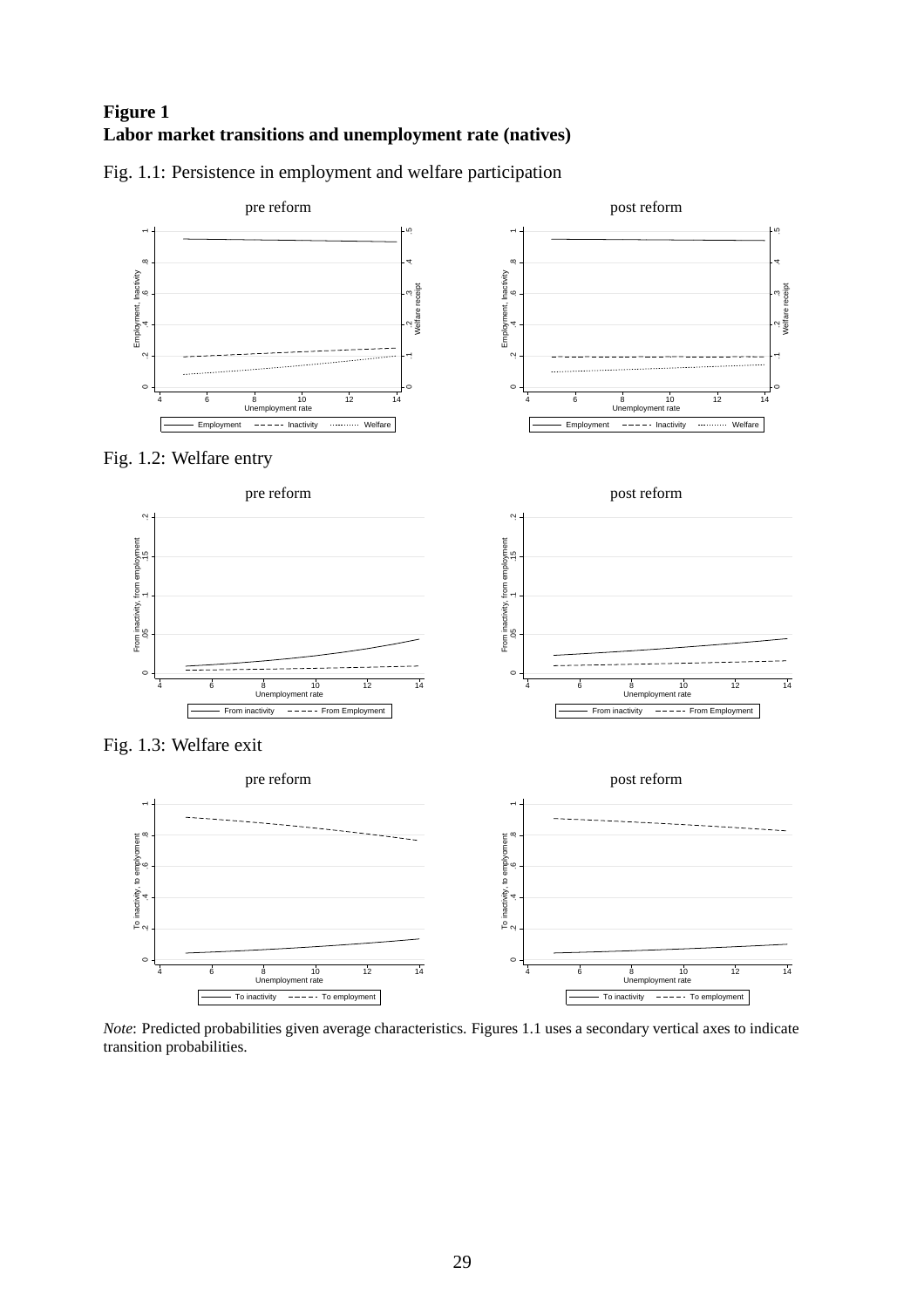**Figure 1**
**Labor market transitions and unemployment rate (natives)**

Fig. 1.1: Persistence in employment and welfare participation

Fig. 1.2: Welfare entry

Fig. 1.3: Welfare exit

*Note*: Predicted probabilities given average characteristics. Figures 1.1 uses a secondary vertical axes to indicate transition probabilities.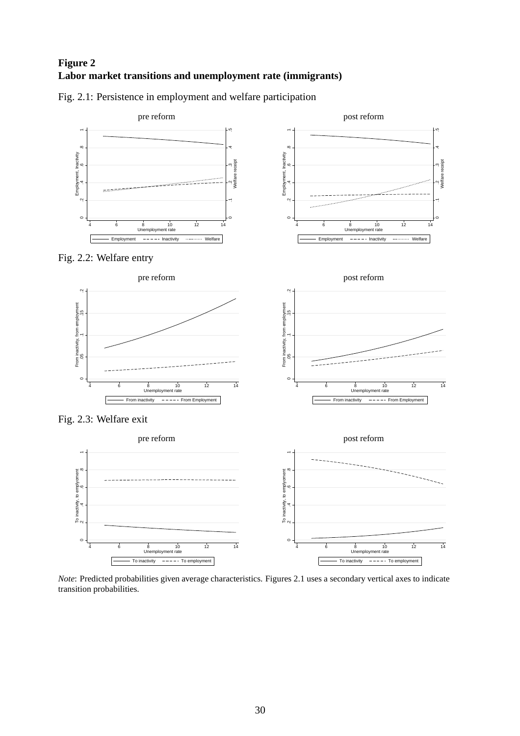**Figure 2**
**Labor market transitions and unemployment rate (immigrants)**

Fig. 2.1: Persistence in employment and welfare participation

Fig. 2.2: Welfare entry

Fig. 2.3: Welfare exit

*Note*: Predicted probabilities given average characteristics. Figures 2.1 uses a secondary vertical axes to indicate transition probabilities.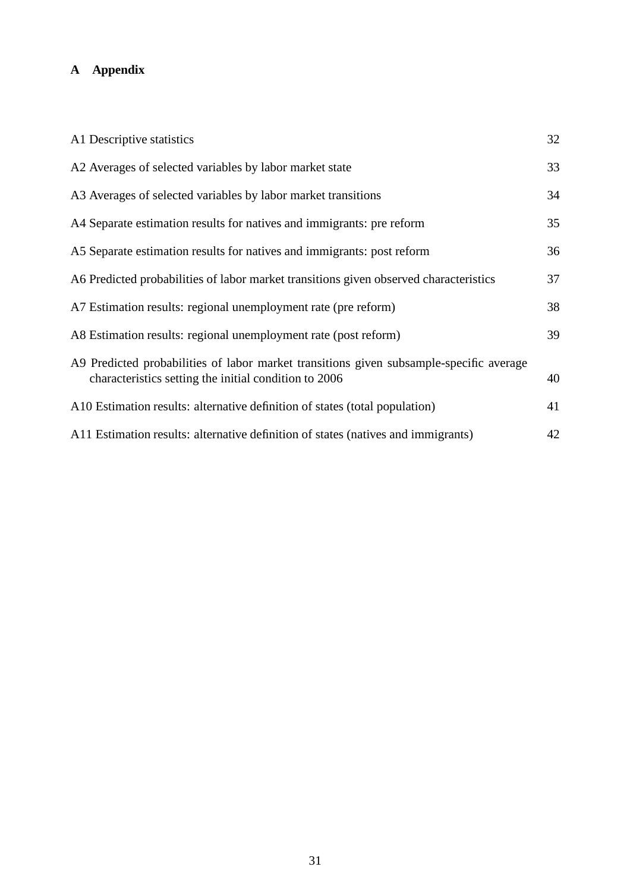# A Appendix

| | |
|---|---|
| A1 Descriptive statistics | 32 |
| A2 Averages of selected variables by labor market state | 33 |
| A3 Averages of selected variables by labor market transitions | 34 |
| A4 Separate estimation results for natives and immigrants: pre reform | 35 |
| A5 Separate estimation results for natives and immigrants: post reform | 36 |
| A6 Predicted probabilities of labor market transitions given observed characteristics | 37 |
| A7 Estimation results: regional unemployment rate (pre reform) | 38 |
| A8 Estimation results: regional unemployment rate (post reform) | 39 |
| A9 Predicted probabilities of labor market transitions given subsample-specific average characteristics setting the initial condition to 2006 | 40 |
| A10 Estimation results: alternative definition of states (total population) | 41 |
| A11 Estimation results: alternative definition of states (natives and immigrants) | 42 |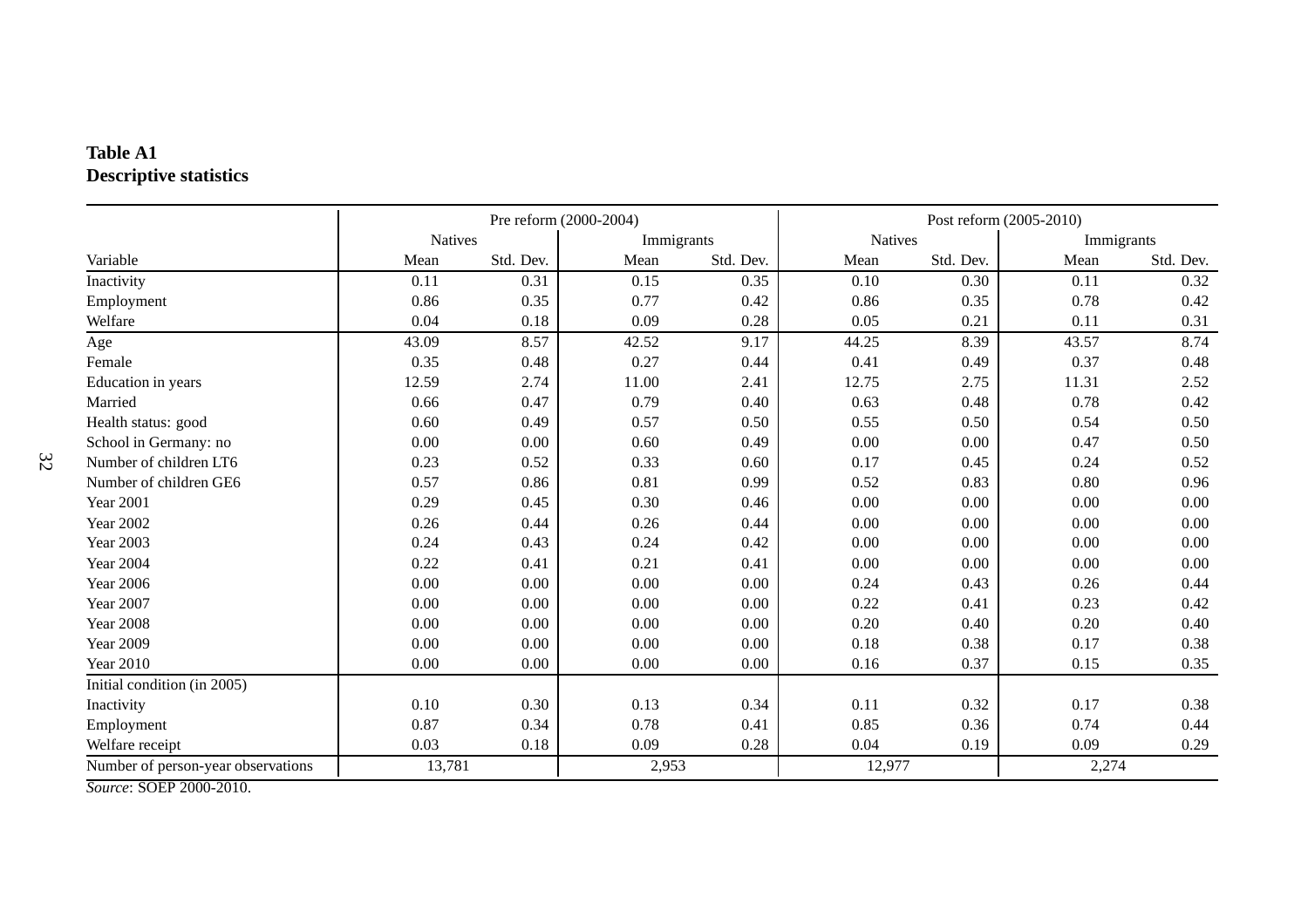**Table A1**
**Descriptive statistics**

| | Pre reform (2000-2004) | | | | Post reform (2005-2010) | | | |
|---|---|---|---|---|---|---|---|---|
| | Natives | | Immigrants | | Natives | | Immigrants | |
| Variable | Mean | Std. Dev. | Mean | Std. Dev. | Mean | Std. Dev. | Mean | Std. Dev. |
| Inactivity | 0.11 | 0.31 | 0.15 | 0.35 | 0.10 | 0.30 | 0.11 | 0.32 |
| Employment | 0.86 | 0.35 | 0.77 | 0.42 | 0.86 | 0.35 | 0.78 | 0.42 |
| Welfare | 0.04 | 0.18 | 0.09 | 0.28 | 0.05 | 0.21 | 0.11 | 0.31 |
| Age | 43.09 | 8.57 | 42.52 | 9.17 | 44.25 | 8.39 | 43.57 | 8.74 |
| Female | 0.35 | 0.48 | 0.27 | 0.44 | 0.41 | 0.49 | 0.37 | 0.48 |
| Education in years | 12.59 | 2.74 | 11.00 | 2.41 | 12.75 | 2.75 | 11.31 | 2.52 |
| Married | 0.66 | 0.47 | 0.79 | 0.40 | 0.63 | 0.48 | 0.78 | 0.42 |
| Health status: good | 0.60 | 0.49 | 0.57 | 0.50 | 0.55 | 0.50 | 0.54 | 0.50 |
| School in Germany: no | 0.00 | 0.00 | 0.60 | 0.49 | 0.00 | 0.00 | 0.47 | 0.50 |
| Number of children LT6 | 0.23 | 0.52 | 0.33 | 0.60 | 0.17 | 0.45 | 0.24 | 0.52 |
| Number of children GE6 | 0.57 | 0.86 | 0.81 | 0.99 | 0.52 | 0.83 | 0.80 | 0.96 |
| Year 2001 | 0.29 | 0.45 | 0.30 | 0.46 | 0.00 | 0.00 | 0.00 | 0.00 |
| Year 2002 | 0.26 | 0.44 | 0.26 | 0.44 | 0.00 | 0.00 | 0.00 | 0.00 |
| Year 2003 | 0.24 | 0.43 | 0.24 | 0.42 | 0.00 | 0.00 | 0.00 | 0.00 |
| Year 2004 | 0.22 | 0.41 | 0.21 | 0.41 | 0.00 | 0.00 | 0.00 | 0.00 |
| Year 2006 | 0.00 | 0.00 | 0.00 | 0.00 | 0.24 | 0.43 | 0.26 | 0.44 |
| Year 2007 | 0.00 | 0.00 | 0.00 | 0.00 | 0.22 | 0.41 | 0.23 | 0.42 |
| Year 2008 | 0.00 | 0.00 | 0.00 | 0.00 | 0.20 | 0.40 | 0.20 | 0.40 |
| Year 2009 | 0.00 | 0.00 | 0.00 | 0.00 | 0.18 | 0.38 | 0.17 | 0.38 |
| Year 2010 | 0.00 | 0.00 | 0.00 | 0.00 | 0.16 | 0.37 | 0.15 | 0.35 |
| Initial condition (in 2005) | | | | | | | | |
| Inactivity | 0.10 | 0.30 | 0.13 | 0.34 | 0.11 | 0.32 | 0.17 | 0.38 |
| Employment | 0.87 | 0.34 | 0.78 | 0.41 | 0.85 | 0.36 | 0.74 | 0.44 |
| Welfare receipt | 0.03 | 0.18 | 0.09 | 0.28 | 0.04 | 0.19 | 0.09 | 0.29 |
| Number of person-year observations | 13,781 | | 2,953 | | 12,977 | | 2,274 | |

*Source*: SOEP 2000-2010.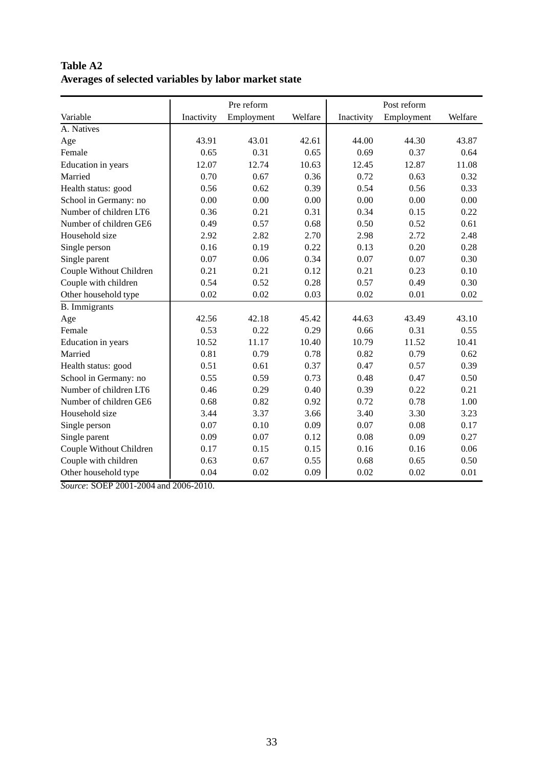**Table A2**
**Averages of selected variables by labor market state**

| | Pre reform | | | Post reform | | |
|---|---|---|---|---|---|---|
| Variable | Inactivity | Employment | Welfare | Inactivity | Employment | Welfare |
| A. Natives | | | | | | |
| Age | 43.91 | 43.01 | 42.61 | 44.00 | 44.30 | 43.87 |
| Female | 0.65 | 0.31 | 0.65 | 0.69 | 0.37 | 0.64 |
| Education in years | 12.07 | 12.74 | 10.63 | 12.45 | 12.87 | 11.08 |
| Married | 0.70 | 0.67 | 0.36 | 0.72 | 0.63 | 0.32 |
| Health status: good | 0.56 | 0.62 | 0.39 | 0.54 | 0.56 | 0.33 |
| School in Germany: no | 0.00 | 0.00 | 0.00 | 0.00 | 0.00 | 0.00 |
| Number of children LT6 | 0.36 | 0.21 | 0.31 | 0.34 | 0.15 | 0.22 |
| Number of children GE6 | 0.49 | 0.57 | 0.68 | 0.50 | 0.52 | 0.61 |
| Household size | 2.92 | 2.82 | 2.70 | 2.98 | 2.72 | 2.48 |
| Single person | 0.16 | 0.19 | 0.22 | 0.13 | 0.20 | 0.28 |
| Single parent | 0.07 | 0.06 | 0.34 | 0.07 | 0.07 | 0.30 |
| Couple Without Children | 0.21 | 0.21 | 0.12 | 0.21 | 0.23 | 0.10 |
| Couple with children | 0.54 | 0.52 | 0.28 | 0.57 | 0.49 | 0.30 |
| Other household type | 0.02 | 0.02 | 0.03 | 0.02 | 0.01 | 0.02 |
| B. Immigrants | | | | | | |
| Age | 42.56 | 42.18 | 45.42 | 44.63 | 43.49 | 43.10 |
| Female | 0.53 | 0.22 | 0.29 | 0.66 | 0.31 | 0.55 |
| Education in years | 10.52 | 11.17 | 10.40 | 10.79 | 11.52 | 10.41 |
| Married | 0.81 | 0.79 | 0.78 | 0.82 | 0.79 | 0.62 |
| Health status: good | 0.51 | 0.61 | 0.37 | 0.47 | 0.57 | 0.39 |
| School in Germany: no | 0.55 | 0.59 | 0.73 | 0.48 | 0.47 | 0.50 |
| Number of children LT6 | 0.46 | 0.29 | 0.40 | 0.39 | 0.22 | 0.21 |
| Number of children GE6 | 0.68 | 0.82 | 0.92 | 0.72 | 0.78 | 1.00 |
| Household size | 3.44 | 3.37 | 3.66 | 3.40 | 3.30 | 3.23 |
| Single person | 0.07 | 0.10 | 0.09 | 0.07 | 0.08 | 0.17 |
| Single parent | 0.09 | 0.07 | 0.12 | 0.08 | 0.09 | 0.27 |
| Couple Without Children | 0.17 | 0.15 | 0.15 | 0.16 | 0.16 | 0.06 |
| Couple with children | 0.63 | 0.67 | 0.55 | 0.68 | 0.65 | 0.50 |
| Other household type | 0.04 | 0.02 | 0.09 | 0.02 | 0.02 | 0.01 |

*Source*: SOEP 2001-2004 and 2006-2010.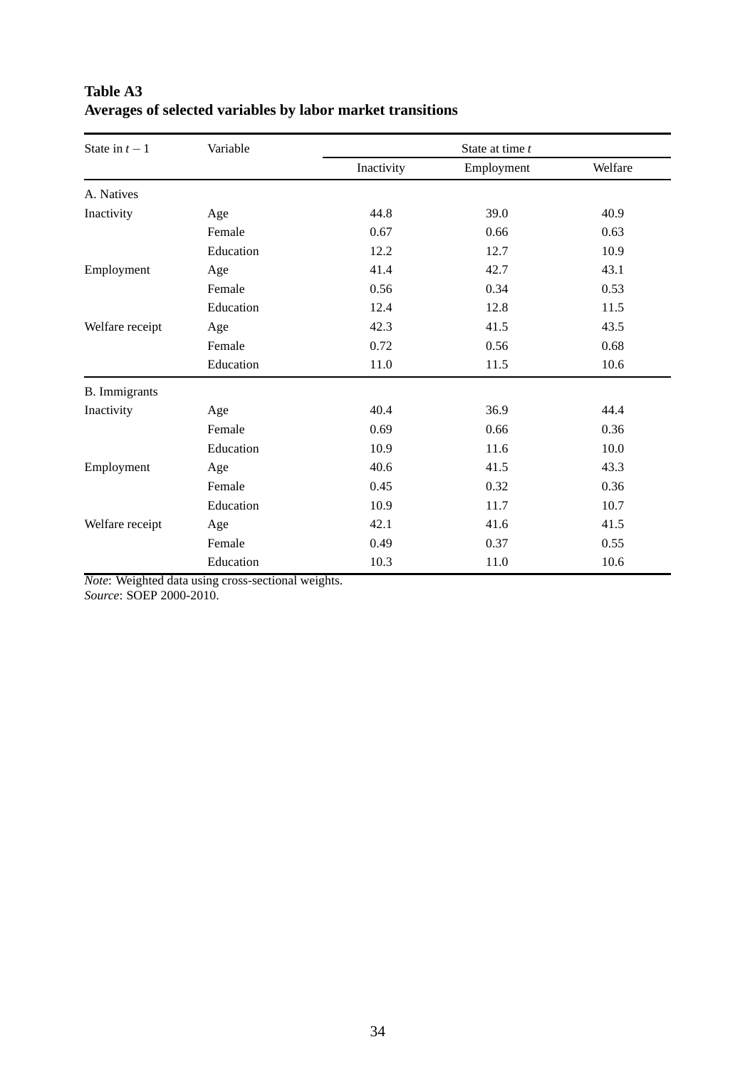**Table A3**
**Averages of selected variables by labor market transitions**

| State in $t-1$ | Variable | State at time $t$ | | |
|---|---|---|---|---|
| | | Inactivity | Employment | Welfare |
| A. Natives | | | | |
| Inactivity | Age | 44.8 | 39.0 | 40.9 |
| | Female | 0.67 | 0.66 | 0.63 |
| | Education | 12.2 | 12.7 | 10.9 |
| Employment | Age | 41.4 | 42.7 | 43.1 |
| | Female | 0.56 | 0.34 | 0.53 |
| | Education | 12.4 | 12.8 | 11.5 |
| Welfare receipt | Age | 42.3 | 41.5 | 43.5 |
| | Female | 0.72 | 0.56 | 0.68 |
| | Education | 11.0 | 11.5 | 10.6 |
| B. Immigrants | | | | |
| Inactivity | Age | 40.4 | 36.9 | 44.4 |
| | Female | 0.69 | 0.66 | 0.36 |
| | Education | 10.9 | 11.6 | 10.0 |
| Employment | Age | 40.6 | 41.5 | 43.3 |
| | Female | 0.45 | 0.32 | 0.36 |
| | Education | 10.9 | 11.7 | 10.7 |
| Welfare receipt | Age | 42.1 | 41.6 | 41.5 |
| | Female | 0.49 | 0.37 | 0.55 |
| | Education | 10.3 | 11.0 | 10.6 |

*Note*: Weighted data using cross-sectional weights.
*Source*: SOEP 2000-2010.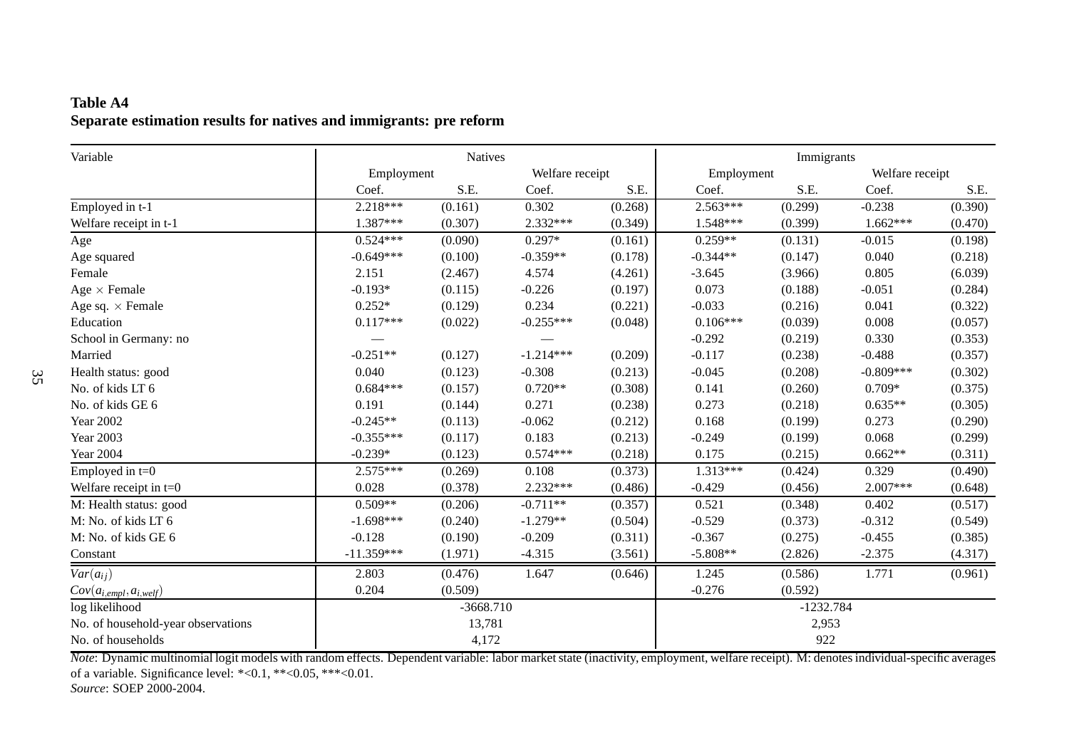**Table A4**
**Separate estimation results for natives and immigrants: pre reform**

| Variable | Natives | | | | Immigrants | | | |
|---|---|---|---|---|---|---|---|---|
| | Employment | | Welfare receipt | | Employment | | Welfare receipt | |
| | Coef. | S.E. | Coef. | S.E. | Coef. | S.E. | Coef. | S.E. |
| Employed in t-1 | 2.218*** | (0.161) | 0.302 | (0.268) | 2.563*** | (0.299) | -0.238 | (0.390) |
| Welfare receipt in t-1 | 1.387*** | (0.307) | 2.332*** | (0.349) | 1.548*** | (0.399) | 1.662*** | (0.470) |
| Age | 0.524*** | (0.090) | 0.297* | (0.161) | 0.259** | (0.131) | -0.015 | (0.198) |
| Age squared | -0.649*** | (0.100) | -0.359** | (0.178) | -0.344** | (0.147) | 0.040 | (0.218) |
| Female | 2.151 | (2.467) | 4.574 | (4.261) | -3.645 | (3.966) | 0.805 | (6.039) |
| Age × Female | -0.193* | (0.115) | -0.226 | (0.197) | 0.073 | (0.188) | -0.051 | (0.284) |
| Age sq. × Female | 0.252* | (0.129) | 0.234 | (0.221) | -0.033 | (0.216) | 0.041 | (0.322) |
| Education | 0.117*** | (0.022) | -0.255*** | (0.048) | 0.106*** | (0.039) | 0.008 | (0.057) |
| School in Germany: no | — | | — | | -0.292 | (0.219) | 0.330 | (0.353) |
| Married | -0.251** | (0.127) | -1.214*** | (0.209) | -0.117 | (0.238) | -0.488 | (0.357) |
| Health status: good | 0.040 | (0.123) | -0.308 | (0.213) | -0.045 | (0.208) | -0.809*** | (0.302) |
| No. of kids LT 6 | 0.684*** | (0.157) | 0.720** | (0.308) | 0.141 | (0.260) | 0.709* | (0.375) |
| No. of kids GE 6 | 0.191 | (0.144) | 0.271 | (0.238) | 0.273 | (0.218) | 0.635** | (0.305) |
| Year 2002 | -0.245** | (0.113) | -0.062 | (0.212) | 0.168 | (0.199) | 0.273 | (0.290) |
| Year 2003 | -0.355*** | (0.117) | 0.183 | (0.213) | -0.249 | (0.199) | 0.068 | (0.299) |
| Year 2004 | -0.239* | (0.123) | 0.574*** | (0.218) | 0.175 | (0.215) | 0.662** | (0.311) |
| Employed in t=0 | 2.575*** | (0.269) | 0.108 | (0.373) | 1.313*** | (0.424) | 0.329 | (0.490) |
| Welfare receipt in t=0 | 0.028 | (0.378) | 2.232*** | (0.486) | -0.429 | (0.456) | 2.007*** | (0.648) |
| M: Health status: good | 0.509** | (0.206) | -0.711** | (0.357) | 0.521 | (0.348) | 0.402 | (0.517) |
| M: No. of kids LT 6 | -1.698*** | (0.240) | -1.279** | (0.504) | -0.529 | (0.373) | -0.312 | (0.549) |
| M: No. of kids GE 6 | -0.128 | (0.190) | -0.209 | (0.311) | -0.367 | (0.275) | -0.455 | (0.385) |
| Constant | -11.359*** | (1.971) | -4.315 | (3.561) | -5.808** | (2.826) | -2.375 | (4.317) |
| $Var(a_{ij})$ | 2.803 | (0.476) | 1.647 | (0.646) | 1.245 | (0.586) | 1.771 | (0.961) |
| $Cov(a_{i,empl}, a_{i,welf})$ | 0.204 | (0.509) | | | -0.276 | (0.592) | | |
| log likelihood | -3668.710 | | | | -1232.784 | | | |
| No. of household-year observations | 13,781 | | | | 2,953 | | | |
| No. of households | 4,172 | | | | 922 | | | |

*Note*: Dynamic multinomial logit models with random effects. Dependent variable: labor market state (inactivity, employment, welfare receipt). M: denotes individual-specific averages of a variable. Significance level: *<0.1, **<0.05, ***<0.01.
*Source*: SOEP 2000-2004.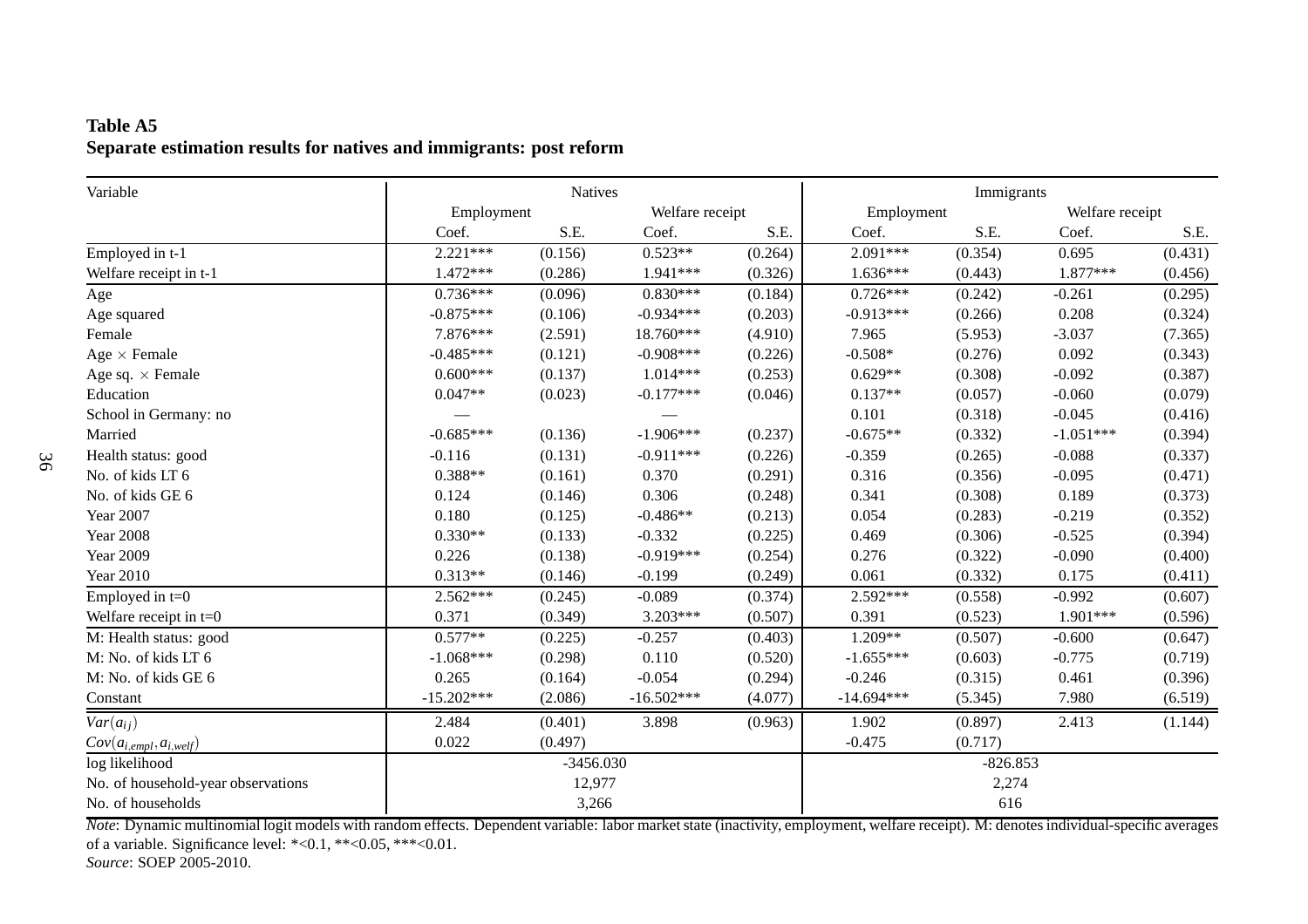**Table A5**
**Separate estimation results for natives and immigrants: post reform**

| Variable | Natives | | | | Immigrants | | | |
|---|---|---|---|---|---|---|---|---|
| | Employment | | Welfare receipt | | Employment | | Welfare receipt | |
| | Coef. | S.E. | Coef. | S.E. | Coef. | S.E. | Coef. | S.E. |
| Employed in t-1 | 2.221*** | (0.156) | 0.523** | (0.264) | 2.091*** | (0.354) | 0.695 | (0.431) |
| Welfare receipt in t-1 | 1.472*** | (0.286) | 1.941*** | (0.326) | 1.636*** | (0.443) | 1.877*** | (0.456) |
| Age | 0.736*** | (0.096) | 0.830*** | (0.184) | 0.726*** | (0.242) | -0.261 | (0.295) |
| Age squared | -0.875*** | (0.106) | -0.934*** | (0.203) | -0.913*** | (0.266) | 0.208 | (0.324) |
| Female | 7.876*** | (2.591) | 18.760*** | (4.910) | 7.965 | (5.953) | -3.037 | (7.365) |
| Age × Female | -0.485*** | (0.121) | -0.908*** | (0.226) | -0.508* | (0.276) | 0.092 | (0.343) |
| Age sq. × Female | 0.600*** | (0.137) | 1.014*** | (0.253) | 0.629** | (0.308) | -0.092 | (0.387) |
| Education | 0.047** | (0.023) | -0.177*** | (0.046) | 0.137** | (0.057) | -0.060 | (0.079) |
| School in Germany: no | — | | — | | 0.101 | (0.318) | -0.045 | (0.416) |
| Married | -0.685*** | (0.136) | -1.906*** | (0.237) | -0.675** | (0.332) | -1.051*** | (0.394) |
| Health status: good | -0.116 | (0.131) | -0.911*** | (0.226) | -0.359 | (0.265) | -0.088 | (0.337) |
| No. of kids LT 6 | 0.388** | (0.161) | 0.370 | (0.291) | 0.316 | (0.356) | -0.095 | (0.471) |
| No. of kids GE 6 | 0.124 | (0.146) | 0.306 | (0.248) | 0.341 | (0.308) | 0.189 | (0.373) |
| Year 2007 | 0.180 | (0.125) | -0.486** | (0.213) | 0.054 | (0.283) | -0.219 | (0.352) |
| Year 2008 | 0.330** | (0.133) | -0.332 | (0.225) | 0.469 | (0.306) | -0.525 | (0.394) |
| Year 2009 | 0.226 | (0.138) | -0.919*** | (0.254) | 0.276 | (0.322) | -0.090 | (0.400) |
| Year 2010 | 0.313** | (0.146) | -0.199 | (0.249) | 0.061 | (0.332) | 0.175 | (0.411) |
| Employed in t=0 | 2.562*** | (0.245) | -0.089 | (0.374) | 2.592*** | (0.558) | -0.992 | (0.607) |
| Welfare receipt in t=0 | 0.371 | (0.349) | 3.203*** | (0.507) | 0.391 | (0.523) | 1.901*** | (0.596) |
| M: Health status: good | 0.577** | (0.225) | -0.257 | (0.403) | 1.209** | (0.507) | -0.600 | (0.647) |
| M: No. of kids LT 6 | -1.068*** | (0.298) | 0.110 | (0.520) | -1.655*** | (0.603) | -0.775 | (0.719) |
| M: No. of kids GE 6 | 0.265 | (0.164) | -0.054 | (0.294) | -0.246 | (0.315) | 0.461 | (0.396) |
| Constant | -15.202*** | (2.086) | -16.502*** | (4.077) | -14.694*** | (5.345) | 7.980 | (6.519) |
| $Var(a_{ij})$ | 2.484 | (0.401) | 3.898 | (0.963) | 1.902 | (0.897) | 2.413 | (1.144) |
| $Cov(a_{i,empl}, a_{i,welf})$ | 0.022 | (0.497) | | | -0.475 | (0.717) | | |
| log likelihood | -3456.030 | | | | -826.853 | | | |
| No. of household-year observations | 12,977 | | | | 2,274 | | | |
| No. of households | 3,266 | | | | 616 | | | |

*Note*: Dynamic multinomial logit models with random effects. Dependent variable: labor market state (inactivity, employment, welfare receipt). M: denotes individual-specific averages of a variable. Significance level: *<0.1, **<0.05, ***<0.01.
*Source*: SOEP 2005-2010.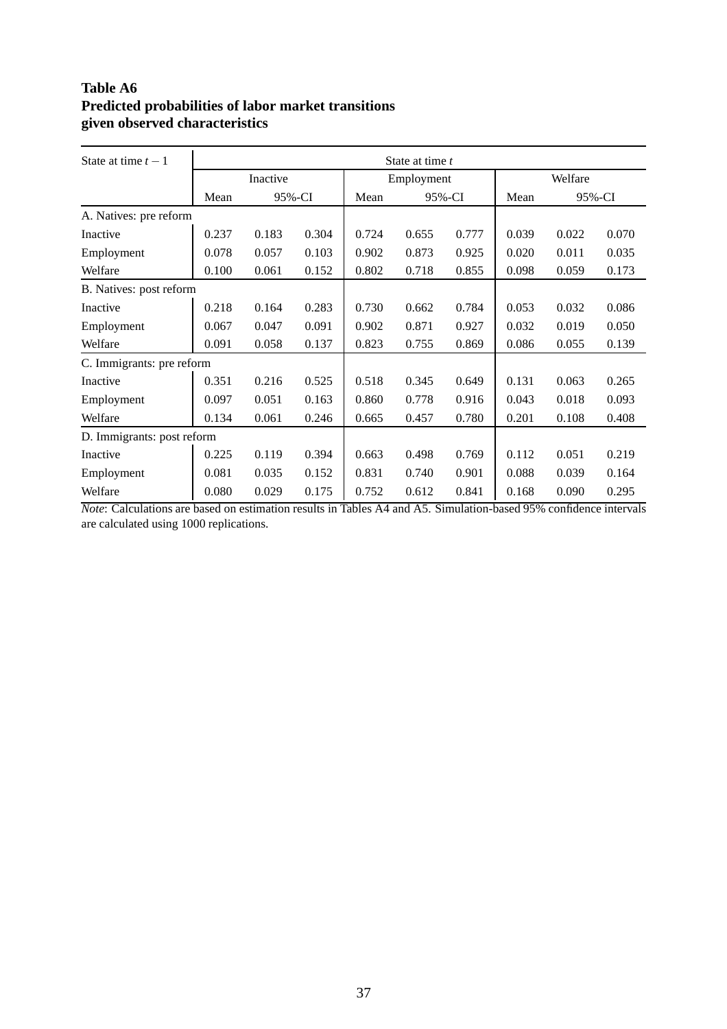**Table A6**
**Predicted probabilities of labor market transitions given observed characteristics**

| State at time $t-1$ | State at time $t$ | | | | | | | | |
|---|---|---|---|---|---|---|---|---|---|
| | Inactive | | | Employment | | | Welfare | | |
| | Mean | 95%-CI | | Mean | 95%-CI | | Mean | 95%-CI | |
| A. Natives: pre reform | | | | | | | | | |
| Inactive | 0.237 | 0.183 | 0.304 | 0.724 | 0.655 | 0.777 | 0.039 | 0.022 | 0.070 |
| Employment | 0.078 | 0.057 | 0.103 | 0.902 | 0.873 | 0.925 | 0.020 | 0.011 | 0.035 |
| Welfare | 0.100 | 0.061 | 0.152 | 0.802 | 0.718 | 0.855 | 0.098 | 0.059 | 0.173 |
| B. Natives: post reform | | | | | | | | | |
| Inactive | 0.218 | 0.164 | 0.283 | 0.730 | 0.662 | 0.784 | 0.053 | 0.032 | 0.086 |
| Employment | 0.067 | 0.047 | 0.091 | 0.902 | 0.871 | 0.927 | 0.032 | 0.019 | 0.050 |
| Welfare | 0.091 | 0.058 | 0.137 | 0.823 | 0.755 | 0.869 | 0.086 | 0.055 | 0.139 |
| C. Immigrants: pre reform | | | | | | | | | |
| Inactive | 0.351 | 0.216 | 0.525 | 0.518 | 0.345 | 0.649 | 0.131 | 0.063 | 0.265 |
| Employment | 0.097 | 0.051 | 0.163 | 0.860 | 0.778 | 0.916 | 0.043 | 0.018 | 0.093 |
| Welfare | 0.134 | 0.061 | 0.246 | 0.665 | 0.457 | 0.780 | 0.201 | 0.108 | 0.408 |
| D. Immigrants: post reform | | | | | | | | | |
| Inactive | 0.225 | 0.119 | 0.394 | 0.663 | 0.498 | 0.769 | 0.112 | 0.051 | 0.219 |
| Employment | 0.081 | 0.035 | 0.152 | 0.831 | 0.740 | 0.901 | 0.088 | 0.039 | 0.164 |
| Welfare | 0.080 | 0.029 | 0.175 | 0.752 | 0.612 | 0.841 | 0.168 | 0.090 | 0.295 |

*Note*: Calculations are based on estimation results in Tables A4 and A5. Simulation-based 95% confidence intervals are calculated using 1000 replications.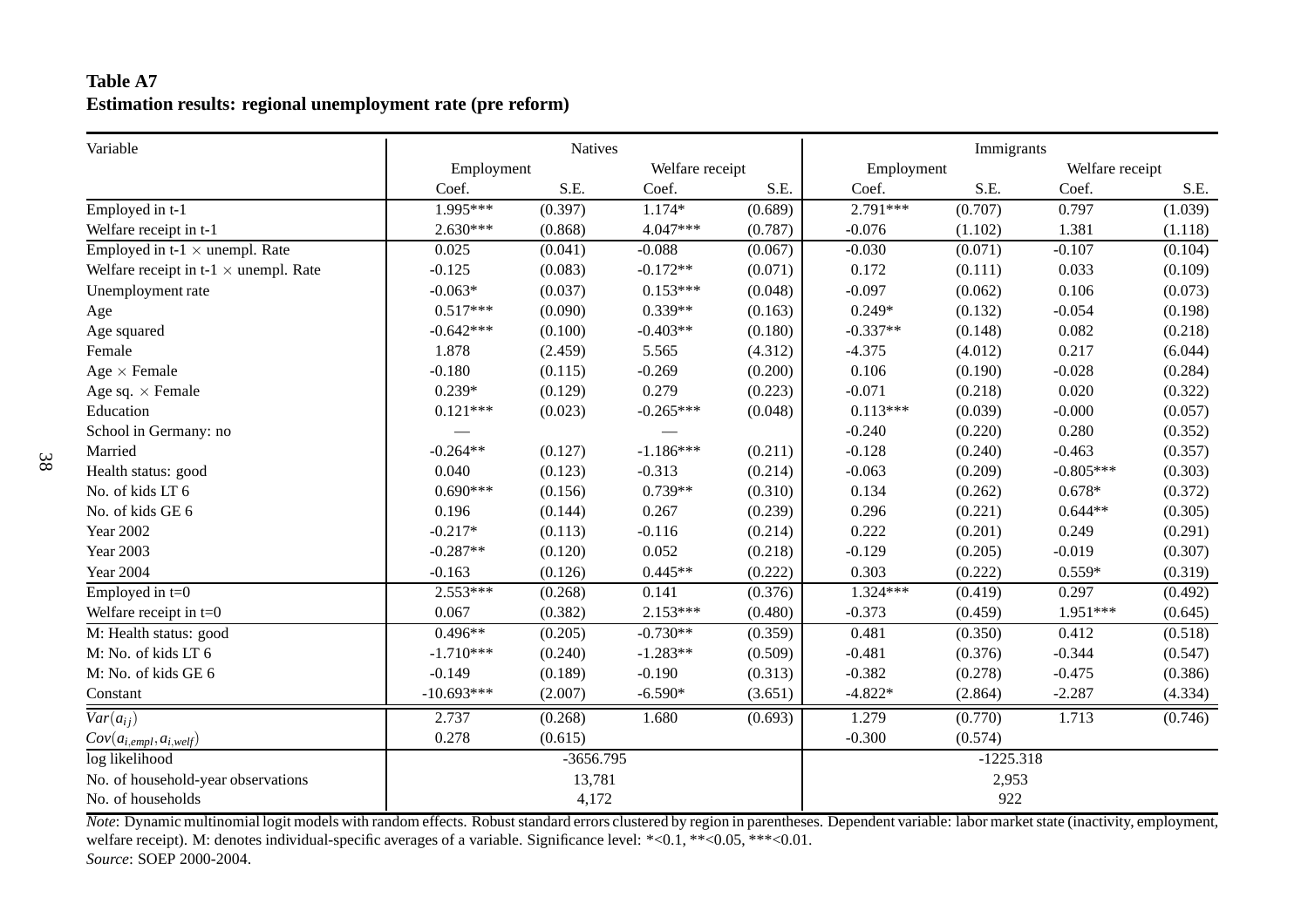**Table A7**
**Estimation results: regional unemployment rate (pre reform)**

| Variable | Natives | | | | Immigrants | | | |
|---|---|---|---|---|---|---|---|---|
| | Employment | | Welfare receipt | | Employment | | Welfare receipt | |
| | Coef. | S.E. | Coef. | S.E. | Coef. | S.E. | Coef. | S.E. |
| Employed in t-1 | 1.995*** | (0.397) | 1.174* | (0.689) | 2.791*** | (0.707) | 0.797 | (1.039) |
| Welfare receipt in t-1 | 2.630*** | (0.868) | 4.047*** | (0.787) | -0.076 | (1.102) | 1.381 | (1.118) |
| Employed in t-1 × unempl. Rate | 0.025 | (0.041) | -0.088 | (0.067) | -0.030 | (0.071) | -0.107 | (0.104) |
| Welfare receipt in t-1 × unempl. Rate | -0.125 | (0.083) | -0.172** | (0.071) | 0.172 | (0.111) | 0.033 | (0.109) |
| Unemployment rate | -0.063* | (0.037) | 0.153*** | (0.048) | -0.097 | (0.062) | 0.106 | (0.073) |
| Age | 0.517*** | (0.090) | 0.339** | (0.163) | 0.249* | (0.132) | -0.054 | (0.198) |
| Age squared | -0.642*** | (0.100) | -0.403** | (0.180) | -0.337** | (0.148) | 0.082 | (0.218) |
| Female | 1.878 | (2.459) | 5.565 | (4.312) | -4.375 | (4.012) | 0.217 | (6.044) |
| Age × Female | -0.180 | (0.115) | -0.269 | (0.200) | 0.106 | (0.190) | -0.028 | (0.284) |
| Age sq. × Female | 0.239* | (0.129) | 0.279 | (0.223) | -0.071 | (0.218) | 0.020 | (0.322) |
| Education | 0.121*** | (0.023) | -0.265*** | (0.048) | 0.113*** | (0.039) | -0.000 | (0.057) |
| School in Germany: no | — | | — | | -0.240 | (0.220) | 0.280 | (0.352) |
| Married | -0.264** | (0.127) | -1.186*** | (0.211) | -0.128 | (0.240) | -0.463 | (0.357) |
| Health status: good | 0.040 | (0.123) | -0.313 | (0.214) | -0.063 | (0.209) | -0.805*** | (0.303) |
| No. of kids LT 6 | 0.690*** | (0.156) | 0.739** | (0.310) | 0.134 | (0.262) | 0.678* | (0.372) |
| No. of kids GE 6 | 0.196 | (0.144) | 0.267 | (0.239) | 0.296 | (0.221) | 0.644** | (0.305) |
| Year 2002 | -0.217* | (0.113) | -0.116 | (0.214) | 0.222 | (0.201) | 0.249 | (0.291) |
| Year 2003 | -0.287** | (0.120) | 0.052 | (0.218) | -0.129 | (0.205) | -0.019 | (0.307) |
| Year 2004 | -0.163 | (0.126) | 0.445** | (0.222) | 0.303 | (0.222) | 0.559* | (0.319) |
| Employed in t=0 | 2.553*** | (0.268) | 0.141 | (0.376) | 1.324*** | (0.419) | 0.297 | (0.492) |
| Welfare receipt in t=0 | 0.067 | (0.382) | 2.153*** | (0.480) | -0.373 | (0.459) | 1.951*** | (0.645) |
| M: Health status: good | 0.496** | (0.205) | -0.730** | (0.359) | 0.481 | (0.350) | 0.412 | (0.518) |
| M: No. of kids LT 6 | -1.710*** | (0.240) | -1.283** | (0.509) | -0.481 | (0.376) | -0.344 | (0.547) |
| M: No. of kids GE 6 | -0.149 | (0.189) | -0.190 | (0.313) | -0.382 | (0.278) | -0.475 | (0.386) |
| Constant | -10.693*** | (2.007) | -6.590* | (3.651) | -4.822* | (2.864) | -2.287 | (4.334) |
| $Var(a_{ij})$ | 2.737 | (0.268) | 1.680 | (0.693) | 1.279 | (0.770) | 1.713 | (0.746) |
| $Cov(a_{i,empl}, a_{i,welf})$ | 0.278 | (0.615) | | | -0.300 | (0.574) | | |
| log likelihood | -3656.795 | | | | -1225.318 | | | |
| No. of household-year observations | 13,781 | | | | 2,953 | | | |
| No. of households | 4,172 | | | | 922 | | | |

*Note*: Dynamic multinomial logit models with random effects. Robust standard errors clustered by region in parentheses. Dependent variable: labor market state (inactivity, employment, welfare receipt). M: denotes individual-specific averages of a variable. Significance level: *<0.1, **<0.05, ***<0.01.
*Source*: SOEP 2000-2004.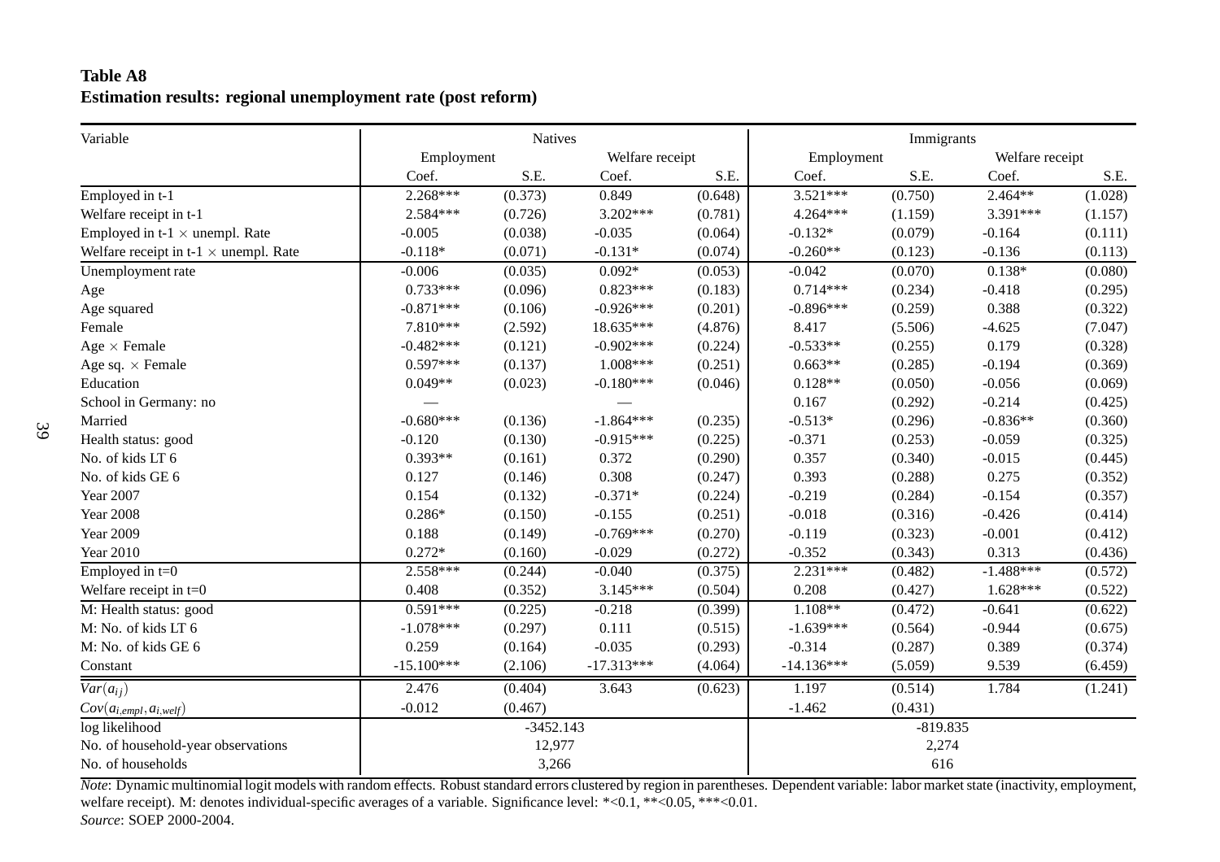**Table A8**
**Estimation results: regional unemployment rate (post reform)**

| Variable | Natives | | | | Immigrants | | | |
|---|---|---|---|---|---|---|---|---|
| | Employment | | Welfare receipt | | Employment | | Welfare receipt | |
| | Coef. | S.E. | Coef. | S.E. | Coef. | S.E. | Coef. | S.E. |
| Employed in t-1 | 2.268*** | (0.373) | 0.849 | (0.648) | 3.521*** | (0.750) | 2.464** | (1.028) |
| Welfare receipt in t-1 | 2.584*** | (0.726) | 3.202*** | (0.781) | 4.264*** | (1.159) | 3.391*** | (1.157) |
| Employed in t-1 × unempl. Rate | -0.005 | (0.038) | -0.035 | (0.064) | -0.132* | (0.079) | -0.164 | (0.111) |
| Welfare receipt in t-1 × unempl. Rate | -0.118* | (0.071) | -0.131* | (0.074) | -0.260** | (0.123) | -0.136 | (0.113) |
| Unemployment rate | -0.006 | (0.035) | 0.092* | (0.053) | -0.042 | (0.070) | 0.138* | (0.080) |
| Age | 0.733*** | (0.096) | 0.823*** | (0.183) | 0.714*** | (0.234) | -0.418 | (0.295) |
| Age squared | -0.871*** | (0.106) | -0.926*** | (0.201) | -0.896*** | (0.259) | 0.388 | (0.322) |
| Female | 7.810*** | (2.592) | 18.635*** | (4.876) | 8.417 | (5.506) | -4.625 | (7.047) |
| Age × Female | -0.482*** | (0.121) | -0.902*** | (0.224) | -0.533** | (0.255) | 0.179 | (0.328) |
| Age sq. × Female | 0.597*** | (0.137) | 1.008*** | (0.251) | 0.663** | (0.285) | -0.194 | (0.369) |
| Education | 0.049** | (0.023) | -0.180*** | (0.046) | 0.128** | (0.050) | -0.056 | (0.069) |
| School in Germany: no | — | | — | | 0.167 | (0.292) | -0.214 | (0.425) |
| Married | -0.680*** | (0.136) | -1.864*** | (0.235) | -0.513* | (0.296) | -0.836** | (0.360) |
| Health status: good | -0.120 | (0.130) | -0.915*** | (0.225) | -0.371 | (0.253) | -0.059 | (0.325) |
| No. of kids LT 6 | 0.393** | (0.161) | 0.372 | (0.290) | 0.357 | (0.340) | -0.015 | (0.445) |
| No. of kids GE 6 | 0.127 | (0.146) | 0.308 | (0.247) | 0.393 | (0.288) | 0.275 | (0.352) |
| Year 2007 | 0.154 | (0.132) | -0.371* | (0.224) | -0.219 | (0.284) | -0.154 | (0.357) |
| Year 2008 | 0.286* | (0.150) | -0.155 | (0.251) | -0.018 | (0.316) | -0.426 | (0.414) |
| Year 2009 | 0.188 | (0.149) | -0.769*** | (0.270) | -0.119 | (0.323) | -0.001 | (0.412) |
| Year 2010 | 0.272* | (0.160) | -0.029 | (0.272) | -0.352 | (0.343) | 0.313 | (0.436) |
| Employed in t=0 | 2.558*** | (0.244) | -0.040 | (0.375) | 2.231*** | (0.482) | -1.488*** | (0.572) |
| Welfare receipt in t=0 | 0.408 | (0.352) | 3.145*** | (0.504) | 0.208 | (0.427) | 1.628*** | (0.522) |
| M: Health status: good | 0.591*** | (0.225) | -0.218 | (0.399) | 1.108** | (0.472) | -0.641 | (0.622) |
| M: No. of kids LT 6 | -1.078*** | (0.297) | 0.111 | (0.515) | -1.639*** | (0.564) | -0.944 | (0.675) |
| M: No. of kids GE 6 | 0.259 | (0.164) | -0.035 | (0.293) | -0.314 | (0.287) | 0.389 | (0.374) |
| Constant | -15.100*** | (2.106) | -17.313*** | (4.064) | -14.136*** | (5.059) | 9.539 | (6.459) |
| $Var(a_{ij})$ | 2.476 | (0.404) | 3.643 | (0.623) | 1.197 | (0.514) | 1.784 | (1.241) |
| $Cov(a_{i,empl}, a_{i,welf})$ | -0.012 | (0.467) | | | -1.462 | (0.431) | | |
| log likelihood | | -3452.143 | | | | -819.835 | | |
| No. of household-year observations | | 12,977 | | | | 2,274 | | |
| No. of households | | 3,266 | | | | 616 | | |

*Note*: Dynamic multinomial logit models with random effects. Robust standard errors clustered by region in parentheses. Dependent variable: labor market state (inactivity, employment, welfare receipt). M: denotes individual-specific averages of a variable. Significance level: *<0.1, **<0.05, ***<0.01.
*Source*: SOEP 2000-2004.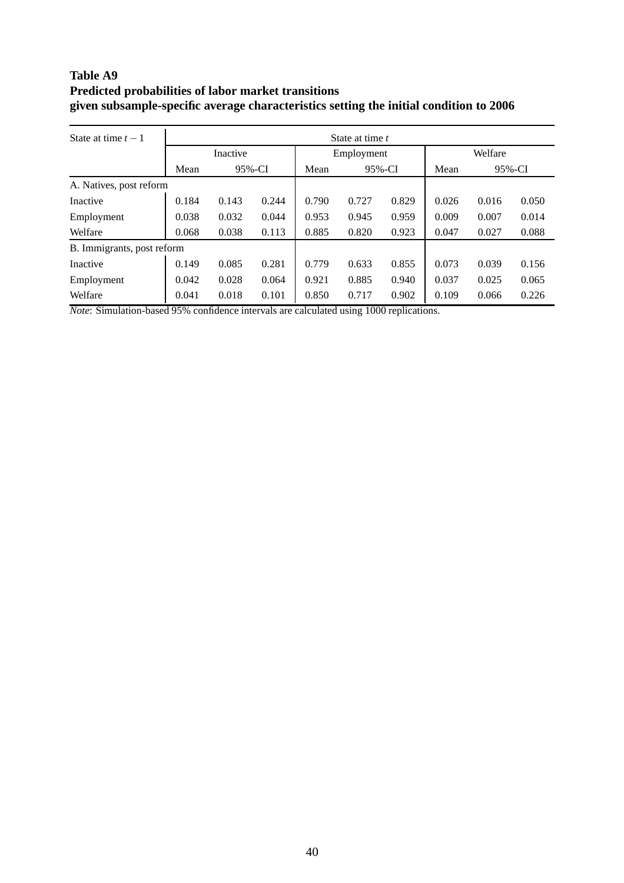**Table A9**
**Predicted probabilities of labor market transitions given subsample-specific average characteristics setting the initial condition to 2006**

| State at time $t-1$ | State at time $t$ | | | | | | | | |
|---|---|---|---|---|---|---|---|---|---|
| | Inactive | | | Employment | | | Welfare | | |
| | Mean | 95%-CI | | Mean | 95%-CI | | Mean | 95%-CI | |
| A. Natives, post reform | | | | | | | | | |
| Inactive | 0.184 | 0.143 | 0.244 | 0.790 | 0.727 | 0.829 | 0.026 | 0.016 | 0.050 |
| Employment | 0.038 | 0.032 | 0.044 | 0.953 | 0.945 | 0.959 | 0.009 | 0.007 | 0.014 |
| Welfare | 0.068 | 0.038 | 0.113 | 0.885 | 0.820 | 0.923 | 0.047 | 0.027 | 0.088 |
| B. Immigrants, post reform | | | | | | | | | |
| Inactive | 0.149 | 0.085 | 0.281 | 0.779 | 0.633 | 0.855 | 0.073 | 0.039 | 0.156 |
| Employment | 0.042 | 0.028 | 0.064 | 0.921 | 0.885 | 0.940 | 0.037 | 0.025 | 0.065 |
| Welfare | 0.041 | 0.018 | 0.101 | 0.850 | 0.717 | 0.902 | 0.109 | 0.066 | 0.226 |

*Note*: Simulation-based 95% confidence intervals are calculated using 1000 replications.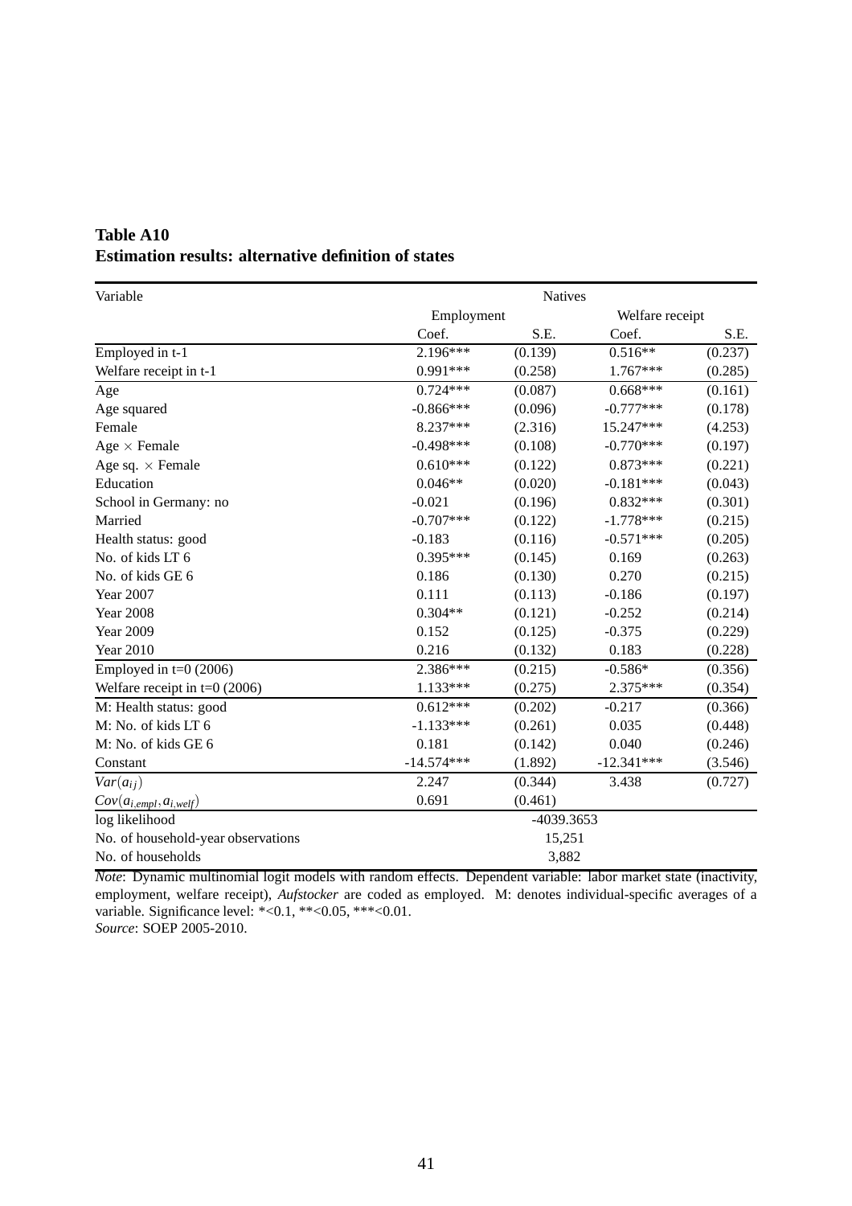**Table A10**
**Estimation results: alternative definition of states**

| Variable | Natives | | | |
|---|---|---|---|---|
| | Employment | | Welfare receipt | |
| | Coef. | S.E. | Coef. | S.E. |
| Employed in t-1 | 2.196*** | (0.139) | 0.516** | (0.237) |
| Welfare receipt in t-1 | 0.991*** | (0.258) | 1.767*** | (0.285) |
| Age | 0.724*** | (0.087) | 0.668*** | (0.161) |
| Age squared | -0.866*** | (0.096) | -0.777*** | (0.178) |
| Female | 8.237*** | (2.316) | 15.247*** | (4.253) |
| Age × Female | -0.498*** | (0.108) | -0.770*** | (0.197) |
| Age sq. × Female | 0.610*** | (0.122) | 0.873*** | (0.221) |
| Education | 0.046** | (0.020) | -0.181*** | (0.043) |
| School in Germany: no | -0.021 | (0.196) | 0.832*** | (0.301) |
| Married | -0.707*** | (0.122) | -1.778*** | (0.215) |
| Health status: good | -0.183 | (0.116) | -0.571*** | (0.205) |
| No. of kids LT 6 | 0.395*** | (0.145) | 0.169 | (0.263) |
| No. of kids GE 6 | 0.186 | (0.130) | 0.270 | (0.215) |
| Year 2007 | 0.111 | (0.113) | -0.186 | (0.197) |
| Year 2008 | 0.304** | (0.121) | -0.252 | (0.214) |
| Year 2009 | 0.152 | (0.125) | -0.375 | (0.229) |
| Year 2010 | 0.216 | (0.132) | 0.183 | (0.228) |
| Employed in t=0 (2006) | 2.386*** | (0.215) | -0.586* | (0.356) |
| Welfare receipt in t=0 (2006) | 1.133*** | (0.275) | 2.375*** | (0.354) |
| M: Health status: good | 0.612*** | (0.202) | -0.217 | (0.366) |
| M: No. of kids LT 6 | -1.133*** | (0.261) | 0.035 | (0.448) |
| M: No. of kids GE 6 | 0.181 | (0.142) | 0.040 | (0.246) |
| Constant | -14.574*** | (1.892) | -12.341*** | (3.546) |
| $Var(a_{ij})$ | 2.247 | (0.344) | 3.438 | (0.727) |
| $Cov(a_{i,empl}, a_{i,welf})$ | 0.691 | (0.461) | | |
| log likelihood | -4039.3653 | | | |
| No. of household-year observations | 15,251 | | | |
| No. of households | 3,882 | | | |

*Note*: Dynamic multinomial logit models with random effects. Dependent variable: labor market state (inactivity, employment, welfare receipt), *Aufstocker* are coded as employed. M: denotes individual-specific averages of a variable. Significance level: *<0.1, **<0.05, ***<0.01.
*Source*: SOEP 2005-2010.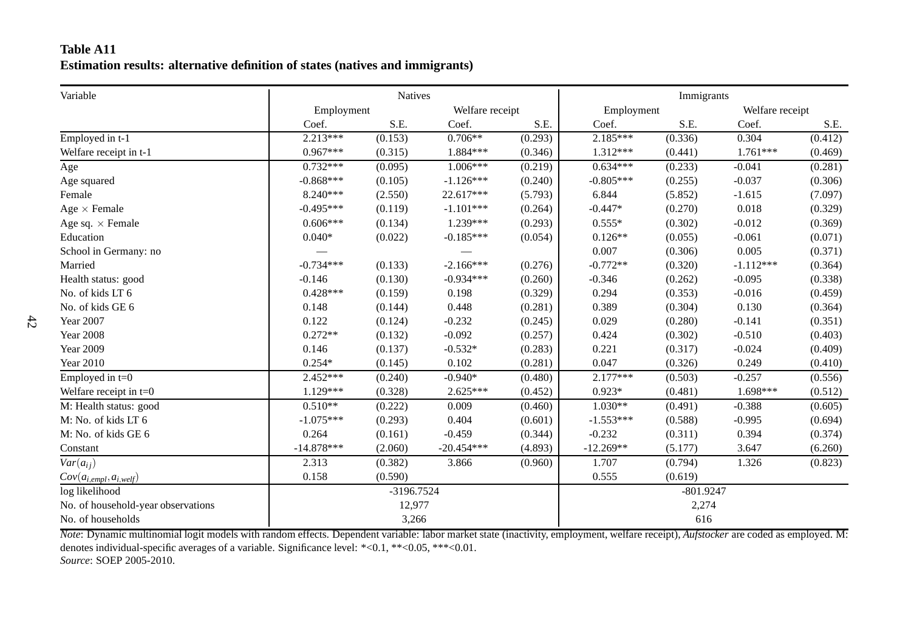**Table A11**
**Estimation results: alternative definition of states (natives and immigrants)**

| Variable | Natives | | | | Immigrants | | | |
|---|---|---|---|---|---|---|---|---|
| | Employment | | Welfare receipt | | Employment | | Welfare receipt | |
| | Coef. | S.E. | Coef. | S.E. | Coef. | S.E. | Coef. | S.E. |
| Employed in t-1 | 2.213*** | (0.153) | 0.706** | (0.293) | 2.185*** | (0.336) | 0.304 | (0.412) |
| Welfare receipt in t-1 | 0.967*** | (0.315) | 1.884*** | (0.346) | 1.312*** | (0.441) | 1.761*** | (0.469) |
| Age | 0.732*** | (0.095) | 1.006*** | (0.219) | 0.634*** | (0.233) | -0.041 | (0.281) |
| Age squared | -0.868*** | (0.105) | -1.126*** | (0.240) | -0.805*** | (0.255) | -0.037 | (0.306) |
| Female | 8.240*** | (2.550) | 22.617*** | (5.793) | 6.844 | (5.852) | -1.615 | (7.097) |
| Age $\times$ Female | -0.495*** | (0.119) | -1.101*** | (0.264) | -0.447* | (0.270) | 0.018 | (0.329) |
| Age sq. $\times$ Female | 0.606*** | (0.134) | 1.239*** | (0.293) | 0.555* | (0.302) | -0.012 | (0.369) |
| Education | 0.040* | (0.022) | -0.185*** | (0.054) | 0.126** | (0.055) | -0.061 | (0.071) |
| School in Germany: no | — | | — | | 0.007 | (0.306) | 0.005 | (0.371) |
| Married | -0.734*** | (0.133) | -2.166*** | (0.276) | -0.772** | (0.320) | -1.112*** | (0.364) |
| Health status: good | -0.146 | (0.130) | -0.934*** | (0.260) | -0.346 | (0.262) | -0.095 | (0.338) |
| No. of kids LT 6 | 0.428*** | (0.159) | 0.198 | (0.329) | 0.294 | (0.353) | -0.016 | (0.459) |
| No. of kids GE 6 | 0.148 | (0.144) | 0.448 | (0.281) | 0.389 | (0.304) | 0.130 | (0.364) |
| Year 2007 | 0.122 | (0.124) | -0.232 | (0.245) | 0.029 | (0.280) | -0.141 | (0.351) |
| Year 2008 | 0.272** | (0.132) | -0.092 | (0.257) | 0.424 | (0.302) | -0.510 | (0.403) |
| Year 2009 | 0.146 | (0.137) | -0.532* | (0.283) | 0.221 | (0.317) | -0.024 | (0.409) |
| Year 2010 | 0.254* | (0.145) | 0.102 | (0.281) | 0.047 | (0.326) | 0.249 | (0.410) |
| Employed in t=0 | 2.452*** | (0.240) | -0.940* | (0.480) | 2.177*** | (0.503) | -0.257 | (0.556) |
| Welfare receipt in t=0 | 1.129*** | (0.328) | 2.625*** | (0.452) | 0.923* | (0.481) | 1.698*** | (0.512) |
| M: Health status: good | 0.510** | (0.222) | 0.009 | (0.460) | 1.030** | (0.491) | -0.388 | (0.605) |
| M: No. of kids LT 6 | -1.075*** | (0.293) | 0.404 | (0.601) | -1.553*** | (0.588) | -0.995 | (0.694) |
| M: No. of kids GE 6 | 0.264 | (0.161) | -0.459 | (0.344) | -0.232 | (0.311) | 0.394 | (0.374) |
| Constant | -14.878*** | (2.060) | -20.454*** | (4.893) | -12.269** | (5.177) | 3.647 | (6.260) |
| $Var(a_{ij})$ | 2.313 | (0.382) | 3.866 | (0.960) | 1.707 | (0.794) | 1.326 | (0.823) |
| $Cov(a_{i,empl}, a_{i,welf})$ | 0.158 | (0.590) | | | 0.555 | (0.619) | | |
| log likelihood | -3196.7524 | | | | -801.9247 | | | |
| No. of household-year observations | 12,977 | | | | 2,274 | | | |
| No. of households | 3,266 | | | | 616 | | | |

*Note*: Dynamic multinomial logit models with random effects. Dependent variable: labor market state (inactivity, employment, welfare receipt), *Aufstocker* are coded as employed. M: denotes individual-specific averages of a variable. Significance level: *<0.1, **<0.05, ***<0.01.
*Source*: SOEP 2005-2010.